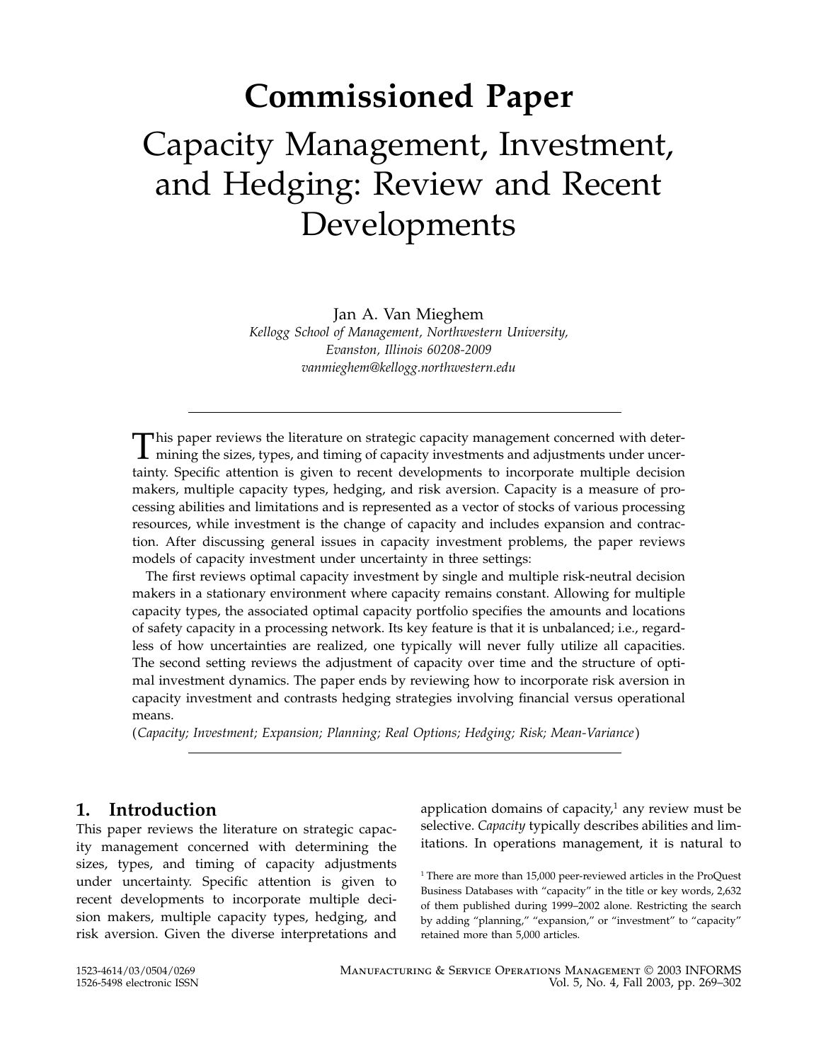# Commissioned Paper

# Capacity Management, Investment, and Hedging: Review and Recent Developments

Jan A. Van Mieghem

*Kellogg School of Management, Northwestern University, Evanston, Illinois 60208-2009*

*vanmieghem@kellogg.northwestern.edu*

---

This paper reviews the literature on strategic capacity management concerned with determining the sizes, types, and timing of capacity investments and adjustments under uncertainty. Specific attention is given to recent developments to incorporate multiple decision makers, multiple capacity types, hedging, and risk aversion. Capacity is a measure of processing abilities and limitations and is represented as a vector of stocks of various processing resources, while investment is the change of capacity and includes expansion and contraction. After discussing general issues in capacity investment problems, the paper reviews models of capacity investment under uncertainty in three settings:

The first reviews optimal capacity investment by single and multiple risk-neutral decision makers in a stationary environment where capacity remains constant. Allowing for multiple capacity types, the associated optimal capacity portfolio specifies the amounts and locations of safety capacity in a processing network. Its key feature is that it is unbalanced; i.e., regardless of how uncertainties are realized, one typically will never fully utilize all capacities. The second setting reviews the adjustment of capacity over time and the structure of optimal investment dynamics. The paper ends by reviewing how to incorporate risk aversion in capacity investment and contrasts hedging strategies involving financial versus operational means.

(*Capacity; Investment; Expansion; Planning; Real Options; Hedging; Risk; Mean-Variance*)

---

## 1. Introduction

This paper reviews the literature on strategic capacity management concerned with determining the sizes, types, and timing of capacity adjustments under uncertainty. Specific attention is given to recent developments to incorporate multiple decision makers, multiple capacity types, hedging, and risk aversion. Given the diverse interpretations and application domains of capacity,[1] any review must be selective. *Capacity* typically describes abilities and limitations. In operations management, it is natural to

[1] There are more than 15,000 peer-reviewed articles in the ProQuest Business Databases with "capacity" in the title or key words, 2,632 of them published during 1999–2002 alone. Restricting the search by adding "planning," "expansion," or "investment" to "capacity" retained more than 5,000 articles.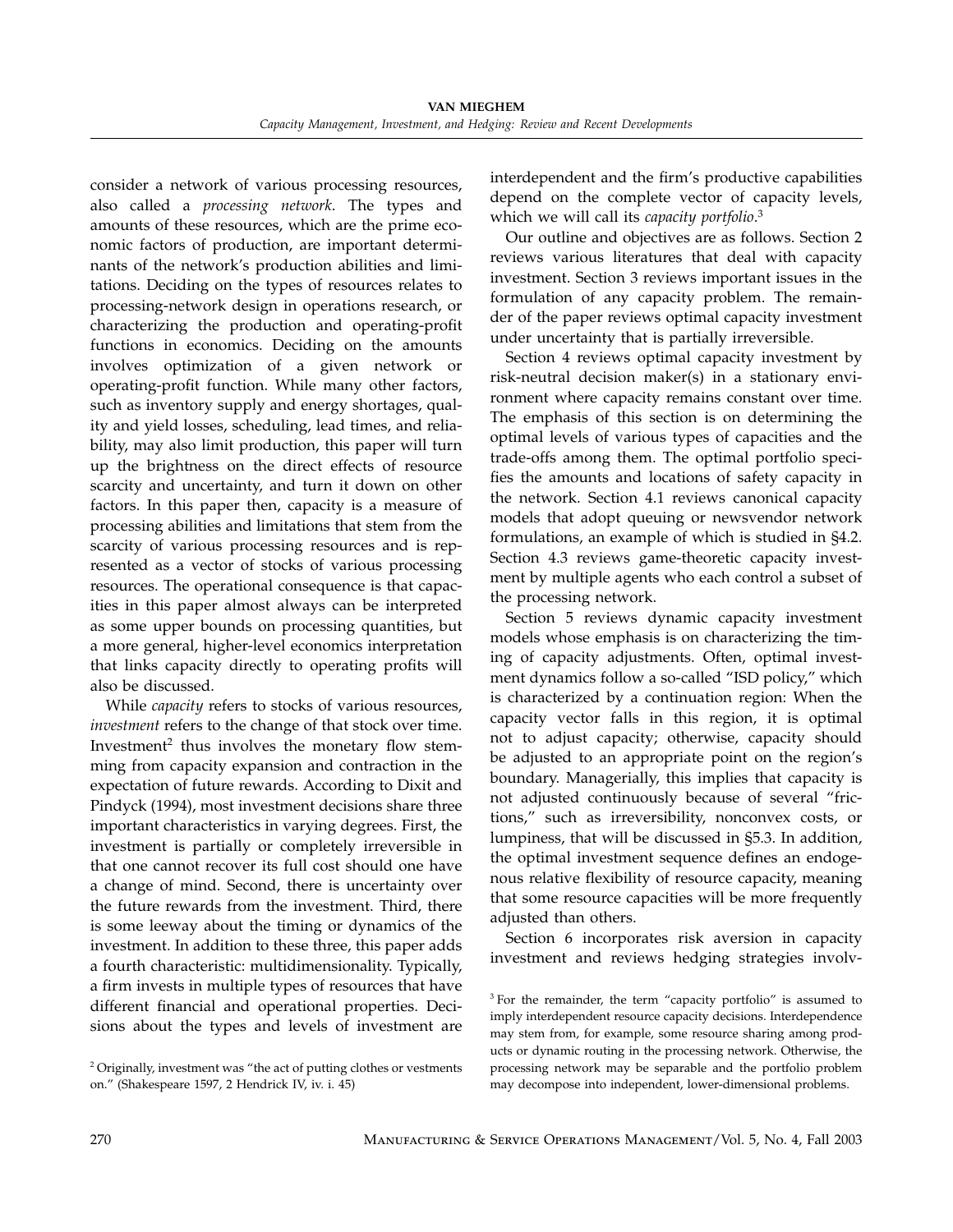consider a network of various processing resources, also called a *processing network*. The types and amounts of these resources, which are the prime economic factors of production, are important determinants of the network's production abilities and limitations. Deciding on the types of resources relates to processing-network design in operations research, or characterizing the production and operating-profit functions in economics. Deciding on the amounts involves optimization of a given network or operating-profit function. While many other factors, such as inventory supply and energy shortages, quality and yield losses, scheduling, lead times, and reliability, may also limit production, this paper will turn up the brightness on the direct effects of resource scarcity and uncertainty, and turn it down on other factors. In this paper then, capacity is a measure of processing abilities and limitations that stem from the scarcity of various processing resources and is represented as a vector of stocks of various processing resources. The operational consequence is that capacities in this paper almost always can be interpreted as some upper bounds on processing quantities, but a more general, higher-level economics interpretation that links capacity directly to operating profits will also be discussed.

While *capacity* refers to stocks of various resources, *investment* refers to the change of that stock over time. Investment[2] thus involves the monetary flow stemming from capacity expansion and contraction in the expectation of future rewards. According to Dixit and Pindyck (1994), most investment decisions share three important characteristics in varying degrees. First, the investment is partially or completely irreversible in that one cannot recover its full cost should one have a change of mind. Second, there is uncertainty over the future rewards from the investment. Third, there is some leeway about the timing or dynamics of the investment. In addition to these three, this paper adds a fourth characteristic: multidimensionality. Typically, a firm invests in multiple types of resources that have different financial and operational properties. Decisions about the types and levels of investment are interdependent and the firm's productive capabilities depend on the complete vector of capacity levels, which we will call its *capacity portfolio*.[3]

Our outline and objectives are as follows. Section 2 reviews various literatures that deal with capacity investment. Section 3 reviews important issues in the formulation of any capacity problem. The remainder of the paper reviews optimal capacity investment under uncertainty that is partially irreversible.

Section 4 reviews optimal capacity investment by risk-neutral decision maker(s) in a stationary environment where capacity remains constant over time. The emphasis of this section is on determining the optimal levels of various types of capacities and the trade-offs among them. The optimal portfolio specifies the amounts and locations of safety capacity in the network. Section 4.1 reviews canonical capacity models that adopt queuing or newsvendor network formulations, an example of which is studied in §4.2. Section 4.3 reviews game-theoretic capacity investment by multiple agents who each control a subset of the processing network.

Section 5 reviews dynamic capacity investment models whose emphasis is on characterizing the timing of capacity adjustments. Often, optimal investment dynamics follow a so-called "ISD policy," which is characterized by a continuation region: When the capacity vector falls in this region, it is optimal not to adjust capacity; otherwise, capacity should be adjusted to an appropriate point on the region's boundary. Managerially, this implies that capacity is not adjusted continuously because of several "frictions," such as irreversibility, nonconvex costs, or lumpiness, that will be discussed in §5.3. In addition, the optimal investment sequence defines an endogenous relative flexibility of resource capacity, meaning that some resource capacities will be more frequently adjusted than others.

Section 6 incorporates risk aversion in capacity investment and reviews hedging strategies involv-

[2] Originally, investment was "the act of putting clothes or vestments on." (Shakespeare 1597, 2 Hendrick IV, iv. i. 45)

[3] For the remainder, the term "capacity portfolio" is assumed to imply interdependent resource capacity decisions. Interdependence may stem from, for example, some resource sharing among products or dynamic routing in the processing network. Otherwise, the processing network may be separable and the portfolio problem may decompose into independent, lower-dimensional problems.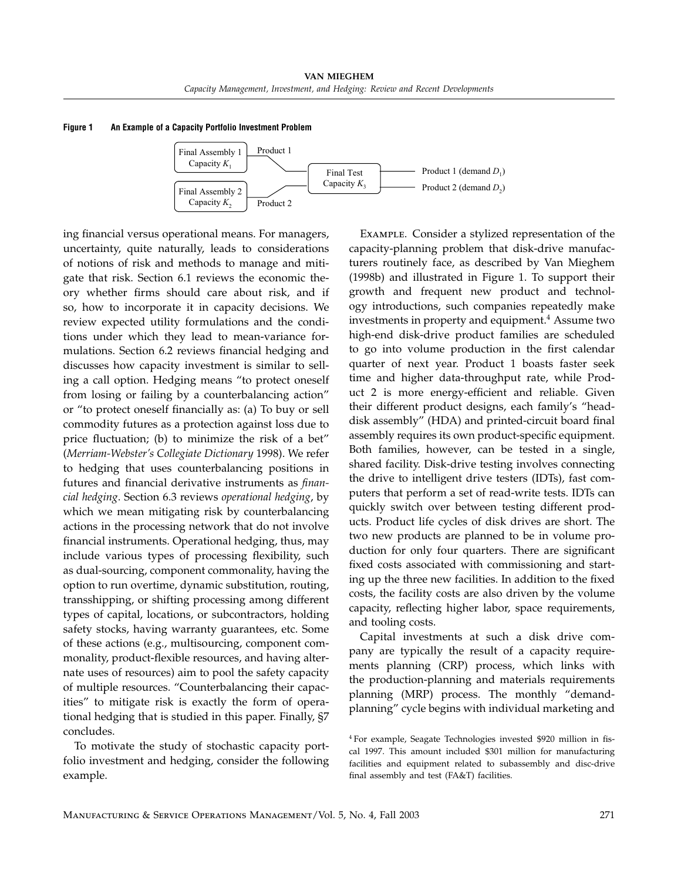**Figure 1 An Example of a Capacity Portfolio Investment Problem**

Final Assembly 1
Capacity $K_1$
Product 1
Final Assembly 2
Capacity $K_2$
Product 2
Final Test
Capacity $K_3$
Product 1 (demand $D_1$)
Product 2 (demand $D_2$)

ing financial versus operational means. For managers, uncertainty, quite naturally, leads to considerations of notions of risk and methods to manage and mitigate that risk. Section 6.1 reviews the economic theory whether firms should care about risk, and if so, how to incorporate it in capacity decisions. We review expected utility formulations and the conditions under which they lead to mean-variance formulations. Section 6.2 reviews financial hedging and discusses how capacity investment is similar to selling a call option. Hedging means "to protect oneself from losing or failing by a counterbalancing action" or "to protect oneself financially as: (a) To buy or sell commodity futures as a protection against loss due to price fluctuation; (b) to minimize the risk of a bet" (*Merriam-Webster's Collegiate Dictionary* 1998). We refer to hedging that uses counterbalancing positions in futures and financial derivative instruments as *financial hedging*. Section 6.3 reviews *operational hedging*, by which we mean mitigating risk by counterbalancing actions in the processing network that do not involve financial instruments. Operational hedging, thus, may include various types of processing flexibility, such as dual-sourcing, component commonality, having the option to run overtime, dynamic substitution, routing, transshipping, or shifting processing among different types of capital, locations, or subcontractors, holding safety stocks, having warranty guarantees, etc. Some of these actions (e.g., multisourcing, component commonality, product-flexible resources, and having alternate uses of resources) aim to pool the safety capacity of multiple resources. "Counterbalancing their capacities" to mitigate risk is exactly the form of operational hedging that is studied in this paper. Finally, §7 concludes.

To motivate the study of stochastic capacity portfolio investment and hedging, consider the following example.

Example. Consider a stylized representation of the capacity-planning problem that disk-drive manufacturers routinely face, as described by Van Mieghem (1998b) and illustrated in Figure 1. To support their growth and frequent new product and technology introductions, such companies repeatedly make investments in property and equipment.[4] Assume two high-end disk-drive product families are scheduled to go into volume production in the first calendar quarter of next year. Product 1 boasts faster seek time and higher data-throughput rate, while Product 2 is more energy-efficient and reliable. Given their different product designs, each family's "head-disk assembly" (HDA) and printed-circuit board final assembly requires its own product-specific equipment. Both families, however, can be tested in a single, shared facility. Disk-drive testing involves connecting the drive to intelligent drive testers (IDTs), fast computers that perform a set of read-write tests. IDTs can quickly switch over between testing different products. Product life cycles of disk drives are short. The two new products are planned to be in volume production for only four quarters. There are significant fixed costs associated with commissioning and starting up the three new facilities. In addition to the fixed costs, the facility costs are also driven by the volume capacity, reflecting higher labor, space requirements, and tooling costs.

Capital investments at such a disk drive company are typically the result of a capacity requirements planning (CRP) process, which links with the production-planning and materials requirements planning (MRP) process. The monthly "demand-planning" cycle begins with individual marketing and

[4] For example, Seagate Technologies invested \$920 million in fiscal 1997. This amount included \$301 million for manufacturing facilities and equipment related to subassembly and disc-drive final assembly and test (FA&T) facilities.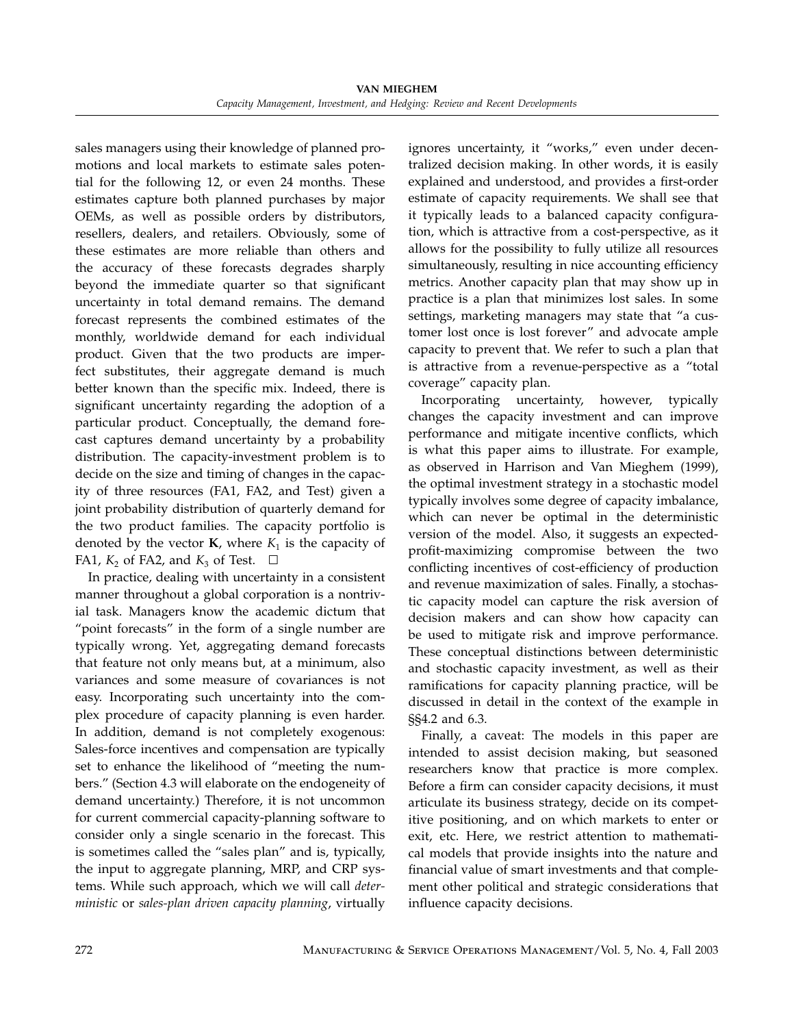sales managers using their knowledge of planned promotions and local markets to estimate sales potential for the following 12, or even 24 months. These estimates capture both planned purchases by major OEMs, as well as possible orders by distributors, resellers, dealers, and retailers. Obviously, some of these estimates are more reliable than others and the accuracy of these forecasts degrades sharply beyond the immediate quarter so that significant uncertainty in total demand remains. The demand forecast represents the combined estimates of the monthly, worldwide demand for each individual product. Given that the two products are imperfect substitutes, their aggregate demand is much better known than the specific mix. Indeed, there is significant uncertainty regarding the adoption of a particular product. Conceptually, the demand forecast captures demand uncertainty by a probability distribution. The capacity-investment problem is to decide on the size and timing of changes in the capacity of three resources (FA1, FA2, and Test) given a joint probability distribution of quarterly demand for the two product families. The capacity portfolio is denoted by the vector $\mathbf{K}$, where $K_1$ is the capacity of FA1, $K_2$ of FA2, and $K_3$ of Test. □

In practice, dealing with uncertainty in a consistent manner throughout a global corporation is a nontrivial task. Managers know the academic dictum that "point forecasts" in the form of a single number are typically wrong. Yet, aggregating demand forecasts that feature not only means but, at a minimum, also variances and some measure of covariances is not easy. Incorporating such uncertainty into the complex procedure of capacity planning is even harder. In addition, demand is not completely exogenous: Sales-force incentives and compensation are typically set to enhance the likelihood of "meeting the numbers." (Section 4.3 will elaborate on the endogeneity of demand uncertainty.) Therefore, it is not uncommon for current commercial capacity-planning software to consider only a single scenario in the forecast. This is sometimes called the "sales plan" and is, typically, the input to aggregate planning, MRP, and CRP systems. While such approach, which we will call *deterministic* or *sales-plan driven capacity planning*, virtually ignores uncertainty, it "works," even under decentralized decision making. In other words, it is easily explained and understood, and provides a first-order estimate of capacity requirements. We shall see that it typically leads to a balanced capacity configuration, which is attractive from a cost-perspective, as it allows for the possibility to fully utilize all resources simultaneously, resulting in nice accounting efficiency metrics. Another capacity plan that may show up in practice is a plan that minimizes lost sales. In some settings, marketing managers may state that "a customer lost once is lost forever" and advocate ample capacity to prevent that. We refer to such a plan that is attractive from a revenue-perspective as a "total coverage" capacity plan.

Incorporating uncertainty, however, typically changes the capacity investment and can improve performance and mitigate incentive conflicts, which is what this paper aims to illustrate. For example, as observed in Harrison and Van Mieghem (1999), the optimal investment strategy in a stochastic model typically involves some degree of capacity imbalance, which can never be optimal in the deterministic version of the model. Also, it suggests an expected-profit-maximizing compromise between the two conflicting incentives of cost-efficiency of production and revenue maximization of sales. Finally, a stochastic capacity model can capture the risk aversion of decision makers and can show how capacity can be used to mitigate risk and improve performance. These conceptual distinctions between deterministic and stochastic capacity investment, as well as their ramifications for capacity planning practice, will be discussed in detail in the context of the example in §§4.2 and 6.3.

Finally, a caveat: The models in this paper are intended to assist decision making, but seasoned researchers know that practice is more complex. Before a firm can consider capacity decisions, it must articulate its business strategy, decide on its competitive positioning, and on which markets to enter or exit, etc. Here, we restrict attention to mathematical models that provide insights into the nature and financial value of smart investments and that complement other political and strategic considerations that influence capacity decisions.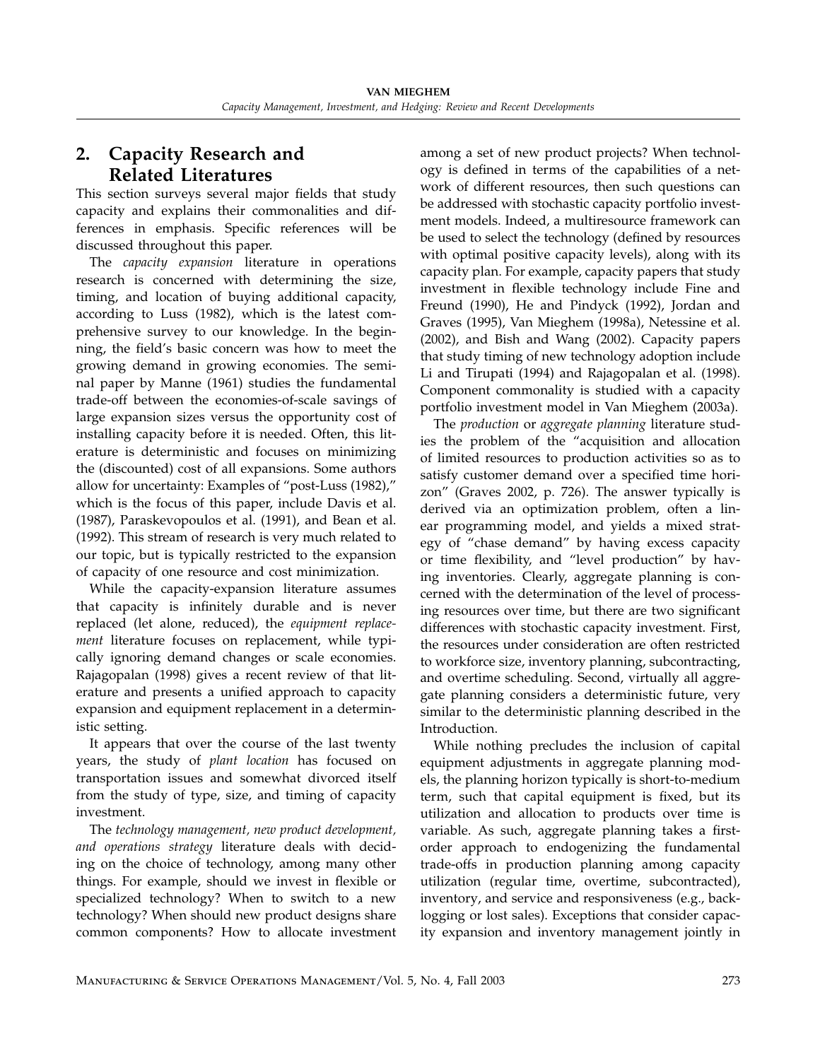## 2. Capacity Research and Related Literatures

This section surveys several major fields that study capacity and explains their commonalities and differences in emphasis. Specific references will be discussed throughout this paper.

The *capacity expansion* literature in operations research is concerned with determining the size, timing, and location of buying additional capacity, according to Luss (1982), which is the latest comprehensive survey to our knowledge. In the beginning, the field's basic concern was how to meet the growing demand in growing economies. The seminal paper by Manne (1961) studies the fundamental trade-off between the economies-of-scale savings of large expansion sizes versus the opportunity cost of installing capacity before it is needed. Often, this literature is deterministic and focuses on minimizing the (discounted) cost of all expansions. Some authors allow for uncertainty: Examples of "post-Luss (1982)," which is the focus of this paper, include Davis et al. (1987), Paraskevopoulos et al. (1991), and Bean et al. (1992). This stream of research is very much related to our topic, but is typically restricted to the expansion of capacity of one resource and cost minimization.

While the capacity-expansion literature assumes that capacity is infinitely durable and is never replaced (let alone, reduced), the *equipment replacement* literature focuses on replacement, while typically ignoring demand changes or scale economies. Rajagopalan (1998) gives a recent review of that literature and presents a unified approach to capacity expansion and equipment replacement in a deterministic setting.

It appears that over the course of the last twenty years, the study of *plant location* has focused on transportation issues and somewhat divorced itself from the study of type, size, and timing of capacity investment.

The *technology management, new product development, and operations strategy* literature deals with deciding on the choice of technology, among many other things. For example, should we invest in flexible or specialized technology? When to switch to a new technology? When should new product designs share common components? How to allocate investment among a set of new product projects? When technology is defined in terms of the capabilities of a network of different resources, then such questions can be addressed with stochastic capacity portfolio investment models. Indeed, a multiresource framework can be used to select the technology (defined by resources with optimal positive capacity levels), along with its capacity plan. For example, capacity papers that study investment in flexible technology include Fine and Freund (1990), He and Pindyck (1992), Jordan and Graves (1995), Van Mieghem (1998a), Netessine et al. (2002), and Bish and Wang (2002). Capacity papers that study timing of new technology adoption include Li and Tirupati (1994) and Rajagopalan et al. (1998). Component commonality is studied with a capacity portfolio investment model in Van Mieghem (2003a).

The *production* or *aggregate planning* literature studies the problem of the "acquisition and allocation of limited resources to production activities so as to satisfy customer demand over a specified time horizon" (Graves 2002, p. 726). The answer typically is derived via an optimization problem, often a linear programming model, and yields a mixed strategy of "chase demand" by having excess capacity or time flexibility, and "level production" by having inventories. Clearly, aggregate planning is concerned with the determination of the level of processing resources over time, but there are two significant differences with stochastic capacity investment. First, the resources under consideration are often restricted to workforce size, inventory planning, subcontracting, and overtime scheduling. Second, virtually all aggregate planning considers a deterministic future, very similar to the deterministic planning described in the Introduction.

While nothing precludes the inclusion of capital equipment adjustments in aggregate planning models, the planning horizon typically is short-to-medium term, such that capital equipment is fixed, but its utilization and allocation to products over time is variable. As such, aggregate planning takes a first-order approach to endogenizing the fundamental trade-offs in production planning among capacity utilization (regular time, overtime, subcontracted), inventory, and service and responsiveness (e.g., backlogging or lost sales). Exceptions that consider capacity expansion and inventory management jointly in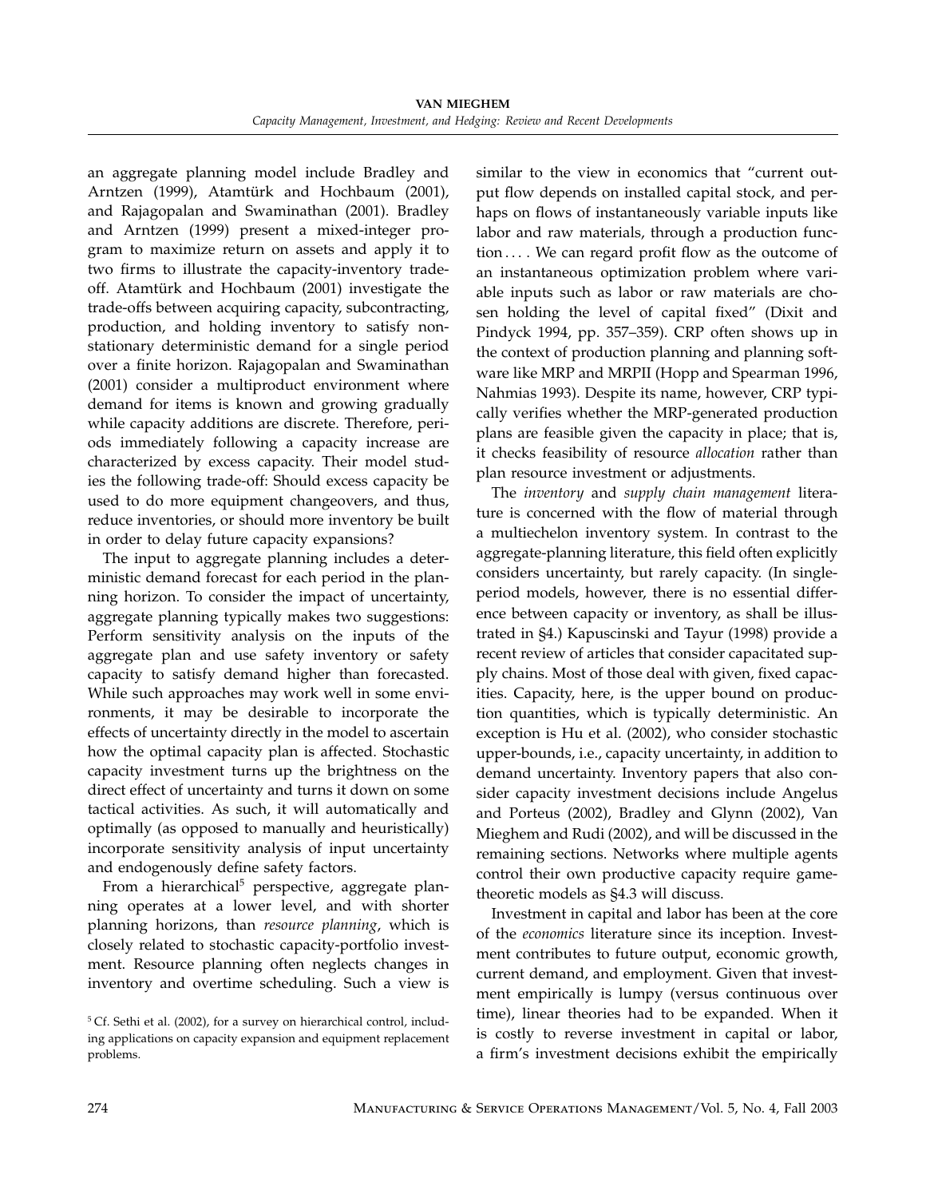an aggregate planning model include Bradley and Arntzen (1999), Atamtürk and Hochbaum (2001), and Rajagopalan and Swaminathan (2001). Bradley and Arntzen (1999) present a mixed-integer program to maximize return on assets and apply it to two firms to illustrate the capacity-inventory tradeoff. Atamtürk and Hochbaum (2001) investigate the trade-offs between acquiring capacity, subcontracting, production, and holding inventory to satisfy nonstationary deterministic demand for a single period over a finite horizon. Rajagopalan and Swaminathan (2001) consider a multiproduct environment where demand for items is known and growing gradually while capacity additions are discrete. Therefore, periods immediately following a capacity increase are characterized by excess capacity. Their model studies the following trade-off: Should excess capacity be used to do more equipment changeovers, and thus, reduce inventories, or should more inventory be built in order to delay future capacity expansions?

The input to aggregate planning includes a deterministic demand forecast for each period in the planning horizon. To consider the impact of uncertainty, aggregate planning typically makes two suggestions: Perform sensitivity analysis on the inputs of the aggregate plan and use safety inventory or safety capacity to satisfy demand higher than forecasted. While such approaches may work well in some environments, it may be desirable to incorporate the effects of uncertainty directly in the model to ascertain how the optimal capacity plan is affected. Stochastic capacity investment turns up the brightness on the direct effect of uncertainty and turns it down on some tactical activities. As such, it will automatically and optimally (as opposed to manually and heuristically) incorporate sensitivity analysis of input uncertainty and endogenously define safety factors.

From a hierarchical[5] perspective, aggregate planning operates at a lower level, and with shorter planning horizons, than *resource planning*, which is closely related to stochastic capacity-portfolio investment. Resource planning often neglects changes in inventory and overtime scheduling. Such a view is similar to the view in economics that "current output flow depends on installed capital stock, and perhaps on flows of instantaneously variable inputs like labor and raw materials, through a production function.... We can regard profit flow as the outcome of an instantaneous optimization problem where variable inputs such as labor or raw materials are chosen holding the level of capital fixed" (Dixit and Pindyck 1994, pp. 357–359). CRP often shows up in the context of production planning and planning software like MRP and MRPII (Hopp and Spearman 1996, Nahmias 1993). Despite its name, however, CRP typically verifies whether the MRP-generated production plans are feasible given the capacity in place; that is, it checks feasibility of resource *allocation* rather than plan resource investment or adjustments.

The *inventory* and *supply chain management* literature is concerned with the flow of material through a multiechelon inventory system. In contrast to the aggregate-planning literature, this field often explicitly considers uncertainty, but rarely capacity. (In single-period models, however, there is no essential difference between capacity or inventory, as shall be illustrated in §4.) Kapuscinski and Tayur (1998) provide a recent review of articles that consider capacitated supply chains. Most of those deal with given, fixed capacities. Capacity, here, is the upper bound on production quantities, which is typically deterministic. An exception is Hu et al. (2002), who consider stochastic upper-bounds, i.e., capacity uncertainty, in addition to demand uncertainty. Inventory papers that also consider capacity investment decisions include Angelus and Porteus (2002), Bradley and Glynn (2002), Van Mieghem and Rudi (2002), and will be discussed in the remaining sections. Networks where multiple agents control their own productive capacity require game-theoretic models as §4.3 will discuss.

Investment in capital and labor has been at the core of the *economics* literature since its inception. Investment contributes to future output, economic growth, current demand, and employment. Given that investment empirically is lumpy (versus continuous over time), linear theories had to be expanded. When it is costly to reverse investment in capital or labor, a firm's investment decisions exhibit the empirically

[5] Cf. Sethi et al. (2002), for a survey on hierarchical control, including applications on capacity expansion and equipment replacement problems.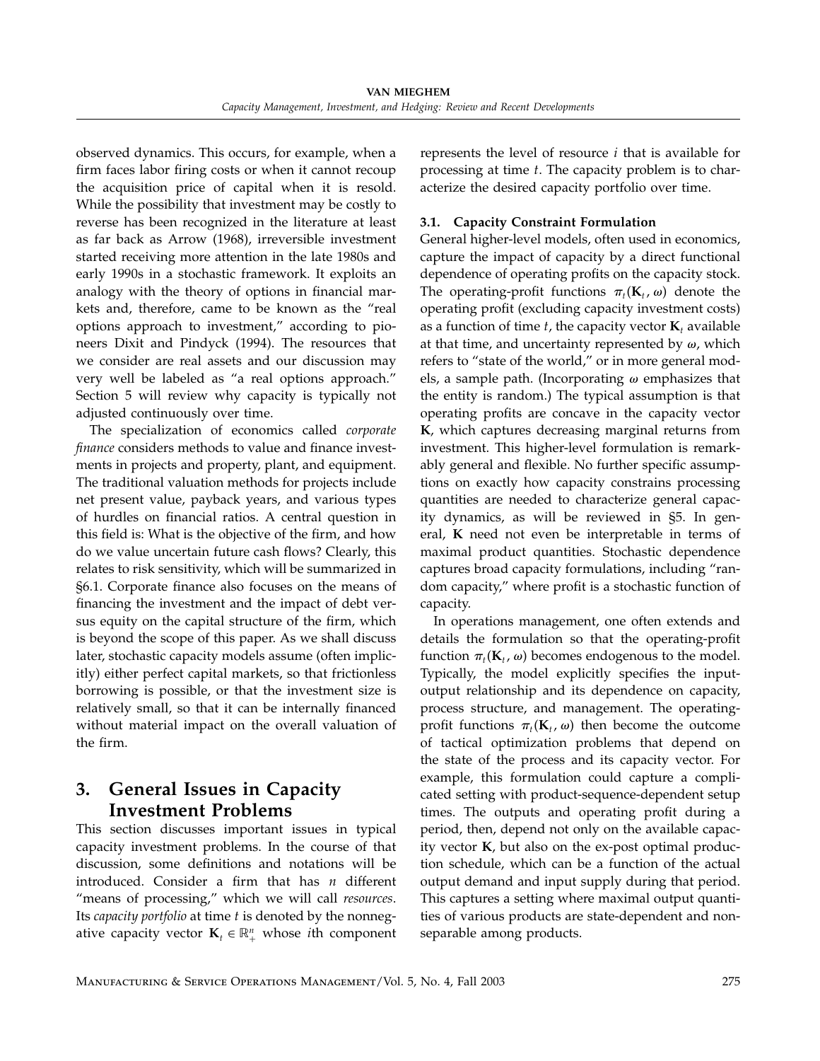observed dynamics. This occurs, for example, when a firm faces labor firing costs or when it cannot recoup the acquisition price of capital when it is resold. While the possibility that investment may be costly to reverse has been recognized in the literature at least as far back as Arrow (1968), irreversible investment started receiving more attention in the late 1980s and early 1990s in a stochastic framework. It exploits an analogy with the theory of options in financial markets and, therefore, came to be known as the "real options approach to investment," according to pioneers Dixit and Pindyck (1994). The resources that we consider are real assets and our discussion may very well be labeled as "a real options approach." Section 5 will review why capacity is typically not adjusted continuously over time.

The specialization of economics called *corporate finance* considers methods to value and finance investments in projects and property, plant, and equipment. The traditional valuation methods for projects include net present value, payback years, and various types of hurdles on financial ratios. A central question in this field is: What is the objective of the firm, and how do we value uncertain future cash flows? Clearly, this relates to risk sensitivity, which will be summarized in §6.1. Corporate finance also focuses on the means of financing the investment and the impact of debt versus equity on the capital structure of the firm, which is beyond the scope of this paper. As we shall discuss later, stochastic capacity models assume (often implicitly) either perfect capital markets, so that frictionless borrowing is possible, or that the investment size is relatively small, so that it can be internally financed without material impact on the overall valuation of the firm.

## 3. General Issues in Capacity Investment Problems

This section discusses important issues in typical capacity investment problems. In the course of that discussion, some definitions and notations will be introduced. Consider a firm that has $n$ different "means of processing," which we will call *resources*. Its *capacity portfolio* at time $t$ is denoted by the nonnegative capacity vector $\mathbf{K}_t \in \mathbb{R}_+^n$ whose $i$th component represents the level of resource $i$ that is available for processing at time $t$. The capacity problem is to characterize the desired capacity portfolio over time.

### 3.1. Capacity Constraint Formulation

General higher-level models, often used in economics, capture the impact of capacity by a direct functional dependence of operating profits on the capacity stock. The operating-profit functions $\pi_t(\mathbf{K}_t, \omega)$ denote the operating profit (excluding capacity investment costs) as a function of time $t$, the capacity vector $\mathbf{K}_t$ available at that time, and uncertainty represented by $\omega$, which refers to "state of the world," or in more general models, a sample path. (Incorporating $\omega$ emphasizes that the entity is random.) The typical assumption is that operating profits are concave in the capacity vector $\mathbf{K}$, which captures decreasing marginal returns from investment. This higher-level formulation is remarkably general and flexible. No further specific assumptions on exactly how capacity constrains processing quantities are needed to characterize general capacity dynamics, as will be reviewed in §5. In general, $\mathbf{K}$ need not even be interpretable in terms of maximal product quantities. Stochastic dependence captures broad capacity formulations, including "random capacity," where profit is a stochastic function of capacity.

In operations management, one often extends and details the formulation so that the operating-profit function $\pi_t(\mathbf{K}_t, \omega)$ becomes endogenous to the model. Typically, the model explicitly specifies the input-output relationship and its dependence on capacity, process structure, and management. The operating-profit functions $\pi_t(\mathbf{K}_t, \omega)$ then become the outcome of tactical optimization problems that depend on the state of the process and its capacity vector. For example, this formulation could capture a complicated setting with product-sequence-dependent setup times. The outputs and operating profit during a period, then, depend not only on the available capacity vector $\mathbf{K}$, but also on the ex-post optimal production schedule, which can be a function of the actual output demand and input supply during that period. This captures a setting where maximal output quantities of various products are state-dependent and nonseparable among products.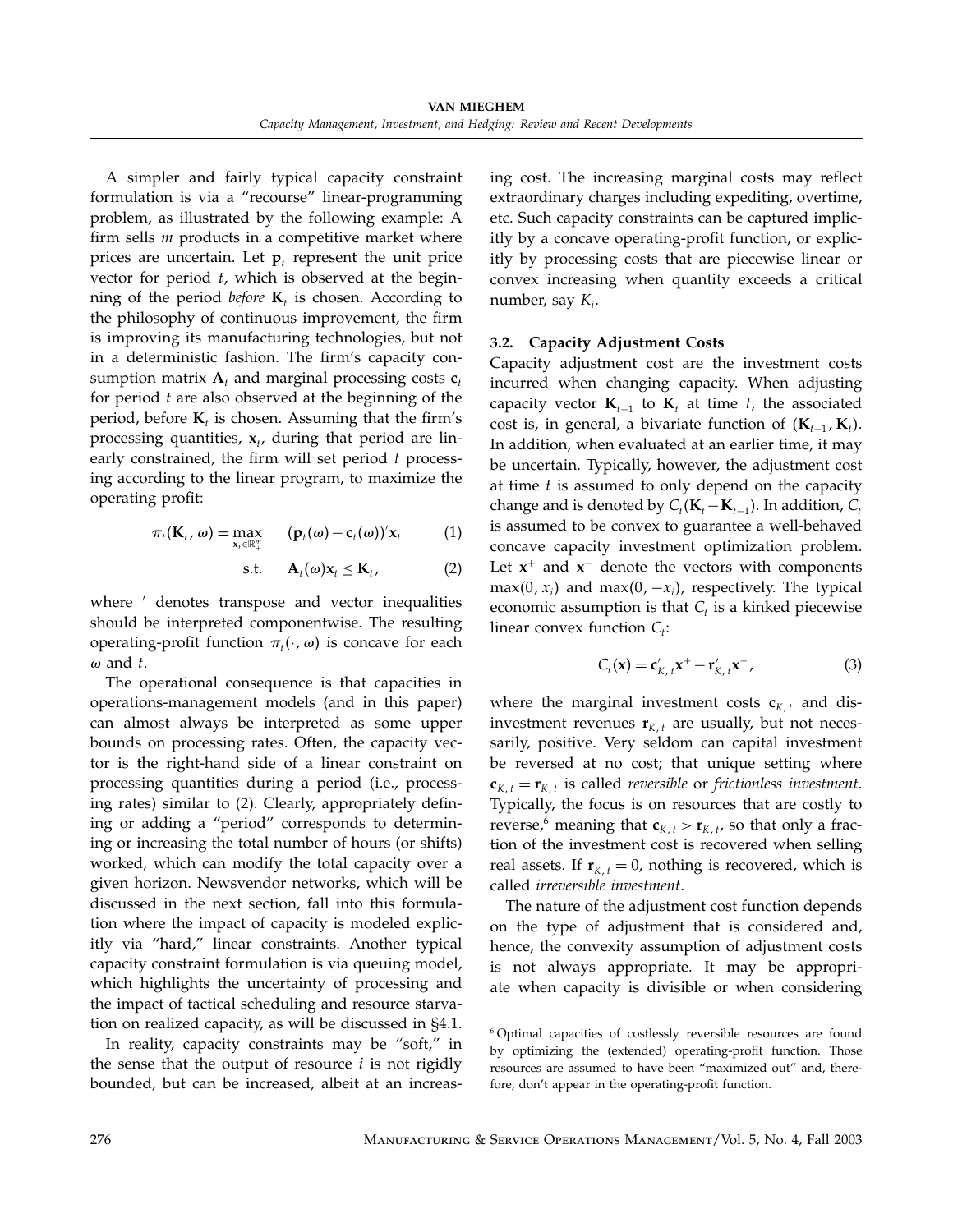A simpler and fairly typical capacity constraint formulation is via a "recourse" linear-programming problem, as illustrated by the following example: A firm sells $m$ products in a competitive market where prices are uncertain. Let $\mathbf{p}_t$ represent the unit price vector for period $t$, which is observed at the beginning of the period *before* $\mathbf{K}_t$ is chosen. According to the philosophy of continuous improvement, the firm is improving its manufacturing technologies, but not in a deterministic fashion. The firm's capacity consumption matrix $\mathbf{A}_t$ and marginal processing costs $\mathbf{c}_t$ for period $t$ are also observed at the beginning of the period, before $\mathbf{K}_t$ is chosen. Assuming that the firm's processing quantities, $\mathbf{x}_t$, during that period are linearly constrained, the firm will set period $t$ processing according to the linear program, to maximize the operating profit:

$$\pi_t(\mathbf{K}_t, \omega) = \max_{\mathbf{x}_t \in \mathbb{R}_+^m} \quad (\mathbf{p}_t(\omega) - \mathbf{c}_t(\omega))'\mathbf{x}_t \tag{1}$$

$$\text{s.t.} \quad \mathbf{A}_t(\omega)\mathbf{x}_t \leq \mathbf{K}_t, \tag{2}$$

where $'$ denotes transpose and vector inequalities should be interpreted componentwise. The resulting operating-profit function $\pi_t(\cdot, \omega)$ is concave for each $\omega$ and $t$.

The operational consequence is that capacities in operations-management models (and in this paper) can almost always be interpreted as some upper bounds on processing rates. Often, the capacity vector is the right-hand side of a linear constraint on processing quantities during a period (i.e., processing rates) similar to (2). Clearly, appropriately defining or adding a "period" corresponds to determining or increasing the total number of hours (or shifts) worked, which can modify the total capacity over a given horizon. Newsvendor networks, which will be discussed in the next section, fall into this formulation where the impact of capacity is modeled explicitly via "hard," linear constraints. Another typical capacity constraint formulation is via queuing model, which highlights the uncertainty of processing and the impact of tactical scheduling and resource starvation on realized capacity, as will be discussed in §4.1.

In reality, capacity constraints may be "soft," in the sense that the output of resource $i$ is not rigidly bounded, but can be increased, albeit at an increasing cost. The increasing marginal costs may reflect extraordinary charges including expediting, overtime, etc. Such capacity constraints can be captured implicitly by a concave operating-profit function, or explicitly by processing costs that are piecewise linear or convex increasing when quantity exceeds a critical number, say $K_i$.

### 3.2. Capacity Adjustment Costs

Capacity adjustment cost are the investment costs incurred when changing capacity. When adjusting capacity vector $\mathbf{K}_{t-1}$ to $\mathbf{K}_t$ at time $t$, the associated cost is, in general, a bivariate function of $(\mathbf{K}_{t-1}, \mathbf{K}_t)$. In addition, when evaluated at an earlier time, it may be uncertain. Typically, however, the adjustment cost at time $t$ is assumed to only depend on the capacity change and is denoted by $C_t(\mathbf{K}_t - \mathbf{K}_{t-1})$. In addition, $C_t$ is assumed to be convex to guarantee a well-behaved concave capacity investment optimization problem. Let $\mathbf{x}^+$ and $\mathbf{x}^-$ denote the vectors with components $\max(0, x_i)$ and $\max(0, -x_i)$, respectively. The typical economic assumption is that $C_t$ is a kinked piecewise linear convex function $C_t$:

$$C_t(\mathbf{x}) = \mathbf{c}_{K,t}'\mathbf{x}^+ - \mathbf{r}_{K,t}'\mathbf{x}^-, \tag{3}$$

where the marginal investment costs $\mathbf{c}_{K,t}$ and disinvestment revenues $\mathbf{r}_{K,t}$ are usually, but not necessarily, positive. Very seldom can capital investment be reversed at no cost; that unique setting where $\mathbf{c}_{K,t} = \mathbf{r}_{K,t}$ is called *reversible* or *frictionless investment*. Typically, the focus is on resources that are costly to reverse,[6] meaning that $\mathbf{c}_{K,t} > \mathbf{r}_{K,t}$, so that only a fraction of the investment cost is recovered when selling real assets. If $\mathbf{r}_{K,t} = 0$, nothing is recovered, which is called *irreversible investment*.

The nature of the adjustment cost function depends on the type of adjustment that is considered and, hence, the convexity assumption of adjustment costs is not always appropriate. It may be appropriate when capacity is divisible or when considering

[6] Optimal capacities of costlessly reversible resources are found by optimizing the (extended) operating-profit function. Those resources are assumed to have been "maximized out" and, therefore, don't appear in the operating-profit function.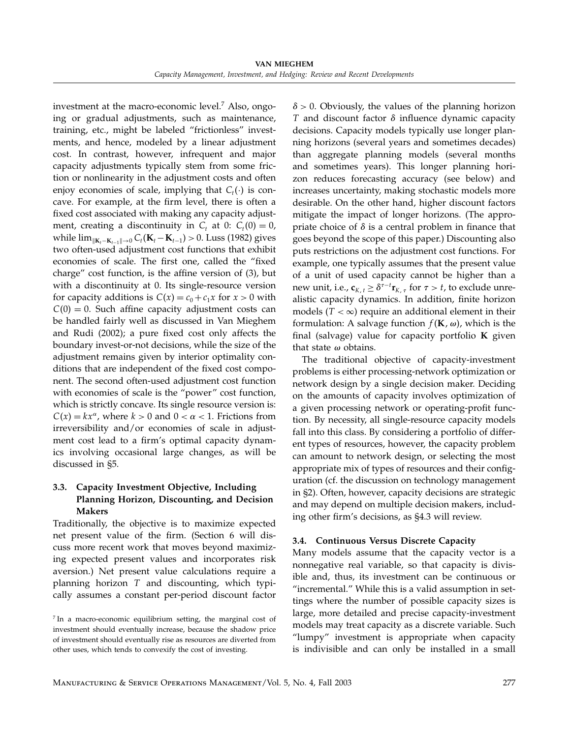investment at the macro-economic level.[7] Also, ongoing or gradual adjustments, such as maintenance, training, etc., might be labeled "frictionless" investments, and hence, modeled by a linear adjustment cost. In contrast, however, infrequent and major capacity adjustments typically stem from some friction or nonlinearity in the adjustment costs and often enjoy economies of scale, implying that $C_t(\cdot)$ is concave. For example, at the firm level, there is often a fixed cost associated with making any capacity adjustment, creating a discontinuity in $C_t$ at 0: $C_t(0) = 0$, while $\lim_{\|\mathbf{K}_t - \mathbf{K}_{t-1}\| \to 0} C_t(\mathbf{K}_t - \mathbf{K}_{t-1}) > 0$. Luss (1982) gives two often-used adjustment cost functions that exhibit economies of scale. The first one, called the "fixed charge" cost function, is the affine version of (3), but with a discontinuity at 0. Its single-resource version for capacity additions is $C(x) = c_0 + c_1 x$ for $x > 0$ with $C(0) = 0$. Such affine capacity adjustment costs can be handled fairly well as discussed in Van Mieghem and Rudi (2002); a pure fixed cost only affects the boundary invest-or-not decisions, while the size of the adjustment remains given by interior optimality conditions that are independent of the fixed cost component. The second often-used adjustment cost function with economies of scale is the "power" cost function, which is strictly concave. Its single resource version is: $C(x) = kx^\alpha$, where $k > 0$ and $0 < \alpha < 1$. Frictions from irreversibility and/or economies of scale in adjustment cost lead to a firm's optimal capacity dynamics involving occasional large changes, as will be discussed in §5.

### 3.3. Capacity Investment Objective, Including Planning Horizon, Discounting, and Decision Makers

Traditionally, the objective is to maximize expected net present value of the firm. (Section 6 will discuss more recent work that moves beyond maximizing expected present values and incorporates risk aversion.) Net present value calculations require a planning horizon $T$ and discounting, which typically assumes a constant per-period discount factor $\delta > 0$. Obviously, the values of the planning horizon $T$ and discount factor $\delta$ influence dynamic capacity decisions. Capacity models typically use longer planning horizons (several years and sometimes decades) than aggregate planning models (several months and sometimes years). This longer planning horizon reduces forecasting accuracy (see below) and increases uncertainty, making stochastic models more desirable. On the other hand, higher discount factors mitigate the impact of longer horizons. (The appropriate choice of $\delta$ is a central problem in finance that goes beyond the scope of this paper.) Discounting also puts restrictions on the adjustment cost functions. For example, one typically assumes that the present value of a unit of used capacity cannot be higher than a new unit, i.e., $\mathbf{c}_{K,t} \geq \delta^{\tau - t} \mathbf{r}_{K,\tau}$ for $\tau > t$, to exclude unrealistic capacity dynamics. In addition, finite horizon models ($T < \infty$) require an additional element in their formulation: A salvage function $f(\mathbf{K}, \omega)$, which is the final (salvage) value for capacity portfolio $\mathbf{K}$ given that state $\omega$ obtains.

The traditional objective of capacity-investment problems is either processing-network optimization or network design by a single decision maker. Deciding on the amounts of capacity involves optimization of a given processing network or operating-profit function. By necessity, all single-resource capacity models fall into this class. By considering a portfolio of different types of resources, however, the capacity problem can amount to network design, or selecting the most appropriate mix of types of resources and their configuration (cf. the discussion on technology management in §2). Often, however, capacity decisions are strategic and may depend on multiple decision makers, including other firm's decisions, as §4.3 will review.

### 3.4. Continuous Versus Discrete Capacity

Many models assume that the capacity vector is a nonnegative real variable, so that capacity is divisible and, thus, its investment can be continuous or "incremental." While this is a valid assumption in settings where the number of possible capacity sizes is large, more detailed and precise capacity-investment models may treat capacity as a discrete variable. Such "lumpy" investment is appropriate when capacity is indivisible and can only be installed in a small

[7] In a macro-economic equilibrium setting, the marginal cost of investment should eventually increase, because the shadow price of investment should eventually rise as resources are diverted from other uses, which tends to convexify the cost of investing.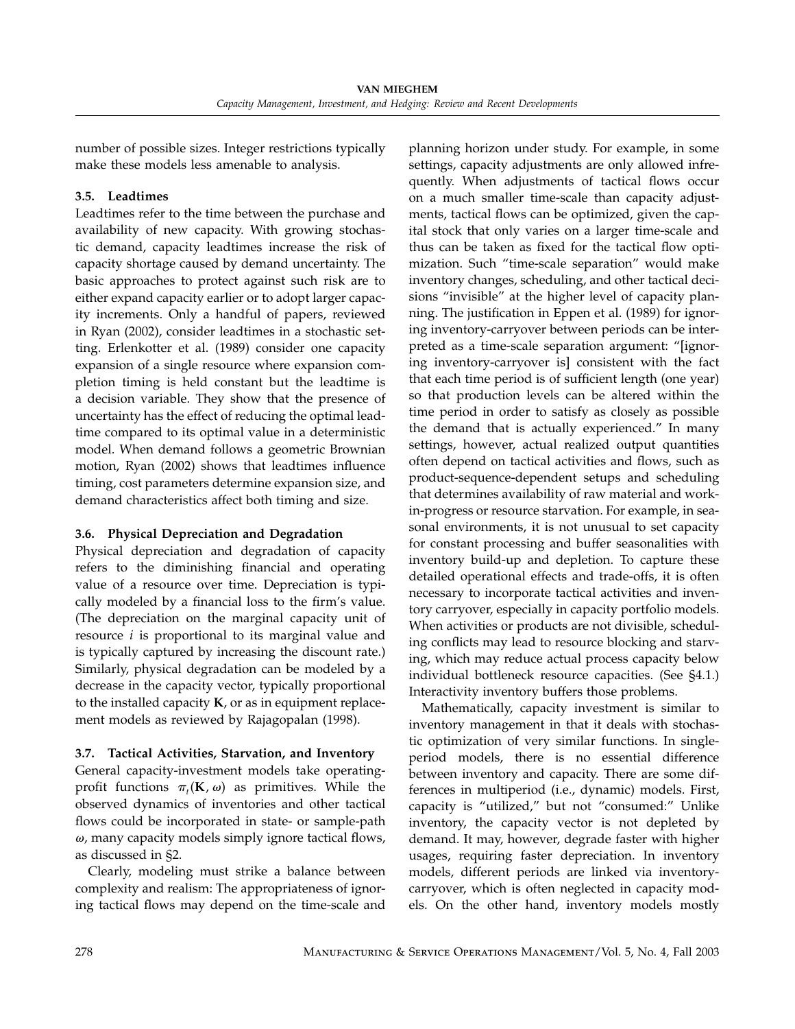number of possible sizes. Integer restrictions typically make these models less amenable to analysis.

### 3.5. Leadtimes

Leadtimes refer to the time between the purchase and availability of new capacity. With growing stochastic demand, capacity leadtimes increase the risk of capacity shortage caused by demand uncertainty. The basic approaches to protect against such risk are to either expand capacity earlier or to adopt larger capacity increments. Only a handful of papers, reviewed in Ryan (2002), consider leadtimes in a stochastic setting. Erlenkotter et al. (1989) consider one capacity expansion of a single resource where expansion completion timing is held constant but the leadtime is a decision variable. They show that the presence of uncertainty has the effect of reducing the optimal leadtime compared to its optimal value in a deterministic model. When demand follows a geometric Brownian motion, Ryan (2002) shows that leadtimes influence timing, cost parameters determine expansion size, and demand characteristics affect both timing and size.

### 3.6. Physical Depreciation and Degradation

Physical depreciation and degradation of capacity refers to the diminishing financial and operating value of a resource over time. Depreciation is typically modeled by a financial loss to the firm's value. (The depreciation on the marginal capacity unit of resource $i$ is proportional to its marginal value and is typically captured by increasing the discount rate.) Similarly, physical degradation can be modeled by a decrease in the capacity vector, typically proportional to the installed capacity $\mathbf{K}$, or as in equipment replacement models as reviewed by Rajagopalan (1998).

### 3.7. Tactical Activities, Starvation, and Inventory

General capacity-investment models take operating-profit functions $\pi_t(\mathbf{K}, \omega)$ as primitives. While the observed dynamics of inventories and other tactical flows could be incorporated in state- or sample-path $\omega$, many capacity models simply ignore tactical flows, as discussed in §2.

Clearly, modeling must strike a balance between complexity and realism: The appropriateness of ignoring tactical flows may depend on the time-scale and planning horizon under study. For example, in some settings, capacity adjustments are only allowed infrequently. When adjustments of tactical flows occur on a much smaller time-scale than capacity adjustments, tactical flows can be optimized, given the capital stock that only varies on a larger time-scale and thus can be taken as fixed for the tactical flow optimization. Such "time-scale separation" would make inventory changes, scheduling, and other tactical decisions "invisible" at the higher level of capacity planning. The justification in Eppen et al. (1989) for ignoring inventory-carryover between periods can be interpreted as a time-scale separation argument: "[ignoring inventory-carryover is] consistent with the fact that each time period is of sufficient length (one year) so that production levels can be altered within the time period in order to satisfy as closely as possible the demand that is actually experienced." In many settings, however, actual realized output quantities often depend on tactical activities and flows, such as product-sequence-dependent setups and scheduling that determines availability of raw material and work-in-progress or resource starvation. For example, in seasonal environments, it is not unusual to set capacity for constant processing and buffer seasonalities with inventory build-up and depletion. To capture these detailed operational effects and trade-offs, it is often necessary to incorporate tactical activities and inventory carryover, especially in capacity portfolio models. When activities or products are not divisible, scheduling conflicts may lead to resource blocking and starving, which may reduce actual process capacity below individual bottleneck resource capacities. (See §4.1.) Interactivity inventory buffers those problems.

Mathematically, capacity investment is similar to inventory management in that it deals with stochastic optimization of very similar functions. In single-period models, there is no essential difference between inventory and capacity. There are some differences in multiperiod (i.e., dynamic) models. First, capacity is "utilized," but not "consumed:" Unlike inventory, the capacity vector is not depleted by demand. It may, however, degrade faster with higher usages, requiring faster depreciation. In inventory models, different periods are linked via inventory-carryover, which is often neglected in capacity models. On the other hand, inventory models mostly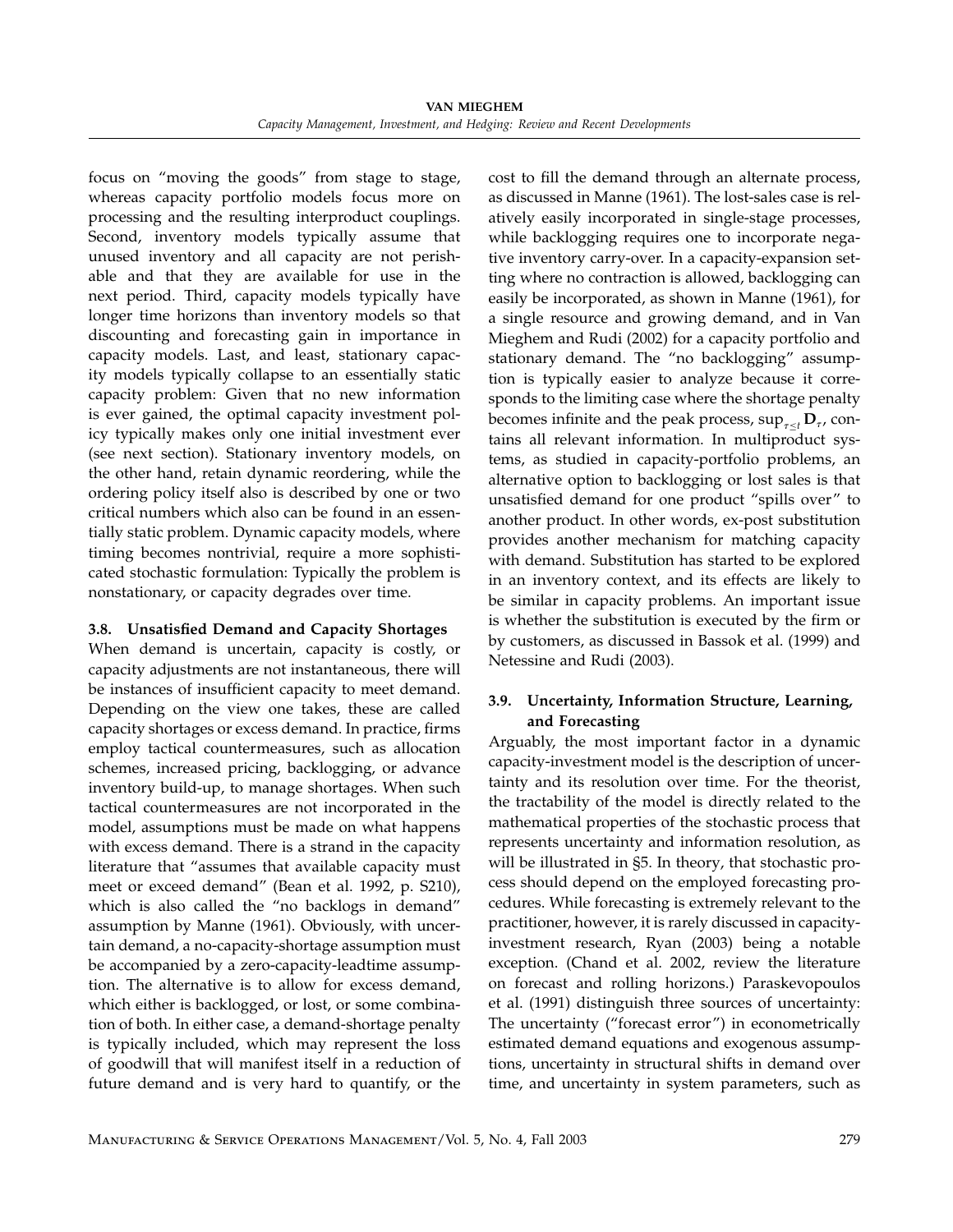focus on "moving the goods" from stage to stage, whereas capacity portfolio models focus more on processing and the resulting interproduct couplings. Second, inventory models typically assume that unused inventory and all capacity are not perishable and that they are available for use in the next period. Third, capacity models typically have longer time horizons than inventory models so that discounting and forecasting gain in importance in capacity models. Last, and least, stationary capacity models typically collapse to an essentially static capacity problem: Given that no new information is ever gained, the optimal capacity investment policy typically makes only one initial investment ever (see next section). Stationary inventory models, on the other hand, retain dynamic reordering, while the ordering policy itself also is described by one or two critical numbers which also can be found in an essentially static problem. Dynamic capacity models, where timing becomes nontrivial, require a more sophisticated stochastic formulation: Typically the problem is nonstationary, or capacity degrades over time.

### 3.8. Unsatisfied Demand and Capacity Shortages

When demand is uncertain, capacity is costly, or capacity adjustments are not instantaneous, there will be instances of insufficient capacity to meet demand. Depending on the view one takes, these are called capacity shortages or excess demand. In practice, firms employ tactical countermeasures, such as allocation schemes, increased pricing, backlogging, or advance inventory build-up, to manage shortages. When such tactical countermeasures are not incorporated in the model, assumptions must be made on what happens with excess demand. There is a strand in the capacity literature that "assumes that available capacity must meet or exceed demand" (Bean et al. 1992, p. S210), which is also called the "no backlogs in demand" assumption by Manne (1961). Obviously, with uncertain demand, a no-capacity-shortage assumption must be accompanied by a zero-capacity-leadtime assumption. The alternative is to allow for excess demand, which either is backlogged, or lost, or some combination of both. In either case, a demand-shortage penalty is typically included, which may represent the loss of goodwill that will manifest itself in a reduction of future demand and is very hard to quantify, or the cost to fill the demand through an alternate process, as discussed in Manne (1961). The lost-sales case is relatively easily incorporated in single-stage processes, while backlogging requires one to incorporate negative inventory carry-over. In a capacity-expansion setting where no contraction is allowed, backlogging can easily be incorporated, as shown in Manne (1961), for a single resource and growing demand, and in Van Mieghem and Rudi (2002) for a capacity portfolio and stationary demand. The "no backlogging" assumption is typically easier to analyze because it corresponds to the limiting case where the shortage penalty becomes infinite and the peak process, $\sup_{\tau \leq t} \mathbf{D}_\tau$, contains all relevant information. In multiproduct systems, as studied in capacity-portfolio problems, an alternative option to backlogging or lost sales is that unsatisfied demand for one product "spills over" to another product. In other words, ex-post substitution provides another mechanism for matching capacity with demand. Substitution has started to be explored in an inventory context, and its effects are likely to be similar in capacity problems. An important issue is whether the substitution is executed by the firm or by customers, as discussed in Bassok et al. (1999) and Netessine and Rudi (2003).

### 3.9. Uncertainty, Information Structure, Learning, and Forecasting

Arguably, the most important factor in a dynamic capacity-investment model is the description of uncertainty and its resolution over time. For the theorist, the tractability of the model is directly related to the mathematical properties of the stochastic process that represents uncertainty and information resolution, as will be illustrated in §5. In theory, that stochastic process should depend on the employed forecasting procedures. While forecasting is extremely relevant to the practitioner, however, it is rarely discussed in capacity-investment research, Ryan (2003) being a notable exception. (Chand et al. 2002, review the literature on forecast and rolling horizons.) Paraskevopoulos et al. (1991) distinguish three sources of uncertainty: The uncertainty ("forecast error") in econometrically estimated demand equations and exogenous assumptions, uncertainty in structural shifts in demand over time, and uncertainty in system parameters, such as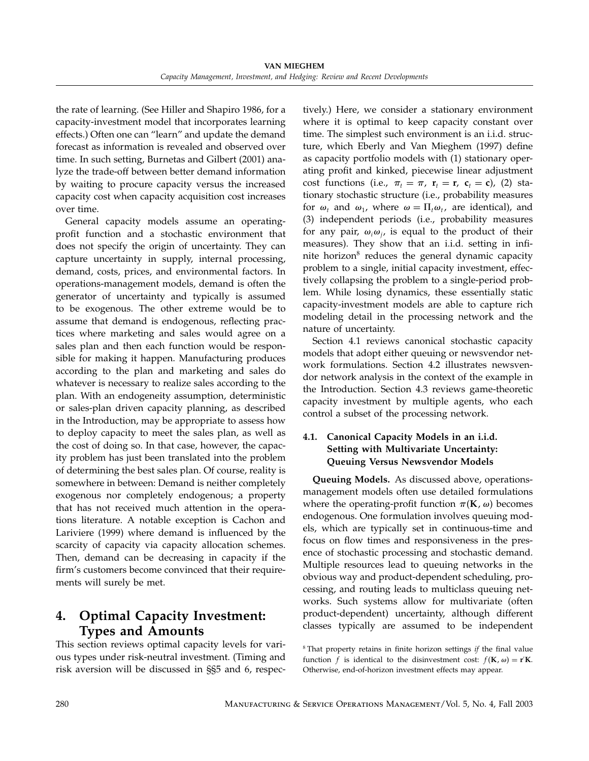the rate of learning. (See Hiller and Shapiro 1986, for a capacity-investment model that incorporates learning effects.) Often one can "learn" and update the demand forecast as information is revealed and observed over time. In such setting, Burnetas and Gilbert (2001) analyze the trade-off between better demand information by waiting to procure capacity versus the increased capacity cost when capacity acquisition cost increases over time.

General capacity models assume an operating-profit function and a stochastic environment that does not specify the origin of uncertainty. They can capture uncertainty in supply, internal processing, demand, costs, prices, and environmental factors. In operations-management models, demand is often the generator of uncertainty and typically is assumed to be exogenous. The other extreme would be to assume that demand is endogenous, reflecting practices where marketing and sales would agree on a sales plan and then each function would be responsible for making it happen. Manufacturing produces according to the plan and marketing and sales do whatever is necessary to realize sales according to the plan. With an endogeneity assumption, deterministic or sales-plan driven capacity planning, as described in the Introduction, may be appropriate to assess how to deploy capacity to meet the sales plan, as well as the cost of doing so. In that case, however, the capacity problem has just been translated into the problem of determining the best sales plan. Of course, reality is somewhere in between: Demand is neither completely exogenous nor completely endogenous; a property that has not received much attention in the operations literature. A notable exception is Cachon and Lariviere (1999) where demand is influenced by the scarcity of capacity via capacity allocation schemes. Then, demand can be decreasing in capacity if the firm's customers become convinced that their requirements will surely be met.

# 4. Optimal Capacity Investment: Types and Amounts

This section reviews optimal capacity levels for various types under risk-neutral investment. (Timing and risk aversion will be discussed in §§5 and 6, respectively.) Here, we consider a stationary environment where it is optimal to keep capacity constant over time. The simplest such environment is an i.i.d. structure, which Eberly and Van Mieghem (1997) define as capacity portfolio models with (1) stationary operating profit and kinked, piecewise linear adjustment cost functions (i.e., $\pi_t = \pi$, $\mathbf{r}_t = \mathbf{r}$, $\mathbf{c}_t = \mathbf{c}$), (2) stationary stochastic structure (i.e., probability measures for $\omega_t$ and $\omega_1$, where $\omega = \Pi_t \omega_t$, are identical), and (3) independent periods (i.e., probability measures for any pair, $\omega_i \omega_j$, is equal to the product of their measures). They show that an i.i.d. setting in infinite horizon[8] reduces the general dynamic capacity problem to a single, initial capacity investment, effectively collapsing the problem to a single-period problem. While losing dynamics, these essentially static capacity-investment models are able to capture rich modeling detail in the processing network and the nature of uncertainty.

Section 4.1 reviews canonical stochastic capacity models that adopt either queuing or newsvendor network formulations. Section 4.2 illustrates newsvendor network analysis in the context of the example in the Introduction. Section 4.3 reviews game-theoretic capacity investment by multiple agents, who each control a subset of the processing network.

## 4.1. Canonical Capacity Models in an i.i.d. Setting with Multivariate Uncertainty: Queuing Versus Newsvendor Models

**Queuing Models.** As discussed above, operations-management models often use detailed formulations where the operating-profit function $\pi(\mathbf{K}, \omega)$ becomes endogenous. One formulation involves queuing models, which are typically set in continuous-time and focus on flow times and responsiveness in the presence of stochastic processing and stochastic demand. Multiple resources lead to queuing networks in the obvious way and product-dependent scheduling, processing, and routing leads to multiclass queuing networks. Such systems allow for multivariate (often product-dependent) uncertainty, although different classes typically are assumed to be independent

[8] That property retains in finite horizon settings *if* the final value function $f$ is identical to the disinvestment cost: $f(\mathbf{K}, \omega) = \mathbf{r}'\mathbf{K}$. Otherwise, end-of-horizon investment effects may appear.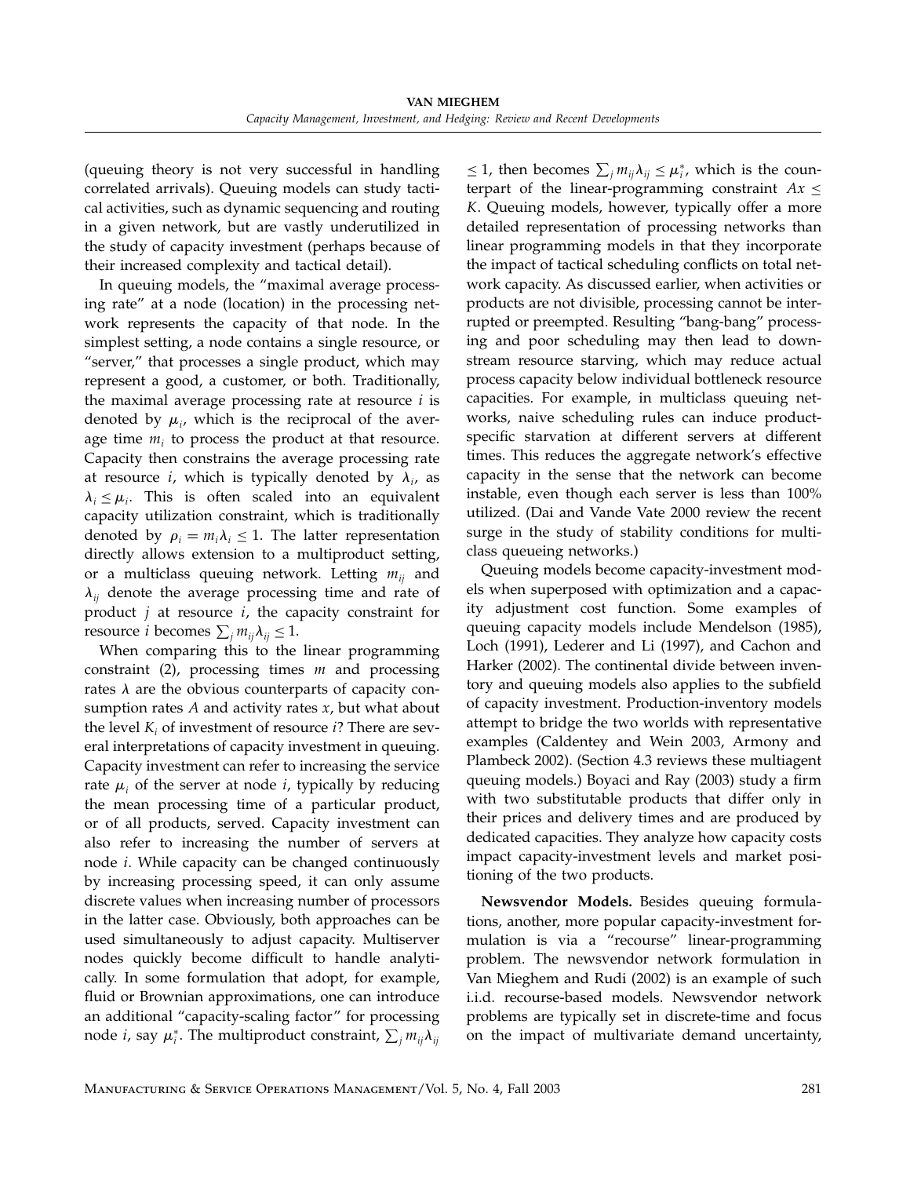(queuing theory is not very successful in handling correlated arrivals). Queuing models can study tactical activities, such as dynamic sequencing and routing in a given network, but are vastly underutilized in the study of capacity investment (perhaps because of their increased complexity and tactical detail).

In queuing models, the "maximal average processing rate" at a node (location) in the processing network represents the capacity of that node. In the simplest setting, a node contains a single resource, or "server," that processes a single product, which may represent a good, a customer, or both. Traditionally, the maximal average processing rate at resource $i$ is denoted by $\mu_i$, which is the reciprocal of the average time $m_i$ to process the product at that resource. Capacity then constrains the average processing rate at resource $i$, which is typically denoted by $\lambda_i$, as $\lambda_i \leq \mu_i$. This is often scaled into an equivalent capacity utilization constraint, which is traditionally denoted by $\rho_i = m_i \lambda_i \leq 1$. The latter representation directly allows extension to a multiproduct setting, or a multiclass queuing network. Letting $m_{ij}$ and $\lambda_{ij}$ denote the average processing time and rate of product $j$ at resource $i$, the capacity constraint for resource $i$ becomes $\sum_j m_{ij} \lambda_{ij} \leq 1$.

When comparing this to the linear programming constraint (2), processing times $m$ and processing rates $\lambda$ are the obvious counterparts of capacity consumption rates $A$ and activity rates $x$, but what about the level $K_i$ of investment of resource $i$? There are several interpretations of capacity investment in queuing. Capacity investment can refer to increasing the service rate $\mu_i$ of the server at node $i$, typically by reducing the mean processing time of a particular product, or of all products, served. Capacity investment can also refer to increasing the number of servers at node $i$. While capacity can be changed continuously by increasing processing speed, it can only assume discrete values when increasing number of processors in the latter case. Obviously, both approaches can be used simultaneously to adjust capacity. Multiserver nodes quickly become difficult to handle analytically. In some formulation that adopt, for example, fluid or Brownian approximations, one can introduce an additional "capacity-scaling factor" for processing node $i$, say $\mu_i^*$. The multiproduct constraint, $\sum_j m_{ij} \lambda_{ij} \leq 1$, then becomes $\sum_j m_{ij} \lambda_{ij} \leq \mu_i^*$, which is the counterpart of the linear-programming constraint $Ax \leq K$. Queuing models, however, typically offer a more detailed representation of processing networks than linear programming models in that they incorporate the impact of tactical scheduling conflicts on total network capacity. As discussed earlier, when activities or products are not divisible, processing cannot be interrupted or preempted. Resulting "bang-bang" processing and poor scheduling may then lead to downstream resource starving, which may reduce actual process capacity below individual bottleneck resource capacities. For example, in multiclass queuing networks, naive scheduling rules can induce product-specific starvation at different servers at different times. This reduces the aggregate network's effective capacity in the sense that the network can become instable, even though each server is less than 100% utilized. (Dai and Vande Vate 2000 review the recent surge in the study of stability conditions for multiclass queueing networks.)

Queuing models become capacity-investment models when superposed with optimization and a capacity adjustment cost function. Some examples of queuing capacity models include Mendelson (1985), Loch (1991), Lederer and Li (1997), and Cachon and Harker (2002). The continental divide between inventory and queuing models also applies to the subfield of capacity investment. Production-inventory models attempt to bridge the two worlds with representative examples (Caldentey and Wein 2003, Armony and Plambeck 2002). (Section 4.3 reviews these multiagent queuing models.) Boyaci and Ray (2003) study a firm with two substitutable products that differ only in their prices and delivery times and are produced by dedicated capacities. They analyze how capacity costs impact capacity-investment levels and market positioning of the two products.

**Newsvendor Models.** Besides queuing formulations, another, more popular capacity-investment formulation is via a "recourse" linear-programming problem. The newsvendor network formulation in Van Mieghem and Rudi (2002) is an example of such i.i.d. recourse-based models. Newsvendor network problems are typically set in discrete-time and focus on the impact of multivariate demand uncertainty,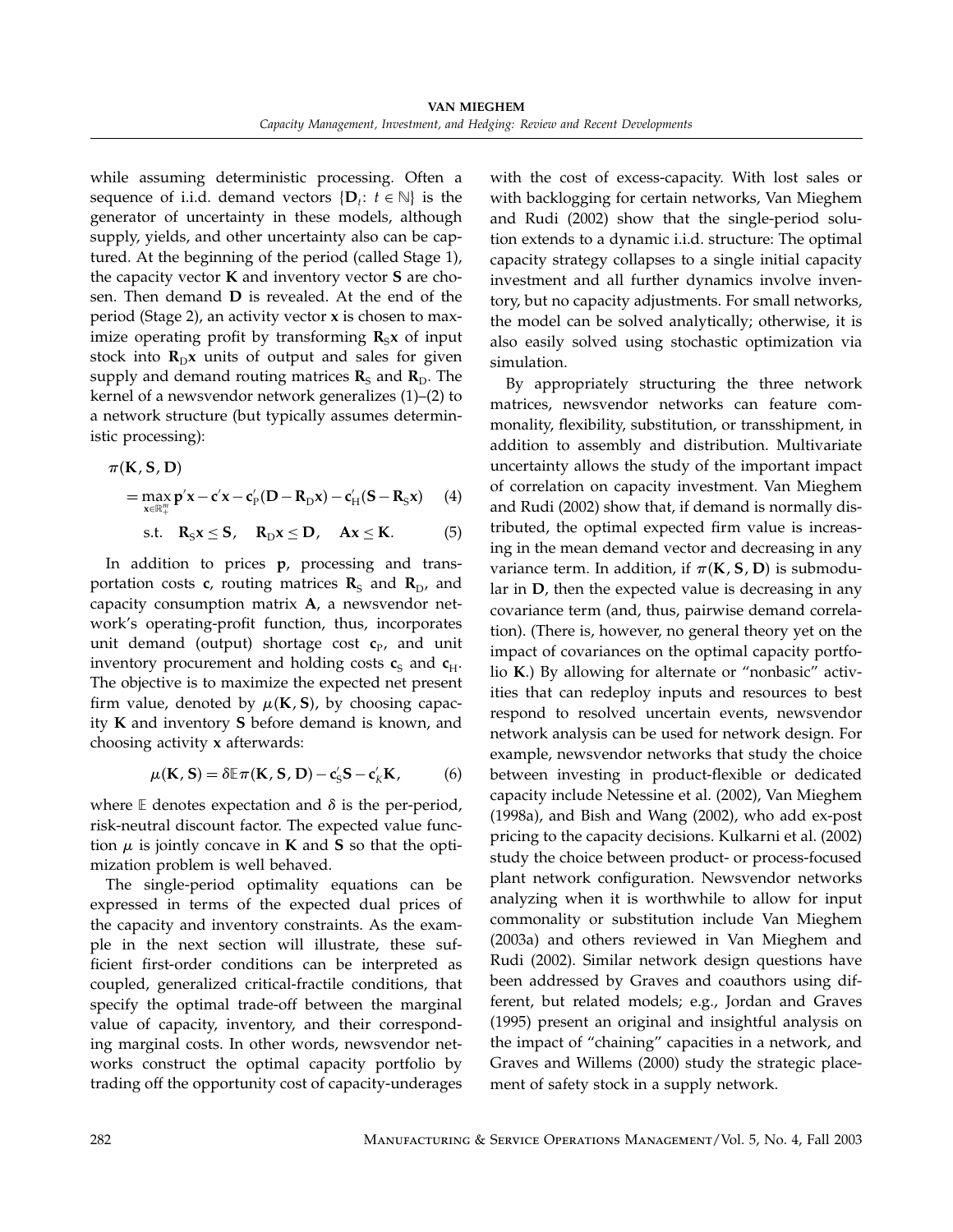while assuming deterministic processing. Often a sequence of i.i.d. demand vectors $\{\mathbf{D}_t: t \in \mathbb{N}\}$ is the generator of uncertainty in these models, although supply, yields, and other uncertainty also can be captured. At the beginning of the period (called Stage 1), the capacity vector $\mathbf{K}$ and inventory vector $\mathbf{S}$ are chosen. Then demand $\mathbf{D}$ is revealed. At the end of the period (Stage 2), an activity vector $\mathbf{x}$ is chosen to maximize operating profit by transforming $\mathbf{R}_S\mathbf{x}$ of input stock into $\mathbf{R}_D\mathbf{x}$ units of output and sales for given supply and demand routing matrices $\mathbf{R}_S$ and $\mathbf{R}_D$. The kernel of a newsvendor network generalizes (1)–(2) to a network structure (but typically assumes deterministic processing):

$$\pi(\mathbf{K}, \mathbf{S}, \mathbf{D}) = \max_{\mathbf{x} \in \mathbb{R}_+^m} \mathbf{p}'\mathbf{x} - \mathbf{c}'\mathbf{x} - \mathbf{c}_P'(\mathbf{D} - \mathbf{R}_D\mathbf{x}) - \mathbf{c}_H'(\mathbf{S} - \mathbf{R}_S\mathbf{x}) \quad (4)$$

$$\text{s.t.} \quad \mathbf{R}_S\mathbf{x} \leq \mathbf{S}, \quad \mathbf{R}_D\mathbf{x} \leq \mathbf{D}, \quad \mathbf{A}\mathbf{x} \leq \mathbf{K}. \quad (5)$$

In addition to prices $\mathbf{p}$, processing and transportation costs $\mathbf{c}$, routing matrices $\mathbf{R}_S$ and $\mathbf{R}_D$, and capacity consumption matrix $\mathbf{A}$, a newsvendor network's operating-profit function, thus, incorporates unit demand (output) shortage cost $\mathbf{c}_P$, and unit inventory procurement and holding costs $\mathbf{c}_S$ and $\mathbf{c}_H$. The objective is to maximize the expected net present firm value, denoted by $\mu(\mathbf{K}, \mathbf{S})$, by choosing capacity $\mathbf{K}$ and inventory $\mathbf{S}$ before demand is known, and choosing activity $\mathbf{x}$ afterwards:

$$\mu(\mathbf{K}, \mathbf{S}) = \delta \mathbb{E}\pi(\mathbf{K}, \mathbf{S}, \mathbf{D}) - \mathbf{c}_S'\mathbf{S} - \mathbf{c}_K'\mathbf{K}, \quad (6)$$

where $\mathbb{E}$ denotes expectation and $\delta$ is the per-period, risk-neutral discount factor. The expected value function $\mu$ is jointly concave in $\mathbf{K}$ and $\mathbf{S}$ so that the optimization problem is well behaved.

The single-period optimality equations can be expressed in terms of the expected dual prices of the capacity and inventory constraints. As the example in the next section will illustrate, these sufficient first-order conditions can be interpreted as coupled, generalized critical-fractile conditions, that specify the optimal trade-off between the marginal value of capacity, inventory, and their corresponding marginal costs. In other words, newsvendor networks construct the optimal capacity portfolio by trading off the opportunity cost of capacity-underages with the cost of excess-capacity. With lost sales or with backlogging for certain networks, Van Mieghem and Rudi (2002) show that the single-period solution extends to a dynamic i.i.d. structure: The optimal capacity strategy collapses to a single initial capacity investment and all further dynamics involve inventory, but no capacity adjustments. For small networks, the model can be solved analytically; otherwise, it is also easily solved using stochastic optimization via simulation.

By appropriately structuring the three network matrices, newsvendor networks can feature commonality, flexibility, substitution, or transshipment, in addition to assembly and distribution. Multivariate uncertainty allows the study of the important impact of correlation on capacity investment. Van Mieghem and Rudi (2002) show that, if demand is normally distributed, the optimal expected firm value is increasing in the mean demand vector and decreasing in any variance term. In addition, if $\pi(\mathbf{K}, \mathbf{S}, \mathbf{D})$ is submodular in $\mathbf{D}$, then the expected value is decreasing in any covariance term (and, thus, pairwise demand correlation). (There is, however, no general theory yet on the impact of covariances on the optimal capacity portfolio $\mathbf{K}$.) By allowing for alternate or "nonbasic" activities that can redeploy inputs and resources to best respond to resolved uncertain events, newsvendor network analysis can be used for network design. For example, newsvendor networks that study the choice between investing in product-flexible or dedicated capacity include Netessine et al. (2002), Van Mieghem (1998a), and Bish and Wang (2002), who add ex-post pricing to the capacity decisions. Kulkarni et al. (2002) study the choice between product- or process-focused plant network configuration. Newsvendor networks analyzing when it is worthwhile to allow for input commonality or substitution include Van Mieghem (2003a) and others reviewed in Van Mieghem and Rudi (2002). Similar network design questions have been addressed by Graves and coauthors using different, but related models; e.g., Jordan and Graves (1995) present an original and insightful analysis on the impact of "chaining" capacities in a network, and Graves and Willems (2000) study the strategic placement of safety stock in a supply network.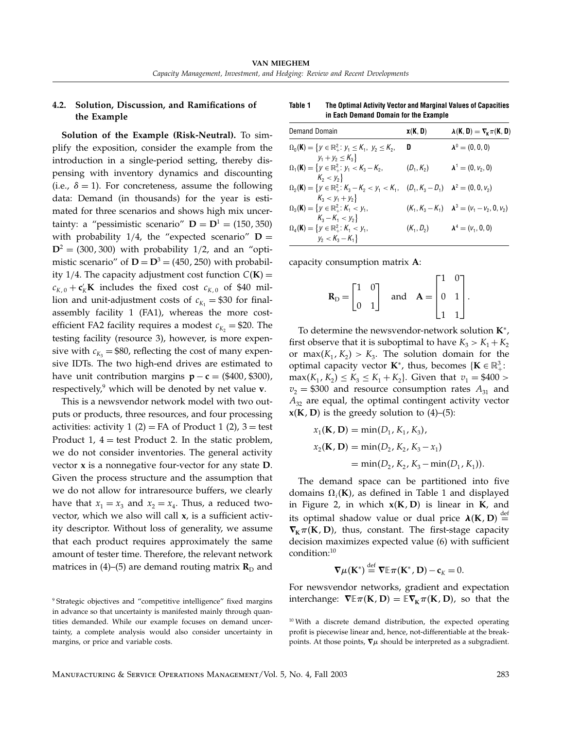### 4.2. Solution, Discussion, and Ramifications of the Example

**Solution of the Example (Risk-Neutral).** To simplify the exposition, consider the example from the introduction in a single-period setting, thereby dispensing with inventory dynamics and discounting (i.e., $\delta = 1$). For concreteness, assume the following data: Demand (in thousands) for the year is estimated for three scenarios and shows high mix uncertainty: a "pessimistic scenario" $\mathbf{D} = \mathbf{D}^1 = (150, 350)$ with probability 1/4, the "expected scenario" $\mathbf{D} = \mathbf{D}^2 = (300, 300)$ with probability 1/2, and an "optimistic scenario" of $\mathbf{D} = \mathbf{D}^3 = (450, 250)$ with probability 1/4. The capacity adjustment cost function $C(\mathbf{K}) = c_{K,0} + \mathbf{c}_K'\mathbf{K}$ includes the fixed cost $c_{K,0}$ of \$40 million and unit-adjustment costs of $c_{K_1} = \$30$ for final-assembly facility 1 (FA1), whereas the more cost-efficient FA2 facility requires a modest $c_{K_2} = \$20$. The testing facility (resource 3), however, is more expensive with $c_{K_3} = \$80$, reflecting the cost of many expensive IDTs. The two high-end drives are estimated to have unit contribution margins $\mathbf{p} - \mathbf{c} = (\$400, \$300)$, respectively,[9] which will be denoted by net value $\mathbf{v}$.

This is a newsvendor network model with two outputs or products, three resources, and four processing activities: activity 1 (2) = FA of Product 1 (2), 3 = test Product 1, 4 = test Product 2. In the static problem, we do not consider inventories. The general activity vector $\mathbf{x}$ is a nonnegative four-vector for any state $\mathbf{D}$. Given the process structure and the assumption that we do not allow for intraresource buffers, we clearly have that $x_1 = x_3$ and $x_2 = x_4$. Thus, a reduced two-vector, which we also will call $\mathbf{x}$, is a sufficient activity descriptor. Without loss of generality, we assume that each product requires approximately the same amount of tester time. Therefore, the relevant network matrices in (4)–(5) are demand routing matrix $\mathbf{R}_D$ and capacity consumption matrix $\mathbf{A}$:

$$\mathbf{R}_D = \begin{bmatrix} 1 & 0 \\ 0 & 1 \end{bmatrix} \quad \text{and} \quad \mathbf{A} = \begin{bmatrix} 1 & 0 \\ 0 & 1 \\ 1 & 1 \end{bmatrix}.$$

**Table 1** The Optimal Activity Vector and Marginal Values of Capacities in Each Demand Domain for the Example

| Demand Domain | $\mathbf{x}(\mathbf{K}, \mathbf{D})$ | $\boldsymbol{\lambda}(\mathbf{K}, \mathbf{D}) = \nabla_{\mathbf{K}}\pi(\mathbf{K}, \mathbf{D})$ |
|---|---|---|
| $\Omega_0(\mathbf{K}) = \{y \in \mathbb{R}_+^2 : y_1 \le K_1,\ y_2 \le K_2,\ y_1 + y_2 \le K_3\}$ | $\mathbf{D}$ | $\boldsymbol{\lambda}^0 = (0, 0, 0)$ |
| $\Omega_1(\mathbf{K}) = \{y \in \mathbb{R}_+^2 : y_1 < K_3 - K_2,\ K_2 < y_2\}$ | $(D_1, K_2)$ | $\boldsymbol{\lambda}^1 = (0, v_2, 0)$ |
| $\Omega_2(\mathbf{K}) = \{y \in \mathbb{R}_+^2 : K_3 - K_2 < y_1 < K_1,\ K_3 < y_1 + y_2\}$ | $(D_1, K_3 - D_1)$ | $\boldsymbol{\lambda}^2 = (0, 0, v_2)$ |
| $\Omega_3(\mathbf{K}) = \{y \in \mathbb{R}_+^2 : K_1 < y_1,\ K_3 - K_1 < y_2\}$ | $(K_1, K_3 - K_1)$ | $\boldsymbol{\lambda}^3 = (v_1 - v_2, 0, v_2)$ |
| $\Omega_4(\mathbf{K}) = \{y \in \mathbb{R}_+^2 : K_1 < y_1,\ y_2 < K_3 - K_1\}$ | $(K_1, D_2)$ | $\boldsymbol{\lambda}^4 = (v_1, 0, 0)$ |

To determine the newsvendor-network solution $\mathbf{K}^*$, first observe that it is suboptimal to have $K_3 > K_1 + K_2$ or $\max(K_1, K_2) > K_3$. The solution domain for the optimal capacity vector $\mathbf{K}^*$, thus, becomes $\{\mathbf{K} \in \mathbb{R}_+^3 : \max(K_1, K_2) \le K_3 \le K_1 + K_2\}$. Given that $v_1 = \$400 > v_2 = \$300$ and resource consumption rates $A_{31}$ and $A_{32}$ are equal, the optimal contingent activity vector $\mathbf{x}(\mathbf{K}, \mathbf{D})$ is the greedy solution to (4)–(5):

$$\begin{aligned} x_1(\mathbf{K}, \mathbf{D}) &= \min(D_1, K_1, K_3), \\ x_2(\mathbf{K}, \mathbf{D}) &= \min(D_2, K_2, K_3 - x_1) \\ &= \min(D_2, K_2, K_3 - \min(D_1, K_1)). \end{aligned}$$

The demand space can be partitioned into five domains $\Omega_i(\mathbf{K})$, as defined in Table 1 and displayed in Figure 2, in which $\mathbf{x}(\mathbf{K}, \mathbf{D})$ is linear in $\mathbf{K}$, and its optimal shadow value or dual price $\boldsymbol{\lambda}(\mathbf{K}, \mathbf{D}) \stackrel{\text{def}}{=} \nabla_{\mathbf{K}}\pi(\mathbf{K}, \mathbf{D})$, thus, constant. The first-stage capacity decision maximizes expected value (6) with sufficient condition:[10]

$$\nabla\mu(\mathbf{K}^*) \stackrel{\text{def}}{=} \nabla\mathbb{E}\pi(\mathbf{K}^*, \mathbf{D}) - \mathbf{c}_K = 0.$$

For newsvendor networks, gradient and expectation interchange: $\nabla\mathbb{E}\pi(\mathbf{K}, \mathbf{D}) = \mathbb{E}\nabla_{\mathbf{K}}\pi(\mathbf{K}, \mathbf{D})$, so that the

---

[9] Strategic objectives and "competitive intelligence" fixed margins in advance so that uncertainty is manifested mainly through quantities demanded. While our example focuses on demand uncertainty, a complete analysis would also consider uncertainty in margins, or price and variable costs.

[10] With a discrete demand distribution, the expected operating profit is piecewise linear and, hence, not-differentiable at the breakpoints. At those points, $\nabla\mu$ should be interpreted as a subgradient.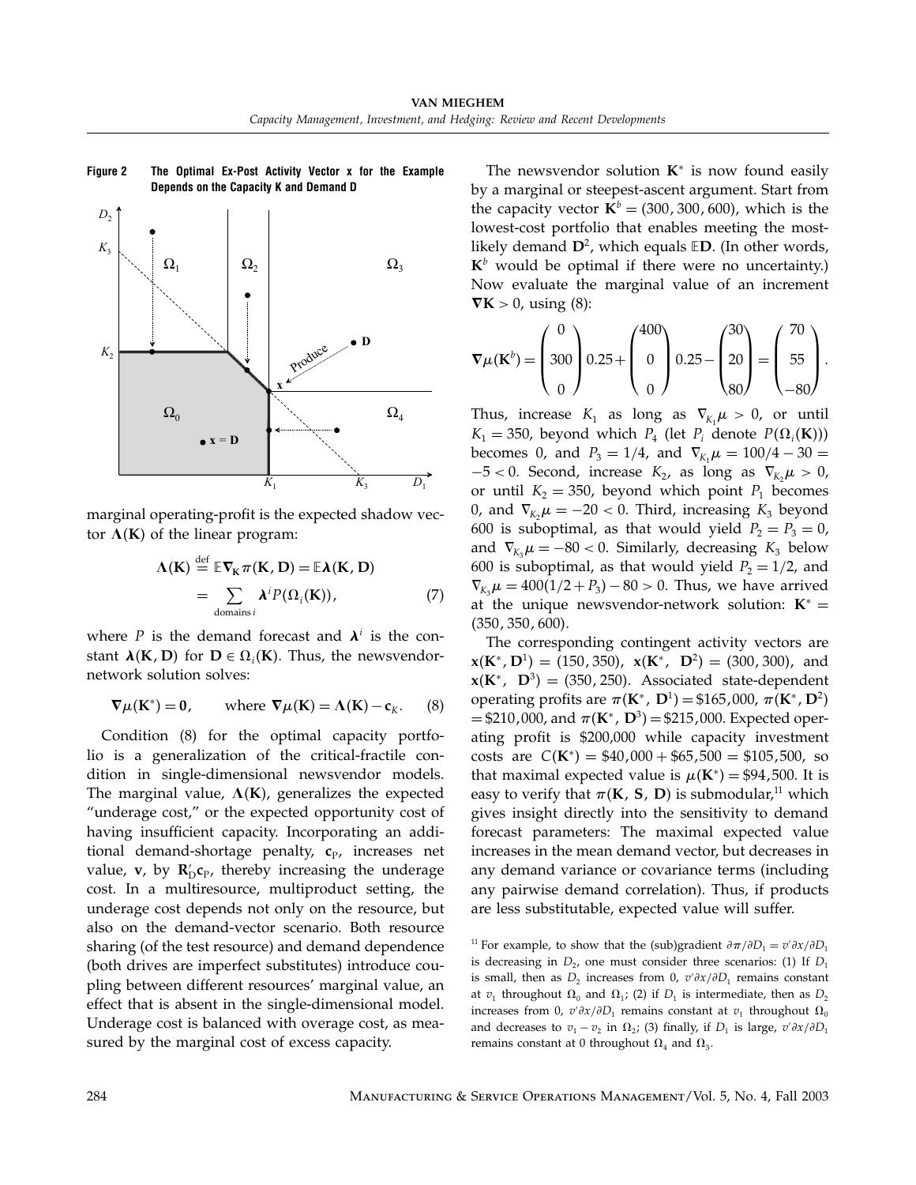**Figure 2 The Optimal Ex-Post Activity Vector x for the Example Depends on the Capacity K and Demand D**

$D_2$
$K_3$
$\Omega_1$
$\Omega_2$
$\Omega_3$
$K_2$
D
Produce
x
$\Omega_0$
$\Omega_4$
x = D
$K_1$
$K_3$
$D_1$

marginal operating-profit is the expected shadow vector $\boldsymbol{\Lambda}(\mathbf{K})$ of the linear program:

$$\boldsymbol{\Lambda}(\mathbf{K}) \stackrel{\text{def}}{=} \mathbb{E}\boldsymbol{\nabla}_{\mathbf{K}}\pi(\mathbf{K}, \mathbf{D}) = \mathbb{E}\boldsymbol{\lambda}(\mathbf{K}, \mathbf{D}) = \sum_{\text{domains } i} \boldsymbol{\lambda}^i P(\Omega_i(\mathbf{K})), \tag{7}$$

where $P$ is the demand forecast and $\boldsymbol{\lambda}^i$ is the constant $\boldsymbol{\lambda}(\mathbf{K}, \mathbf{D})$ for $\mathbf{D} \in \Omega_i(\mathbf{K})$. Thus, the newsvendor-network solution solves:

$$\boldsymbol{\nabla}\mu(\mathbf{K}^*) = \mathbf{0}, \qquad \text{where } \boldsymbol{\nabla}\mu(\mathbf{K}) = \boldsymbol{\Lambda}(\mathbf{K}) - \mathbf{c}_K. \tag{8}$$

Condition (8) for the optimal capacity portfolio is a generalization of the critical-fractile condition in single-dimensional newsvendor models. The marginal value, $\boldsymbol{\Lambda}(\mathbf{K})$, generalizes the expected "underage cost," or the expected opportunity cost of having insufficient capacity. Incorporating an additional demand-shortage penalty, $\mathbf{c}_P$, increases net value, $\mathbf{v}$, by $\mathbf{R}_D'\mathbf{c}_P$, thereby increasing the underage cost. In a multiresource, multiproduct setting, the underage cost depends not only on the resource, but also on the demand-vector scenario. Both resource sharing (of the test resource) and demand dependence (both drives are imperfect substitutes) introduce coupling between different resources' marginal value, an effect that is absent in the single-dimensional model. Underage cost is balanced with overage cost, as measured by the marginal cost of excess capacity.

The newsvendor solution $\mathbf{K}^*$ is now found easily by a marginal or steepest-ascent argument. Start from the capacity vector $\mathbf{K}^b = (300, 300, 600)$, which is the lowest-cost portfolio that enables meeting the most-likely demand $\mathbf{D}^2$, which equals $\mathbb{E}\mathbf{D}$. (In other words, $\mathbf{K}^b$ would be optimal if there were no uncertainty.) Now evaluate the marginal value of an increment $\boldsymbol{\nabla}\mathbf{K} > 0$, using (8):

$$\boldsymbol{\nabla}\mu(\mathbf{K}^b) = \begin{pmatrix} 0 \\ 300 \\ 0 \end{pmatrix} 0.25 + \begin{pmatrix} 400 \\ 0 \\ 0 \end{pmatrix} 0.25 - \begin{pmatrix} 30 \\ 20 \\ 80 \end{pmatrix} = \begin{pmatrix} 70 \\ 55 \\ -80 \end{pmatrix}.$$

Thus, increase $K_1$ as long as $\nabla_{K_1}\mu > 0$, or until $K_1 = 350$, beyond which $P_4$ (let $P_i$ denote $P(\Omega_i(\mathbf{K}))$) becomes 0, and $P_3 = 1/4$, and $\nabla_{K_1}\mu = 100/4 - 30 = -5 < 0$. Second, increase $K_2$, as long as $\nabla_{K_2}\mu > 0$, or until $K_2 = 350$, beyond which point $P_1$ becomes 0, and $\nabla_{K_2}\mu = -20 < 0$. Third, increasing $K_3$ beyond 600 is suboptimal, as that would yield $P_2 = P_3 = 0$, and $\nabla_{K_3}\mu = -80 < 0$. Similarly, decreasing $K_3$ below 600 is suboptimal, as that would yield $P_2 = 1/2$, and $\nabla_{K_3}\mu = 400(1/2 + P_3) - 80 > 0$. Thus, we have arrived at the unique newsvendor-network solution: $\mathbf{K}^* = (350, 350, 600)$.

The corresponding contingent activity vectors are $\mathbf{x}(\mathbf{K}^*, \mathbf{D}^1) = (150, 350)$, $\mathbf{x}(\mathbf{K}^*, \mathbf{D}^2) = (300, 300)$, and $\mathbf{x}(\mathbf{K}^*, \mathbf{D}^3) = (350, 250)$. Associated state-dependent operating profits are $\pi(\mathbf{K}^*, \mathbf{D}^1) = \$165{,}000$, $\pi(\mathbf{K}^*, \mathbf{D}^2) = \$210{,}000$, and $\pi(\mathbf{K}^*, \mathbf{D}^3) = \$215{,}000$. Expected operating profit is \$200,000 while capacity investment costs are $C(\mathbf{K}^*) = \$40{,}000 + \$65{,}500 = \$105{,}500$, so that maximal expected value is $\mu(\mathbf{K}^*) = \$94{,}500$. It is easy to verify that $\pi(\mathbf{K}, \mathbf{S}, \mathbf{D})$ is submodular,[11] which gives insight directly into the sensitivity to demand forecast parameters: The maximal expected value increases in the mean demand vector, but decreases in any demand variance or covariance terms (including any pairwise demand correlation). Thus, if products are less substitutable, expected value will suffer.

[11] For example, to show that the (sub)gradient $\partial\pi/\partial D_1 = v'\partial x/\partial D_1$ is decreasing in $D_2$, one must consider three scenarios: (1) If $D_1$ is small, then as $D_2$ increases from 0, $v'\partial x/\partial D_1$ remains constant at $v_1$ throughout $\Omega_0$ and $\Omega_1$; (2) if $D_1$ is intermediate, then as $D_2$ increases from 0, $v'\partial x/\partial D_1$ remains constant at $v_1$ throughout $\Omega_0$ and decreases to $v_1 - v_2$ in $\Omega_2$; (3) finally, if $D_1$ is large, $v'\partial x/\partial D_1$ remains constant at 0 throughout $\Omega_4$ and $\Omega_3$.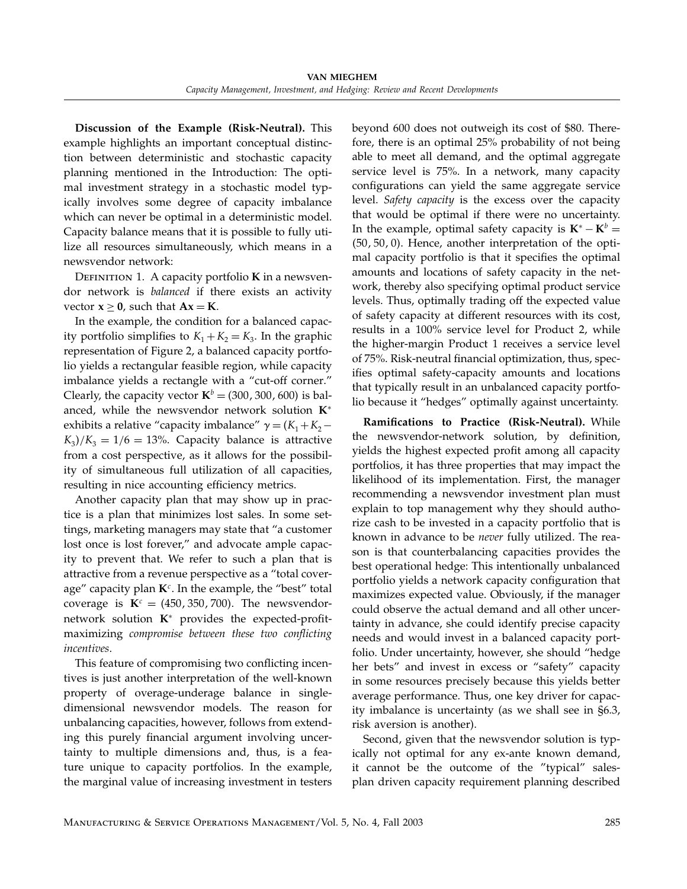**Discussion of the Example (Risk-Neutral).** This example highlights an important conceptual distinction between deterministic and stochastic capacity planning mentioned in the Introduction: The optimal investment strategy in a stochastic model typically involves some degree of capacity imbalance which can never be optimal in a deterministic model. Capacity balance means that it is possible to fully utilize all resources simultaneously, which means in a newsvendor network:

Definition 1. A capacity portfolio $\mathbf{K}$ in a newsvendor network is *balanced* if there exists an activity vector $\mathbf{x} \geq \mathbf{0}$, such that $\mathbf{A}\mathbf{x} = \mathbf{K}$.

In the example, the condition for a balanced capacity portfolio simplifies to $K_1 + K_2 = K_3$. In the graphic representation of Figure 2, a balanced capacity portfolio yields a rectangular feasible region, while capacity imbalance yields a rectangle with a "cut-off corner." Clearly, the capacity vector $\mathbf{K}^b = (300, 300, 600)$ is balanced, while the newsvendor network solution $\mathbf{K}^*$ exhibits a relative "capacity imbalance" $\gamma = (K_1 + K_2 - K_3)/K_3 = 1/6 = 13\%$. Capacity balance is attractive from a cost perspective, as it allows for the possibility of simultaneous full utilization of all capacities, resulting in nice accounting efficiency metrics.

Another capacity plan that may show up in practice is a plan that minimizes lost sales. In some settings, marketing managers may state that "a customer lost once is lost forever," and advocate ample capacity to prevent that. We refer to such a plan that is attractive from a revenue perspective as a "total coverage" capacity plan $\mathbf{K}^c$. In the example, the "best" total coverage is $\mathbf{K}^c = (450, 350, 700)$. The newsvendor-network solution $\mathbf{K}^*$ provides the expected-profit-maximizing *compromise between these two conflicting incentives*.

This feature of compromising two conflicting incentives is just another interpretation of the well-known property of overage-underage balance in single-dimensional newsvendor models. The reason for unbalancing capacities, however, follows from extending this purely financial argument involving uncertainty to multiple dimensions and, thus, is a feature unique to capacity portfolios. In the example, the marginal value of increasing investment in testers beyond 600 does not outweigh its cost of \$80. Therefore, there is an optimal 25% probability of not being able to meet all demand, and the optimal aggregate service level is 75%. In a network, many capacity configurations can yield the same aggregate service level. *Safety capacity* is the excess over the capacity that would be optimal if there were no uncertainty. In the example, optimal safety capacity is $\mathbf{K}^* - \mathbf{K}^b = (50, 50, 0)$. Hence, another interpretation of the optimal capacity portfolio is that it specifies the optimal amounts and locations of safety capacity in the network, thereby also specifying optimal product service levels. Thus, optimally trading off the expected value of safety capacity at different resources with its cost, results in a 100% service level for Product 2, while the higher-margin Product 1 receives a service level of 75%. Risk-neutral financial optimization, thus, specifies optimal safety-capacity amounts and locations that typically result in an unbalanced capacity portfolio because it "hedges" optimally against uncertainty.

**Ramifications to Practice (Risk-Neutral).** While the newsvendor-network solution, by definition, yields the highest expected profit among all capacity portfolios, it has three properties that may impact the likelihood of its implementation. First, the manager recommending a newsvendor investment plan must explain to top management why they should authorize cash to be invested in a capacity portfolio that is known in advance to be *never* fully utilized. The reason is that counterbalancing capacities provides the best operational hedge: This intentionally unbalanced portfolio yields a network capacity configuration that maximizes expected value. Obviously, if the manager could observe the actual demand and all other uncertainty in advance, she could identify precise capacity needs and would invest in a balanced capacity portfolio. Under uncertainty, however, she should "hedge her bets" and invest in excess or "safety" capacity in some resources precisely because this yields better average performance. Thus, one key driver for capacity imbalance is uncertainty (as we shall see in §6.3, risk aversion is another).

Second, given that the newsvendor solution is typically not optimal for any ex-ante known demand, it cannot be the outcome of the "typical" sales-plan driven capacity requirement planning described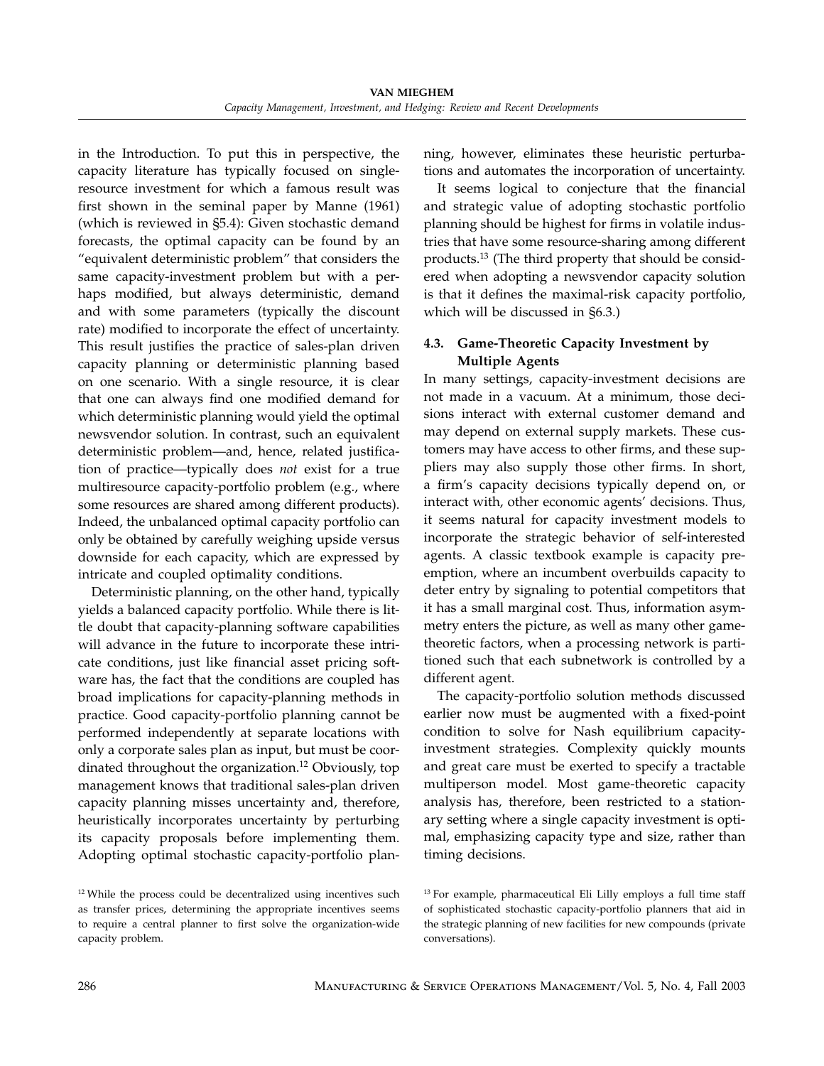in the Introduction. To put this in perspective, the capacity literature has typically focused on single-resource investment for which a famous result was first shown in the seminal paper by Manne (1961) (which is reviewed in §5.4): Given stochastic demand forecasts, the optimal capacity can be found by an "equivalent deterministic problem" that considers the same capacity-investment problem but with a perhaps modified, but always deterministic, demand and with some parameters (typically the discount rate) modified to incorporate the effect of uncertainty. This result justifies the practice of sales-plan driven capacity planning or deterministic planning based on one scenario. With a single resource, it is clear that one can always find one modified demand for which deterministic planning would yield the optimal newsvendor solution. In contrast, such an equivalent deterministic problem—and, hence, related justification of practice—typically does *not* exist for a true multiresource capacity-portfolio problem (e.g., where some resources are shared among different products). Indeed, the unbalanced optimal capacity portfolio can only be obtained by carefully weighing upside versus downside for each capacity, which are expressed by intricate and coupled optimality conditions.

Deterministic planning, on the other hand, typically yields a balanced capacity portfolio. While there is little doubt that capacity-planning software capabilities will advance in the future to incorporate these intricate conditions, just like financial asset pricing software has, the fact that the conditions are coupled has broad implications for capacity-planning methods in practice. Good capacity-portfolio planning cannot be performed independently at separate locations with only a corporate sales plan as input, but must be coordinated throughout the organization.[12] Obviously, top management knows that traditional sales-plan driven capacity planning misses uncertainty and, therefore, heuristically incorporates uncertainty by perturbing its capacity proposals before implementing them. Adopting optimal stochastic capacity-portfolio planning, however, eliminates these heuristic perturbations and automates the incorporation of uncertainty.

It seems logical to conjecture that the financial and strategic value of adopting stochastic portfolio planning should be highest for firms in volatile industries that have some resource-sharing among different products.[13] (The third property that should be considered when adopting a newsvendor capacity solution is that it defines the maximal-risk capacity portfolio, which will be discussed in §6.3.)

### 4.3. Game-Theoretic Capacity Investment by Multiple Agents

In many settings, capacity-investment decisions are not made in a vacuum. At a minimum, those decisions interact with external customer demand and may depend on external supply markets. These customers may have access to other firms, and these suppliers may also supply those other firms. In short, a firm's capacity decisions typically depend on, or interact with, other economic agents' decisions. Thus, it seems natural for capacity investment models to incorporate the strategic behavior of self-interested agents. A classic textbook example is capacity preemption, where an incumbent overbuilds capacity to deter entry by signaling to potential competitors that it has a small marginal cost. Thus, information asymmetry enters the picture, as well as many other game-theoretic factors, when a processing network is partitioned such that each subnetwork is controlled by a different agent.

The capacity-portfolio solution methods discussed earlier now must be augmented with a fixed-point condition to solve for Nash equilibrium capacity-investment strategies. Complexity quickly mounts and great care must be exerted to specify a tractable multiperson model. Most game-theoretic capacity analysis has, therefore, been restricted to a stationary setting where a single capacity investment is optimal, emphasizing capacity type and size, rather than timing decisions.

[12] While the process could be decentralized using incentives such as transfer prices, determining the appropriate incentives seems to require a central planner to first solve the organization-wide capacity problem.

[13] For example, pharmaceutical Eli Lilly employs a full time staff of sophisticated stochastic capacity-portfolio planners that aid in the strategic planning of new facilities for new compounds (private conversations).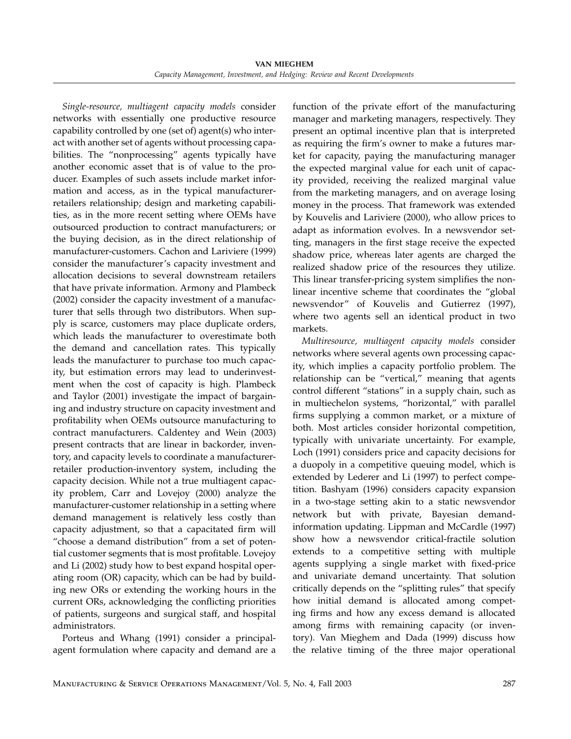*Single-resource, multiagent capacity models* consider networks with essentially one productive resource capability controlled by one (set of) agent(s) who interact with another set of agents without processing capabilities. The "nonprocessing" agents typically have another economic asset that is of value to the producer. Examples of such assets include market information and access, as in the typical manufacturer-retailers relationship; design and marketing capabilities, as in the more recent setting where OEMs have outsourced production to contract manufacturers; or the buying decision, as in the direct relationship of manufacturer-customers. Cachon and Lariviere (1999) consider the manufacturer's capacity investment and allocation decisions to several downstream retailers that have private information. Armony and Plambeck (2002) consider the capacity investment of a manufacturer that sells through two distributors. When supply is scarce, customers may place duplicate orders, which leads the manufacturer to overestimate both the demand and cancellation rates. This typically leads the manufacturer to purchase too much capacity, but estimation errors may lead to underinvestment when the cost of capacity is high. Plambeck and Taylor (2001) investigate the impact of bargaining and industry structure on capacity investment and profitability when OEMs outsource manufacturing to contract manufacturers. Caldentey and Wein (2003) present contracts that are linear in backorder, inventory, and capacity levels to coordinate a manufacturer-retailer production-inventory system, including the capacity decision. While not a true multiagent capacity problem, Carr and Lovejoy (2000) analyze the manufacturer-customer relationship in a setting where demand management is relatively less costly than capacity adjustment, so that a capacitated firm will "choose a demand distribution" from a set of potential customer segments that is most profitable. Lovejoy and Li (2002) study how to best expand hospital operating room (OR) capacity, which can be had by building new ORs or extending the working hours in the current ORs, acknowledging the conflicting priorities of patients, surgeons and surgical staff, and hospital administrators.

Porteus and Whang (1991) consider a principal-agent formulation where capacity and demand are a function of the private effort of the manufacturing manager and marketing managers, respectively. They present an optimal incentive plan that is interpreted as requiring the firm's owner to make a futures market for capacity, paying the manufacturing manager the expected marginal value for each unit of capacity provided, receiving the realized marginal value from the marketing managers, and on average losing money in the process. That framework was extended by Kouvelis and Lariviere (2000), who allow prices to adapt as information evolves. In a newsvendor setting, managers in the first stage receive the expected shadow price, whereas later agents are charged the realized shadow price of the resources they utilize. This linear transfer-pricing system simplifies the nonlinear incentive scheme that coordinates the "global newsvendor" of Kouvelis and Gutierrez (1997), where two agents sell an identical product in two markets.

*Multiresource, multiagent capacity models* consider networks where several agents own processing capacity, which implies a capacity portfolio problem. The relationship can be "vertical," meaning that agents control different "stations" in a supply chain, such as in multiechelon systems, "horizontal," with parallel firms supplying a common market, or a mixture of both. Most articles consider horizontal competition, typically with univariate uncertainty. For example, Loch (1991) considers price and capacity decisions for a duopoly in a competitive queuing model, which is extended by Lederer and Li (1997) to perfect competition. Bashyam (1996) considers capacity expansion in a two-stage setting akin to a static newsvendor network but with private, Bayesian demand-information updating. Lippman and McCardle (1997) show how a newsvendor critical-fractile solution extends to a competitive setting with multiple agents supplying a single market with fixed-price and univariate demand uncertainty. That solution critically depends on the "splitting rules" that specify how initial demand is allocated among competing firms and how any excess demand is allocated among firms with remaining capacity (or inventory). Van Mieghem and Dada (1999) discuss how the relative timing of the three major operational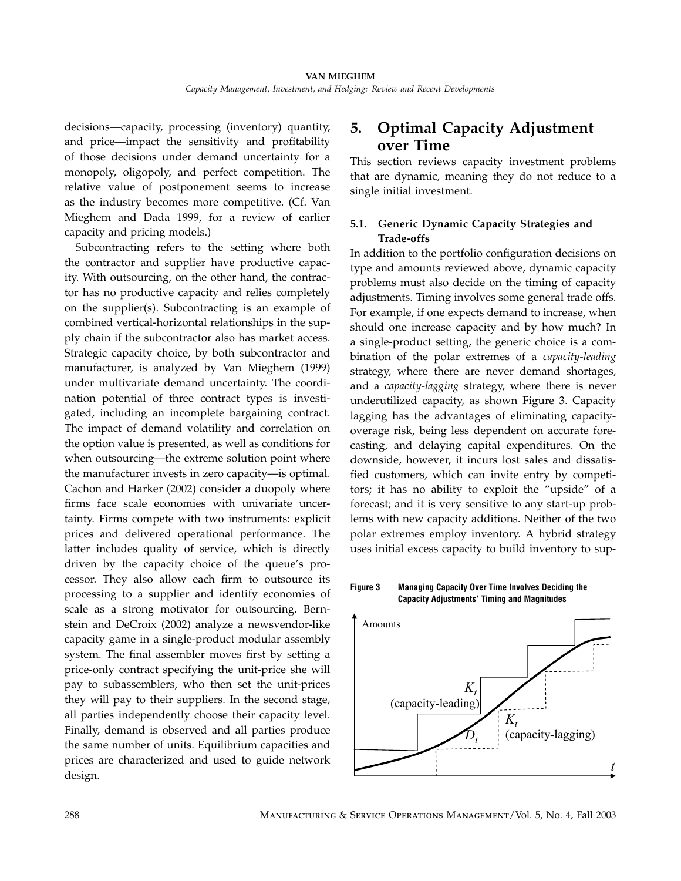decisions—capacity, processing (inventory) quantity, and price—impact the sensitivity and profitability of those decisions under demand uncertainty for a monopoly, oligopoly, and perfect competition. The relative value of postponement seems to increase as the industry becomes more competitive. (Cf. Van Mieghem and Dada 1999, for a review of earlier capacity and pricing models.)

Subcontracting refers to the setting where both the contractor and supplier have productive capacity. With outsourcing, on the other hand, the contractor has no productive capacity and relies completely on the supplier(s). Subcontracting is an example of combined vertical-horizontal relationships in the supply chain if the subcontractor also has market access. Strategic capacity choice, by both subcontractor and manufacturer, is analyzed by Van Mieghem (1999) under multivariate demand uncertainty. The coordination potential of three contract types is investigated, including an incomplete bargaining contract. The impact of demand volatility and correlation on the option value is presented, as well as conditions for when outsourcing—the extreme solution point where the manufacturer invests in zero capacity—is optimal. Cachon and Harker (2002) consider a duopoly where firms face scale economies with univariate uncertainty. Firms compete with two instruments: explicit prices and delivered operational performance. The latter includes quality of service, which is directly driven by the capacity choice of the queue's processor. They also allow each firm to outsource its processing to a supplier and identify economies of scale as a strong motivator for outsourcing. Bernstein and DeCroix (2002) analyze a newsvendor-like capacity game in a single-product modular assembly system. The final assembler moves first by setting a price-only contract specifying the unit-price she will pay to subassemblers, who then set the unit-prices they will pay to their suppliers. In the second stage, all parties independently choose their capacity level. Finally, demand is observed and all parties produce the same number of units. Equilibrium capacities and prices are characterized and used to guide network design.

# 5. Optimal Capacity Adjustment over Time

This section reviews capacity investment problems that are dynamic, meaning they do not reduce to a single initial investment.

## 5.1. Generic Dynamic Capacity Strategies and Trade-offs

In addition to the portfolio configuration decisions on type and amounts reviewed above, dynamic capacity problems must also decide on the timing of capacity adjustments. Timing involves some general trade offs. For example, if one expects demand to increase, when should one increase capacity and by how much? In a single-product setting, the generic choice is a combination of the polar extremes of a *capacity-leading* strategy, where there are never demand shortages, and a *capacity-lagging* strategy, where there is never underutilized capacity, as shown Figure 3. Capacity lagging has the advantages of eliminating capacity-overage risk, being less dependent on accurate forecasting, and delaying capital expenditures. On the downside, however, it incurs lost sales and dissatisfied customers, which can invite entry by competitors; it has no ability to exploit the "upside" of a forecast; and it is very sensitive to any start-up problems with new capacity additions. Neither of the two polar extremes employ inventory. A hybrid strategy uses initial excess capacity to build inventory to sup-

**Figure 3** Managing Capacity Over Time Involves Deciding the Capacity Adjustments' Timing and Magnitudes

Amounts

$K_t$ (capacity-leading)

$D_t$

$K_t$ (capacity-lagging)

$t$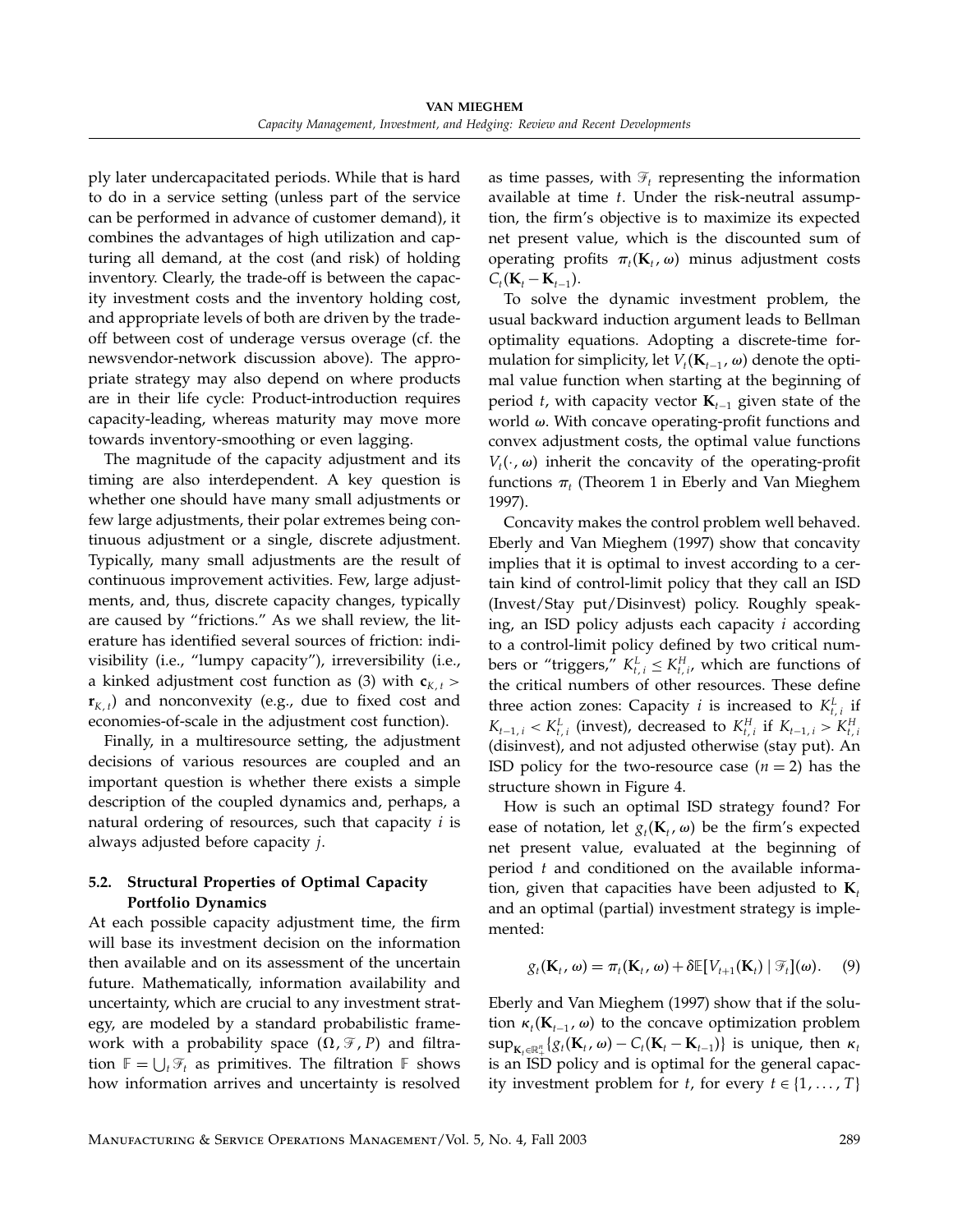ply later undercapacitated periods. While that is hard to do in a service setting (unless part of the service can be performed in advance of customer demand), it combines the advantages of high utilization and capturing all demand, at the cost (and risk) of holding inventory. Clearly, the trade-off is between the capacity investment costs and the inventory holding cost, and appropriate levels of both are driven by the trade-off between cost of underage versus overage (cf. the newsvendor-network discussion above). The appropriate strategy may also depend on where products are in their life cycle: Product-introduction requires capacity-leading, whereas maturity may move more towards inventory-smoothing or even lagging.

The magnitude of the capacity adjustment and its timing are also interdependent. A key question is whether one should have many small adjustments or few large adjustments, their polar extremes being continuous adjustment or a single, discrete adjustment. Typically, many small adjustments are the result of continuous improvement activities. Few, large adjustments, and, thus, discrete capacity changes, typically are caused by "frictions." As we shall review, the literature has identified several sources of friction: indivisibility (i.e., "lumpy capacity"), irreversibility (i.e., a kinked adjustment cost function as (3) with $\mathbf{c}_{K,t} > \mathbf{r}_{K,t}$) and nonconvexity (e.g., due to fixed cost and economies-of-scale in the adjustment cost function).

Finally, in a multiresource setting, the adjustment decisions of various resources are coupled and an important question is whether there exists a simple description of the coupled dynamics and, perhaps, a natural ordering of resources, such that capacity $i$ is always adjusted before capacity $j$.

### 5.2. Structural Properties of Optimal Capacity Portfolio Dynamics

At each possible capacity adjustment time, the firm will base its investment decision on the information then available and on its assessment of the uncertain future. Mathematically, information availability and uncertainty, which are crucial to any investment strategy, are modeled by a standard probabilistic framework with a probability space $(\Omega, \mathcal{F}, P)$ and filtration $\mathbb{F} = \bigcup_t \mathcal{F}_t$ as primitives. The filtration $\mathbb{F}$ shows how information arrives and uncertainty is resolved as time passes, with $\mathcal{F}_t$ representing the information available at time $t$. Under the risk-neutral assumption, the firm's objective is to maximize its expected net present value, which is the discounted sum of operating profits $\pi_t(\mathbf{K}_t, \omega)$ minus adjustment costs $C_t(\mathbf{K}_t - \mathbf{K}_{t-1})$.

To solve the dynamic investment problem, the usual backward induction argument leads to Bellman optimality equations. Adopting a discrete-time formulation for simplicity, let $V_t(\mathbf{K}_{t-1}, \omega)$ denote the optimal value function when starting at the beginning of period $t$, with capacity vector $\mathbf{K}_{t-1}$ given state of the world $\omega$. With concave operating-profit functions and convex adjustment costs, the optimal value functions $V_t(\cdot, \omega)$ inherit the concavity of the operating-profit functions $\pi_t$ (Theorem 1 in Eberly and Van Mieghem 1997).

Concavity makes the control problem well behaved. Eberly and Van Mieghem (1997) show that concavity implies that it is optimal to invest according to a certain kind of control-limit policy that they call an ISD (Invest/Stay put/Disinvest) policy. Roughly speaking, an ISD policy adjusts each capacity $i$ according to a control-limit policy defined by two critical numbers or "triggers," $K^L_{t,i} \leq K^H_{t,i}$, which are functions of the critical numbers of other resources. These define three action zones: Capacity $i$ is increased to $K^L_{t,i}$ if $K_{t-1,i} < K^L_{t,i}$ (invest), decreased to $K^H_{t,i}$ if $K_{t-1,i} > K^H_{t,i}$ (disinvest), and not adjusted otherwise (stay put). An ISD policy for the two-resource case ($n = 2$) has the structure shown in Figure 4.

How is such an optimal ISD strategy found? For ease of notation, let $g_t(\mathbf{K}_t, \omega)$ be the firm's expected net present value, evaluated at the beginning of period $t$ and conditioned on the available information, given that capacities have been adjusted to $\mathbf{K}_t$ and an optimal (partial) investment strategy is implemented:

$$g_t(\mathbf{K}_t, \omega) = \pi_t(\mathbf{K}_t, \omega) + \delta \mathbb{E}[V_{t+1}(\mathbf{K}_t) \mid \mathcal{F}_t](\omega). \quad (9)$$

Eberly and Van Mieghem (1997) show that if the solution $\kappa_t(\mathbf{K}_{t-1}, \omega)$ to the concave optimization problem $\sup_{\mathbf{K}_t \in \mathbb{R}^n_+} \{g_t(\mathbf{K}_t, \omega) - C_t(\mathbf{K}_t - \mathbf{K}_{t-1})\}$ is unique, then $\kappa_t$ is an ISD policy and is optimal for the general capacity investment problem for $t$, for every $t \in \{1, \ldots, T\}$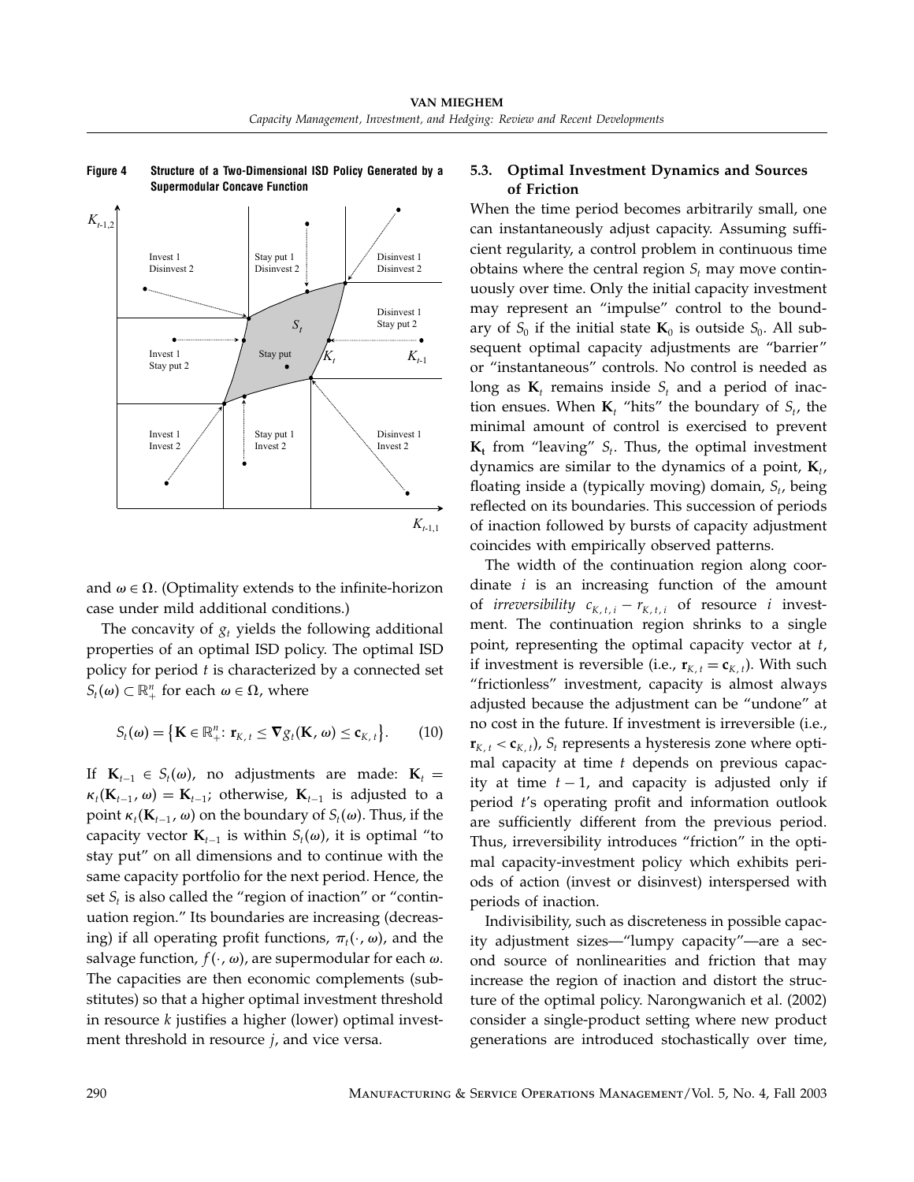**Figure 4 Structure of a Two-Dimensional ISD Policy Generated by a Supermodular Concave Function**

and $\omega \in \Omega$. (Optimality extends to the infinite-horizon case under mild additional conditions.)

The concavity of $g_t$ yields the following additional properties of an optimal ISD policy. The optimal ISD policy for period $t$ is characterized by a connected set $S_t(\omega) \subset \mathbb{R}^n_+$ for each $\omega \in \Omega$, where

$$S_t(\omega) = \{\mathbf{K} \in \mathbb{R}^n_+ : \mathbf{r}_{K,t} \leq \nabla g_t(\mathbf{K}, \omega) \leq \mathbf{c}_{K,t}\}. \qquad (10)$$

If $\mathbf{K}_{t-1} \in S_t(\omega)$, no adjustments are made: $\mathbf{K}_t = \kappa_t(\mathbf{K}_{t-1}, \omega) = \mathbf{K}_{t-1}$; otherwise, $\mathbf{K}_{t-1}$ is adjusted to a point $\kappa_t(\mathbf{K}_{t-1}, \omega)$ on the boundary of $S_t(\omega)$. Thus, if the capacity vector $\mathbf{K}_{t-1}$ is within $S_t(\omega)$, it is optimal "to stay put" on all dimensions and to continue with the same capacity portfolio for the next period. Hence, the set $S_t$ is also called the "region of inaction" or "continuation region." Its boundaries are increasing (decreasing) if all operating profit functions, $\pi_t(\cdot, \omega)$, and the salvage function, $f(\cdot, \omega)$, are supermodular for each $\omega$. The capacities are then economic complements (substitutes) so that a higher optimal investment threshold in resource $k$ justifies a higher (lower) optimal investment threshold in resource $j$, and vice versa.

### 5.3. Optimal Investment Dynamics and Sources of Friction

When the time period becomes arbitrarily small, one can instantaneously adjust capacity. Assuming sufficient regularity, a control problem in continuous time obtains where the central region $S_t$ may move continuously over time. Only the initial capacity investment may represent an "impulse" control to the boundary of $S_0$ if the initial state $\mathbf{K}_0$ is outside $S_0$. All subsequent optimal capacity adjustments are "barrier" or "instantaneous" controls. No control is needed as long as $\mathbf{K}_t$ remains inside $S_t$ and a period of inaction ensues. When $\mathbf{K}_t$ "hits" the boundary of $S_t$, the minimal amount of control is exercised to prevent $\mathbf{K}_t$ from "leaving" $S_t$. Thus, the optimal investment dynamics are similar to the dynamics of a point, $\mathbf{K}_t$, floating inside a (typically moving) domain, $S_t$, being reflected on its boundaries. This succession of periods of inaction followed by bursts of capacity adjustment coincides with empirically observed patterns.

The width of the continuation region along coordinate $i$ is an increasing function of the amount of *irreversibility* $c_{K,t,i} - r_{K,t,i}$ of resource $i$ investment. The continuation region shrinks to a single point, representing the optimal capacity vector at $t$, if investment is reversible (i.e., $\mathbf{r}_{K,t} = \mathbf{c}_{K,t}$). With such "frictionless" investment, capacity is almost always adjusted because the adjustment can be "undone" at no cost in the future. If investment is irreversible (i.e., $\mathbf{r}_{K,t} < \mathbf{c}_{K,t}$), $S_t$ represents a hysteresis zone where optimal capacity at time $t$ depends on previous capacity at time $t-1$, and capacity is adjusted only if period $t$'s operating profit and information outlook are sufficiently different from the previous period. Thus, irreversibility introduces "friction" in the optimal capacity-investment policy which exhibits periods of action (invest or disinvest) interspersed with periods of inaction.

Indivisibility, such as discreteness in possible capacity adjustment sizes—"lumpy capacity"—are a second source of nonlinearities and friction that may increase the region of inaction and distort the structure of the optimal policy. Narongwanich et al. (2002) consider a single-product setting where new product generations are introduced stochastically over time,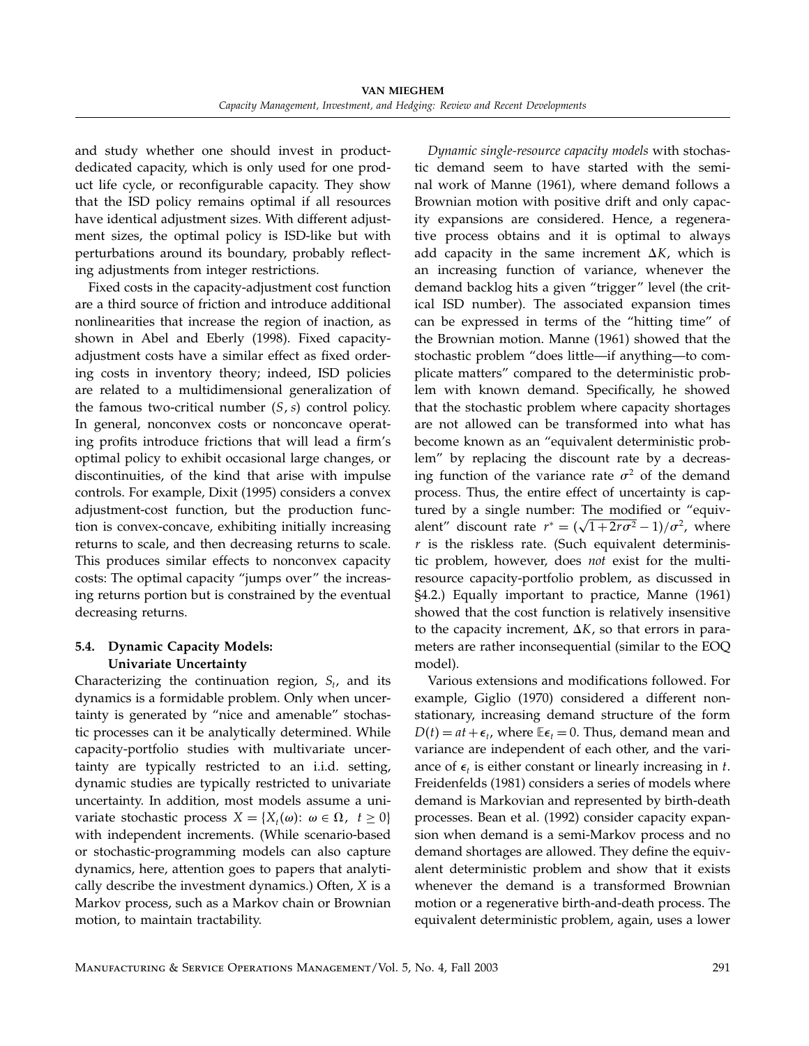and study whether one should invest in product-dedicated capacity, which is only used for one product life cycle, or reconfigurable capacity. They show that the ISD policy remains optimal if all resources have identical adjustment sizes. With different adjustment sizes, the optimal policy is ISD-like but with perturbations around its boundary, probably reflecting adjustments from integer restrictions.

Fixed costs in the capacity-adjustment cost function are a third source of friction and introduce additional nonlinearities that increase the region of inaction, as shown in Abel and Eberly (1998). Fixed capacity-adjustment costs have a similar effect as fixed ordering costs in inventory theory; indeed, ISD policies are related to a multidimensional generalization of the famous two-critical number $(S, s)$ control policy. In general, nonconvex costs or nonconcave operating profits introduce frictions that will lead a firm's optimal policy to exhibit occasional large changes, or discontinuities, of the kind that arise with impulse controls. For example, Dixit (1995) considers a convex adjustment-cost function, but the production function is convex-concave, exhibiting initially increasing returns to scale, and then decreasing returns to scale. This produces similar effects to nonconvex capacity costs: The optimal capacity "jumps over" the increasing returns portion but is constrained by the eventual decreasing returns.

### 5.4. Dynamic Capacity Models: Univariate Uncertainty

Characterizing the continuation region, $S_t$, and its dynamics is a formidable problem. Only when uncertainty is generated by "nice and amenable" stochastic processes can it be analytically determined. While capacity-portfolio studies with multivariate uncertainty are typically restricted to an i.i.d. setting, dynamic studies are typically restricted to univariate uncertainty. In addition, most models assume a univariate stochastic process $X = \{X_t(\omega)\colon\ \omega \in \Omega,\ \ t \geq 0\}$ with independent increments. (While scenario-based or stochastic-programming models can also capture dynamics, here, attention goes to papers that analytically describe the investment dynamics.) Often, $X$ is a Markov process, such as a Markov chain or Brownian motion, to maintain tractability.

*Dynamic single-resource capacity models* with stochastic demand seem to have started with the seminal work of Manne (1961), where demand follows a Brownian motion with positive drift and only capacity expansions are considered. Hence, a regenerative process obtains and it is optimal to always add capacity in the same increment $\Delta K$, which is an increasing function of variance, whenever the demand backlog hits a given "trigger" level (the critical ISD number). The associated expansion times can be expressed in terms of the "hitting time" of the Brownian motion. Manne (1961) showed that the stochastic problem "does little—if anything—to complicate matters" compared to the deterministic problem with known demand. Specifically, he showed that the stochastic problem where capacity shortages are not allowed can be transformed into what has become known as an "equivalent deterministic problem" by replacing the discount rate by a decreasing function of the variance rate $\sigma^2$ of the demand process. Thus, the entire effect of uncertainty is captured by a single number: The modified or "equivalent" discount rate $r^* = (\sqrt{1+2r\sigma^2} - 1)/\sigma^2$, where $r$ is the riskless rate. (Such equivalent deterministic problem, however, does *not* exist for the multi-resource capacity-portfolio problem, as discussed in §4.2.) Equally important to practice, Manne (1961) showed that the cost function is relatively insensitive to the capacity increment, $\Delta K$, so that errors in parameters are rather inconsequential (similar to the EOQ model).

Various extensions and modifications followed. For example, Giglio (1970) considered a different nonstationary, increasing demand structure of the form $D(t) = at + \epsilon_t$, where $\mathbb{E}\epsilon_t = 0$. Thus, demand mean and variance are independent of each other, and the variance of $\epsilon_t$ is either constant or linearly increasing in $t$. Freidenfelds (1981) considers a series of models where demand is Markovian and represented by birth-death processes. Bean et al. (1992) consider capacity expansion when demand is a semi-Markov process and no demand shortages are allowed. They define the equivalent deterministic problem and show that it exists whenever the demand is a transformed Brownian motion or a regenerative birth-and-death process. The equivalent deterministic problem, again, uses a lower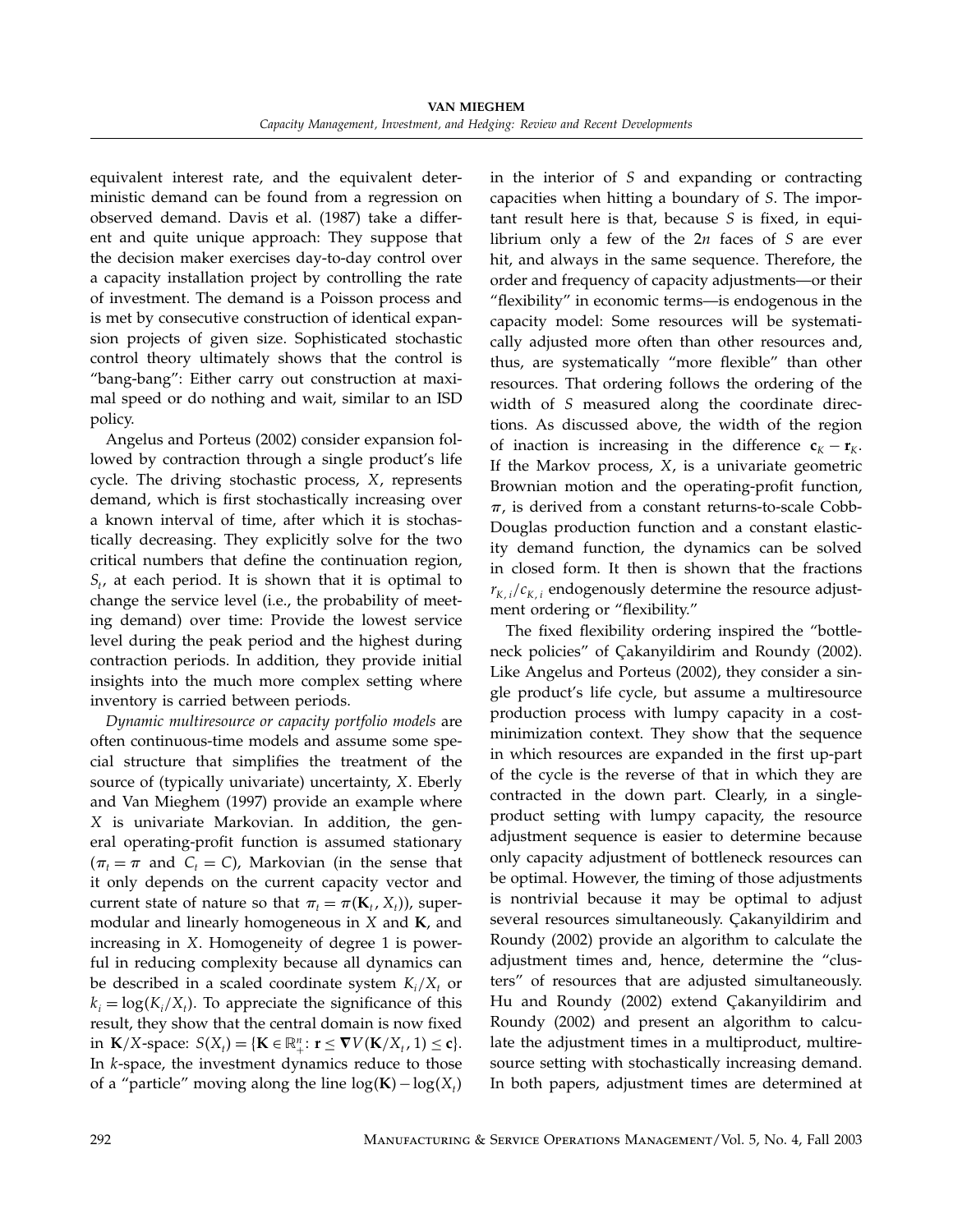equivalent interest rate, and the equivalent deterministic demand can be found from a regression on observed demand. Davis et al. (1987) take a different and quite unique approach: They suppose that the decision maker exercises day-to-day control over a capacity installation project by controlling the rate of investment. The demand is a Poisson process and is met by consecutive construction of identical expansion projects of given size. Sophisticated stochastic control theory ultimately shows that the control is "bang-bang": Either carry out construction at maximal speed or do nothing and wait, similar to an ISD policy.

Angelus and Porteus (2002) consider expansion followed by contraction through a single product's life cycle. The driving stochastic process, $X$, represents demand, which is first stochastically increasing over a known interval of time, after which it is stochastically decreasing. They explicitly solve for the two critical numbers that define the continuation region, $S_t$, at each period. It is shown that it is optimal to change the service level (i.e., the probability of meeting demand) over time: Provide the lowest service level during the peak period and the highest during contraction periods. In addition, they provide initial insights into the much more complex setting where inventory is carried between periods.

*Dynamic multiresource or capacity portfolio models* are often continuous-time models and assume some special structure that simplifies the treatment of the source of (typically univariate) uncertainty, $X$. Eberly and Van Mieghem (1997) provide an example where $X$ is univariate Markovian. In addition, the general operating-profit function is assumed stationary ($\pi_t = \pi$ and $C_t = C$), Markovian (in the sense that it only depends on the current capacity vector and current state of nature so that $\pi_t = \pi(\mathbf{K}_t, X_t)$), supermodular and linearly homogeneous in $X$ and $\mathbf{K}$, and increasing in $X$. Homogeneity of degree 1 is powerful in reducing complexity because all dynamics can be described in a scaled coordinate system $K_i/X_t$ or $k_i = \log(K_i/X_t)$. To appreciate the significance of this result, they show that the central domain is now fixed in $\mathbf{K}/X$-space: $S(X_t) = \{\mathbf{K} \in \mathbb{R}^n_+ : \mathbf{r} \leq \nabla V(\mathbf{K}/X_t, 1) \leq \mathbf{c}\}$. In $k$-space, the investment dynamics reduce to those of a "particle" moving along the line $\log(\mathbf{K}) - \log(X_t)$ in the interior of $S$ and expanding or contracting capacities when hitting a boundary of $S$. The important result here is that, because $S$ is fixed, in equilibrium only a few of the $2n$ faces of $S$ are ever hit, and always in the same sequence. Therefore, the order and frequency of capacity adjustments—or their "flexibility" in economic terms—is endogenous in the capacity model: Some resources will be systematically adjusted more often than other resources and, thus, are systematically "more flexible" than other resources. That ordering follows the ordering of the width of $S$ measured along the coordinate directions. As discussed above, the width of the region of inaction is increasing in the difference $\mathbf{c}_K - \mathbf{r}_K$. If the Markov process, $X$, is a univariate geometric Brownian motion and the operating-profit function, $\pi$, is derived from a constant returns-to-scale Cobb-Douglas production function and a constant elasticity demand function, the dynamics can be solved in closed form. It then is shown that the fractions $r_{K,i}/c_{K,i}$ endogenously determine the resource adjustment ordering or "flexibility."

The fixed flexibility ordering inspired the "bottleneck policies" of Çakanyildirim and Roundy (2002). Like Angelus and Porteus (2002), they consider a single product's life cycle, but assume a multiresource production process with lumpy capacity in a cost-minimization context. They show that the sequence in which resources are expanded in the first up-part of the cycle is the reverse of that in which they are contracted in the down part. Clearly, in a single-product setting with lumpy capacity, the resource adjustment sequence is easier to determine because only capacity adjustment of bottleneck resources can be optimal. However, the timing of those adjustments is nontrivial because it may be optimal to adjust several resources simultaneously. Çakanyildirim and Roundy (2002) provide an algorithm to calculate the adjustment times and, hence, determine the "clusters" of resources that are adjusted simultaneously. Hu and Roundy (2002) extend Çakanyildirim and Roundy (2002) and present an algorithm to calculate the adjustment times in a multiproduct, multiresource setting with stochastically increasing demand. In both papers, adjustment times are determined at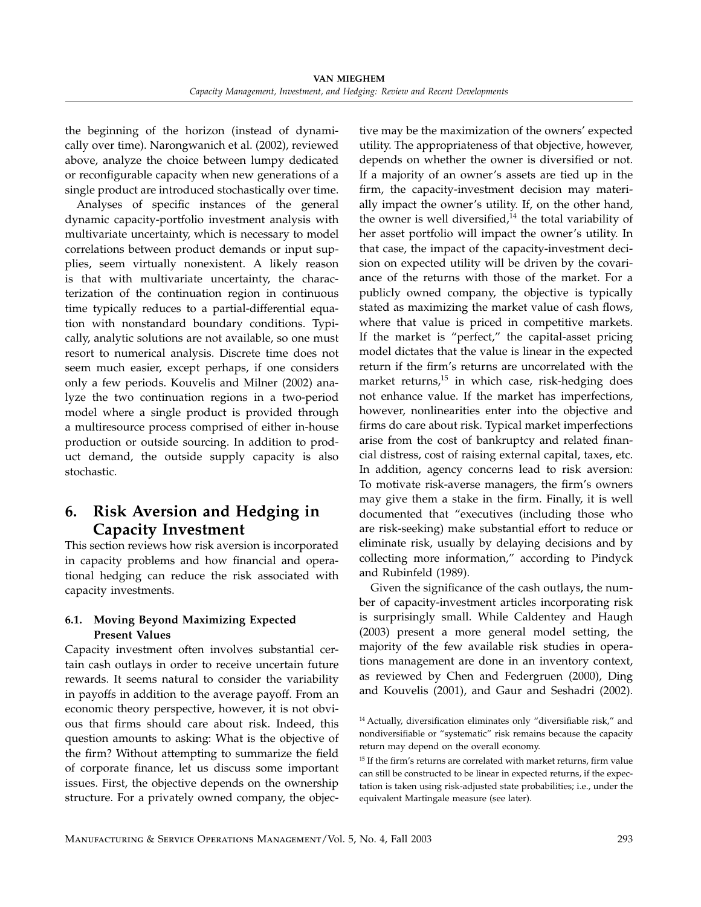the beginning of the horizon (instead of dynamically over time). Narongwanich et al. (2002), reviewed above, analyze the choice between lumpy dedicated or reconfigurable capacity when new generations of a single product are introduced stochastically over time.

Analyses of specific instances of the general dynamic capacity-portfolio investment analysis with multivariate uncertainty, which is necessary to model correlations between product demands or input supplies, seem virtually nonexistent. A likely reason is that with multivariate uncertainty, the characterization of the continuation region in continuous time typically reduces to a partial-differential equation with nonstandard boundary conditions. Typically, analytic solutions are not available, so one must resort to numerical analysis. Discrete time does not seem much easier, except perhaps, if one considers only a few periods. Kouvelis and Milner (2002) analyze the two continuation regions in a two-period model where a single product is provided through a multiresource process comprised of either in-house production or outside sourcing. In addition to product demand, the outside supply capacity is also stochastic.

## 6. Risk Aversion and Hedging in Capacity Investment

This section reviews how risk aversion is incorporated in capacity problems and how financial and operational hedging can reduce the risk associated with capacity investments.

### 6.1. Moving Beyond Maximizing Expected Present Values

Capacity investment often involves substantial certain cash outlays in order to receive uncertain future rewards. It seems natural to consider the variability in payoffs in addition to the average payoff. From an economic theory perspective, however, it is not obvious that firms should care about risk. Indeed, this question amounts to asking: What is the objective of the firm? Without attempting to summarize the field of corporate finance, let us discuss some important issues. First, the objective depends on the ownership structure. For a privately owned company, the objective may be the maximization of the owners' expected utility. The appropriateness of that objective, however, depends on whether the owner is diversified or not. If a majority of an owner's assets are tied up in the firm, the capacity-investment decision may materially impact the owner's utility. If, on the other hand, the owner is well diversified,[14] the total variability of her asset portfolio will impact the owner's utility. In that case, the impact of the capacity-investment decision on expected utility will be driven by the covariance of the returns with those of the market. For a publicly owned company, the objective is typically stated as maximizing the market value of cash flows, where that value is priced in competitive markets. If the market is "perfect," the capital-asset pricing model dictates that the value is linear in the expected return if the firm's returns are uncorrelated with the market returns,[15] in which case, risk-hedging does not enhance value. If the market has imperfections, however, nonlinearities enter into the objective and firms do care about risk. Typical market imperfections arise from the cost of bankruptcy and related financial distress, cost of raising external capital, taxes, etc. In addition, agency concerns lead to risk aversion: To motivate risk-averse managers, the firm's owners may give them a stake in the firm. Finally, it is well documented that "executives (including those who are risk-seeking) make substantial effort to reduce or eliminate risk, usually by delaying decisions and by collecting more information," according to Pindyck and Rubinfeld (1989).

Given the significance of the cash outlays, the number of capacity-investment articles incorporating risk is surprisingly small. While Caldentey and Haugh (2003) present a more general model setting, the majority of the few available risk studies in operations management are done in an inventory context, as reviewed by Chen and Federgruen (2000), Ding and Kouvelis (2001), and Gaur and Seshadri (2002).

[14] Actually, diversification eliminates only "diversifiable risk," and nondiversifiable or "systematic" risk remains because the capacity return may depend on the overall economy.

[15] If the firm's returns are correlated with market returns, firm value can still be constructed to be linear in expected returns, if the expectation is taken using risk-adjusted state probabilities; i.e., under the equivalent Martingale measure (see later).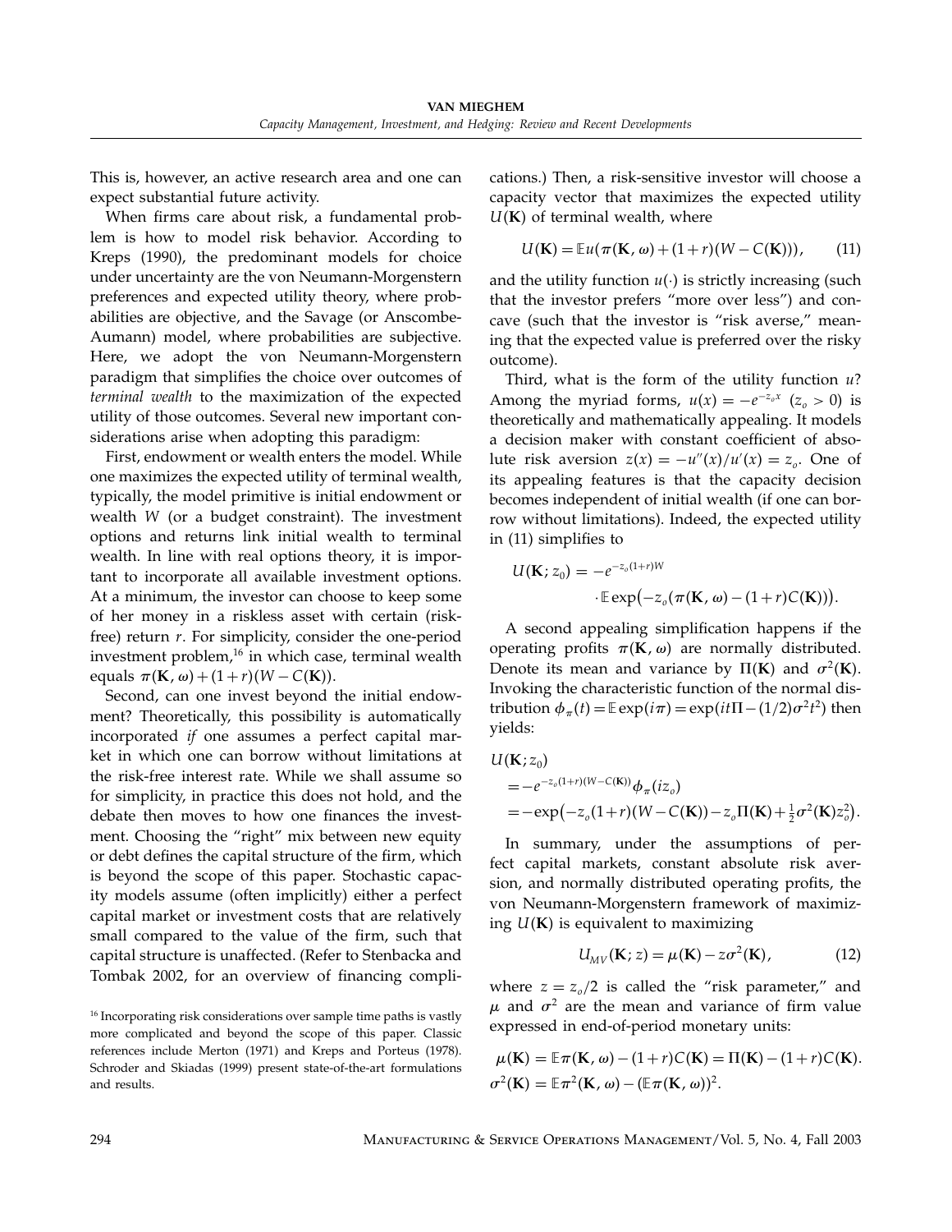This is, however, an active research area and one can expect substantial future activity.

When firms care about risk, a fundamental problem is how to model risk behavior. According to Kreps (1990), the predominant models for choice under uncertainty are the von Neumann-Morgenstern preferences and expected utility theory, where probabilities are objective, and the Savage (or Anscombe-Aumann) model, where probabilities are subjective. Here, we adopt the von Neumann-Morgenstern paradigm that simplifies the choice over outcomes of *terminal wealth* to the maximization of the expected utility of those outcomes. Several new important considerations arise when adopting this paradigm:

First, endowment or wealth enters the model. While one maximizes the expected utility of terminal wealth, typically, the model primitive is initial endowment or wealth $W$ (or a budget constraint). The investment options and returns link initial wealth to terminal wealth. In line with real options theory, it is important to incorporate all available investment options. At a minimum, the investor can choose to keep some of her money in a riskless asset with certain (risk-free) return $r$. For simplicity, consider the one-period investment problem,[16] in which case, terminal wealth equals $\pi(\mathbf{K}, \omega) + (1+r)(W - C(\mathbf{K}))$.

Second, can one invest beyond the initial endowment? Theoretically, this possibility is automatically incorporated *if* one assumes a perfect capital market in which one can borrow without limitations at the risk-free interest rate. While we shall assume so for simplicity, in practice this does not hold, and the debate then moves to how one finances the investment. Choosing the "right" mix between new equity or debt defines the capital structure of the firm, which is beyond the scope of this paper. Stochastic capacity models assume (often implicitly) either a perfect capital market or investment costs that are relatively small compared to the value of the firm, such that capital structure is unaffected. (Refer to Stenbacka and Tombak 2002, for an overview of financing complications.) Then, a risk-sensitive investor will choose a capacity vector that maximizes the expected utility $U(\mathbf{K})$ of terminal wealth, where

$$U(\mathbf{K}) = \mathbb{E}u(\pi(\mathbf{K}, \omega) + (1+r)(W - C(\mathbf{K}))), \tag{11}$$

and the utility function $u(\cdot)$ is strictly increasing (such that the investor prefers "more over less") and concave (such that the investor is "risk averse," meaning that the expected value is preferred over the risky outcome).

Third, what is the form of the utility function $u$? Among the myriad forms, $u(x) = -e^{-z_o x}$ ($z_o > 0$) is theoretically and mathematically appealing. It models a decision maker with constant coefficient of absolute risk aversion $z(x) = -u''(x)/u'(x) = z_o$. One of its appealing features is that the capacity decision becomes independent of initial wealth (if one can borrow without limitations). Indeed, the expected utility in (11) simplifies to

$$U(\mathbf{K}; z_0) = -e^{-z_o(1+r)W} \cdot \mathbb{E}\exp\big(-z_o(\pi(\mathbf{K}, \omega) - (1+r)C(\mathbf{K}))\big).$$

A second appealing simplification happens if the operating profits $\pi(\mathbf{K}, \omega)$ are normally distributed. Denote its mean and variance by $\Pi(\mathbf{K})$ and $\sigma^2(\mathbf{K})$. Invoking the characteristic function of the normal distribution $\phi_\pi(t) = \mathbb{E}\exp(i\pi) = \exp(it\Pi - (1/2)\sigma^2 t^2)$ then yields:

$$\begin{aligned} U(\mathbf{K}; z_0) &= -e^{-z_o(1+r)(W - C(\mathbf{K}))}\phi_\pi(iz_o) \\ &= -\exp\big(-z_o(1+r)(W - C(\mathbf{K})) - z_o\Pi(\mathbf{K}) + \tfrac{1}{2}\sigma^2(\mathbf{K})z_o^2\big). \end{aligned}$$

In summary, under the assumptions of perfect capital markets, constant absolute risk aversion, and normally distributed operating profits, the von Neumann-Morgenstern framework of maximizing $U(\mathbf{K})$ is equivalent to maximizing

$$U_{MV}(\mathbf{K}; z) = \mu(\mathbf{K}) - z\sigma^2(\mathbf{K}), \tag{12}$$

where $z = z_o/2$ is called the "risk parameter," and $\mu$ and $\sigma^2$ are the mean and variance of firm value expressed in end-of-period monetary units:

$$\mu(\mathbf{K}) = \mathbb{E}\pi(\mathbf{K}, \omega) - (1+r)C(\mathbf{K}) = \Pi(\mathbf{K}) - (1+r)C(\mathbf{K}).$$
$$\sigma^2(\mathbf{K}) = \mathbb{E}\pi^2(\mathbf{K}, \omega) - (\mathbb{E}\pi(\mathbf{K}, \omega))^2.$$

[16] Incorporating risk considerations over sample time paths is vastly more complicated and beyond the scope of this paper. Classic references include Merton (1971) and Kreps and Porteus (1978). Schroder and Skiadas (1999) present state-of-the-art formulations and results.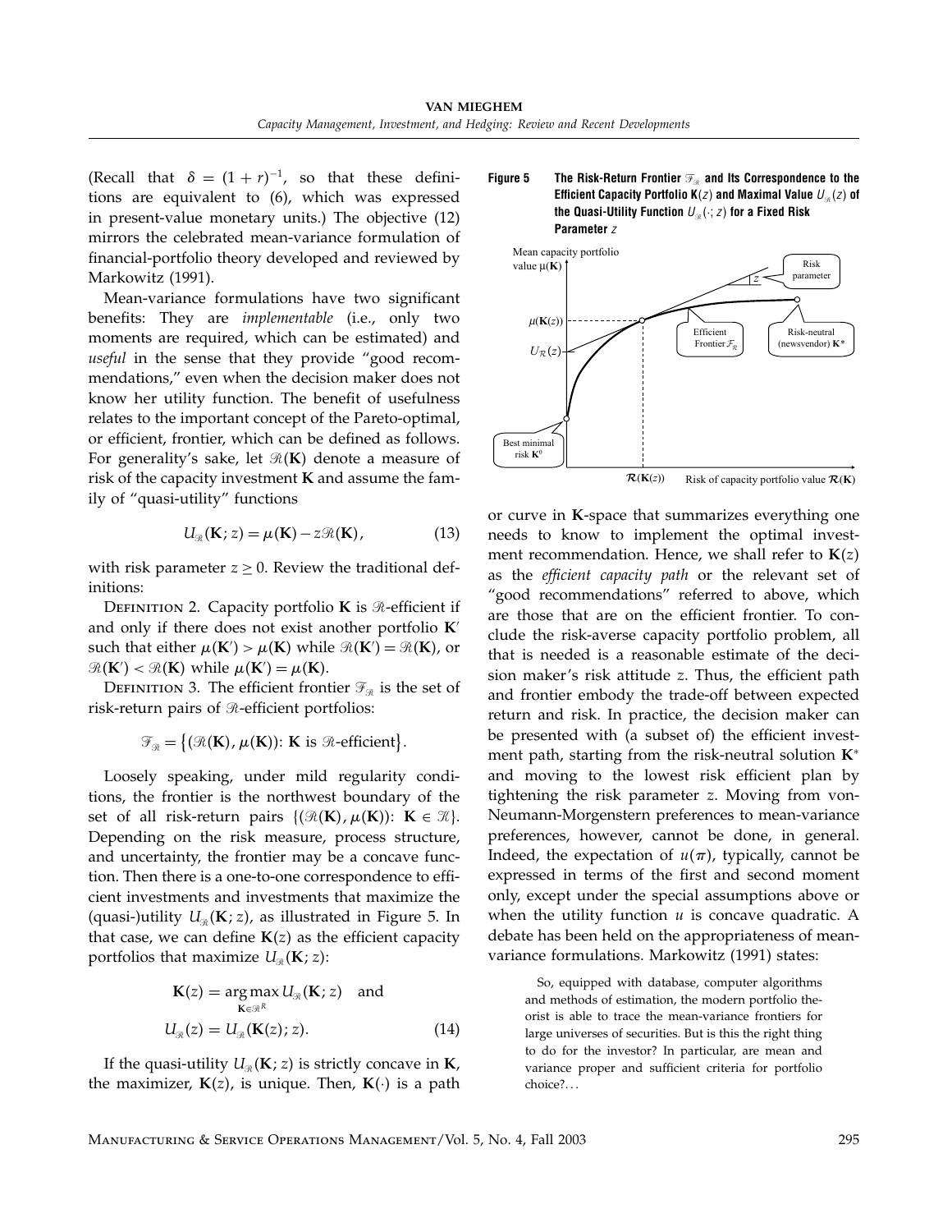(Recall that $\delta = (1+r)^{-1}$, so that these definitions are equivalent to (6), which was expressed in present-value monetary units.) The objective (12) mirrors the celebrated mean-variance formulation of financial-portfolio theory developed and reviewed by Markowitz (1991).

Mean-variance formulations have two significant benefits: They are *implementable* (i.e., only two moments are required, which can be estimated) and *useful* in the sense that they provide "good recommendations," even when the decision maker does not know her utility function. The benefit of usefulness relates to the important concept of the Pareto-optimal, or efficient, frontier, which can be defined as follows. For generality's sake, let $\mathcal{R}(\mathbf{K})$ denote a measure of risk of the capacity investment $\mathbf{K}$ and assume the family of "quasi-utility" functions

$$U_{\mathcal{R}}(\mathbf{K}; z) = \mu(\mathbf{K}) - z\mathcal{R}(\mathbf{K}), \tag{13}$$

with risk parameter $z \geq 0$. Review the traditional definitions:

Definition 2. Capacity portfolio $\mathbf{K}$ is $\mathcal{R}$-efficient if and only if there does not exist another portfolio $\mathbf{K}'$ such that either $\mu(\mathbf{K}') > \mu(\mathbf{K})$ while $\mathcal{R}(\mathbf{K}') = \mathcal{R}(\mathbf{K})$, or $\mathcal{R}(\mathbf{K}') < \mathcal{R}(\mathbf{K})$ while $\mu(\mathbf{K}') = \mu(\mathbf{K})$.

Definition 3. The efficient frontier $\mathcal{F}_{\mathcal{R}}$ is the set of risk-return pairs of $\mathcal{R}$-efficient portfolios:

$$\mathcal{F}_{\mathcal{R}} = \{(\mathcal{R}(\mathbf{K}), \mu(\mathbf{K})) \colon \mathbf{K} \text{ is } \mathcal{R}\text{-efficient}\}.$$

Loosely speaking, under mild regularity conditions, the frontier is the northwest boundary of the set of all risk-return pairs $\{(\mathcal{R}(\mathbf{K}), \mu(\mathbf{K})) \colon \mathbf{K} \in \mathcal{K}\}$. Depending on the risk measure, process structure, and uncertainty, the frontier may be a concave function. Then there is a one-to-one correspondence to efficient investments and investments that maximize the (quasi-)utility $U_{\mathcal{R}}(\mathbf{K}; z)$, as illustrated in Figure 5. In that case, we can define $\mathbf{K}(z)$ as the efficient capacity portfolios that maximize $U_{\mathcal{R}}(\mathbf{K}; z)$:

$$\mathbf{K}(z) = \underset{\mathbf{K} \in \mathcal{R}^R}{\arg\max}\, U_{\mathcal{R}}(\mathbf{K}; z) \quad \text{and}$$
$$U_{\mathcal{R}}(z) = U_{\mathcal{R}}(\mathbf{K}(z); z). \tag{14}$$

If the quasi-utility $U_{\mathcal{R}}(\mathbf{K}; z)$ is strictly concave in $\mathbf{K}$, the maximizer, $\mathbf{K}(z)$, is unique. Then, $\mathbf{K}(\cdot)$ is a path or curve in $\mathbf{K}$-space that summarizes everything one needs to know to implement the optimal investment recommendation. Hence, we shall refer to $\mathbf{K}(z)$ as the *efficient capacity path* or the relevant set of "good recommendations" referred to above, which are those that are on the efficient frontier. To conclude the risk-averse capacity portfolio problem, all that is needed is a reasonable estimate of the decision maker's risk attitude $z$. Thus, the efficient path and frontier embody the trade-off between expected return and risk. In practice, the decision maker can be presented with (a subset of) the efficient investment path, starting from the risk-neutral solution $\mathbf{K}^*$ and moving to the lowest risk efficient plan by tightening the risk parameter $z$. Moving from von-Neumann-Morgenstern preferences to mean-variance preferences, however, cannot be done, in general. Indeed, the expectation of $u(\pi)$, typically, cannot be expressed in terms of the first and second moment only, except under the special assumptions above or when the utility function $u$ is concave quadratic. A debate has been held on the appropriateness of mean-variance formulations. Markowitz (1991) states:

> So, equipped with database, computer algorithms and methods of estimation, the modern portfolio theorist is able to trace the mean-variance frontiers for large universes of securities. But is this the right thing to do for the investor? In particular, are mean and variance proper and sufficient criteria for portfolio choice?...

**Figure 5** The Risk-Return Frontier $\mathcal{F}_{\mathcal{R}}$ and Its Correspondence to the Efficient Capacity Portfolio $\mathbf{K}(z)$ and Maximal Value $U_{\mathcal{R}}(z)$ of the Quasi-Utility Function $U_{\mathcal{R}}(\cdot; z)$ for a Fixed Risk Parameter $z$

Mean capacity portfolio value $\mu(\mathbf{K})$

$\mu(\mathbf{K}(z))$

$U_{\mathcal{R}}(z)$

$z$

Risk parameter

Efficient Frontier $\mathcal{F}_{\mathcal{R}}$

Risk-neutral (newsvendor) $\mathbf{K}^*$

Best minimal risk $\mathbf{K}^0$

$\mathcal{R}(\mathbf{K}(z))$

Risk of capacity portfolio value $\mathcal{R}(\mathbf{K})$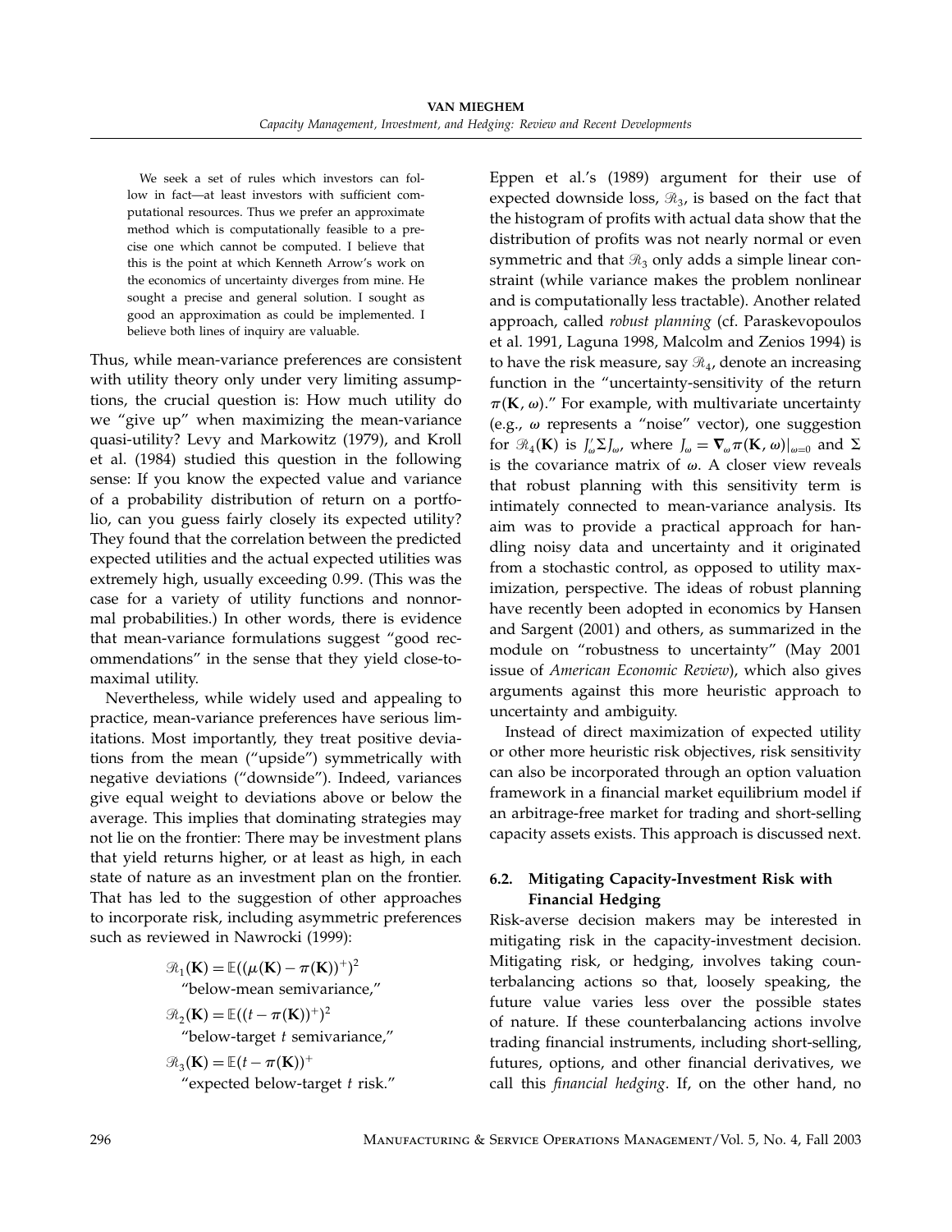> We seek a set of rules which investors can follow in fact—at least investors with sufficient computational resources. Thus we prefer an approximate method which is computationally feasible to a precise one which cannot be computed. I believe that this is the point at which Kenneth Arrow's work on the economics of uncertainty diverges from mine. He sought a precise and general solution. I sought as good an approximation as could be implemented. I believe both lines of inquiry are valuable.

Thus, while mean-variance preferences are consistent with utility theory only under very limiting assumptions, the crucial question is: How much utility do we "give up" when maximizing the mean-variance quasi-utility? Levy and Markowitz (1979), and Kroll et al. (1984) studied this question in the following sense: If you know the expected value and variance of a probability distribution of return on a portfolio, can you guess fairly closely its expected utility? They found that the correlation between the predicted expected utilities and the actual expected utilities was extremely high, usually exceeding 0.99. (This was the case for a variety of utility functions and nonnormal probabilities.) In other words, there is evidence that mean-variance formulations suggest "good recommendations" in the sense that they yield close-to-maximal utility.

Nevertheless, while widely used and appealing to practice, mean-variance preferences have serious limitations. Most importantly, they treat positive deviations from the mean ("upside") symmetrically with negative deviations ("downside"). Indeed, variances give equal weight to deviations above or below the average. This implies that dominating strategies may not lie on the frontier: There may be investment plans that yield returns higher, or at least as high, in each state of nature as an investment plan on the frontier. That has led to the suggestion of other approaches to incorporate risk, including asymmetric preferences such as reviewed in Nawrocki (1999):

$$\mathcal{R}_1(\mathbf{K}) = \mathbb{E}((\mu(\mathbf{K}) - \pi(\mathbf{K}))^+)^2$$

"below-mean semivariance,"

$$\mathcal{R}_2(\mathbf{K}) = \mathbb{E}((t - \pi(\mathbf{K}))^+)^2$$

"below-target $t$ semivariance,"

$$\mathcal{R}_3(\mathbf{K}) = \mathbb{E}(t - \pi(\mathbf{K}))^+$$

"expected below-target $t$ risk."

Eppen et al.'s (1989) argument for their use of expected downside loss, $\mathcal{R}_3$, is based on the fact that the histogram of profits with actual data show that the distribution of profits was not nearly normal or even symmetric and that $\mathcal{R}_3$ only adds a simple linear constraint (while variance makes the problem nonlinear and is computationally less tractable). Another related approach, called *robust planning* (cf. Paraskevopoulos et al. 1991, Laguna 1998, Malcolm and Zenios 1994) is to have the risk measure, say $\mathcal{R}_4$, denote an increasing function in the "uncertainty-sensitivity of the return $\pi(\mathbf{K}, \omega)$." For example, with multivariate uncertainty (e.g., $\omega$ represents a "noise" vector), one suggestion for $\mathcal{R}_4(\mathbf{K})$ is $J'_\omega \Sigma J_\omega$, where $J_\omega = \nabla_\omega \pi(\mathbf{K}, \omega)|_{\omega=0}$ and $\Sigma$ is the covariance matrix of $\omega$. A closer view reveals that robust planning with this sensitivity term is intimately connected to mean-variance analysis. Its aim was to provide a practical approach for handling noisy data and uncertainty and it originated from a stochastic control, as opposed to utility maximization, perspective. The ideas of robust planning have recently been adopted in economics by Hansen and Sargent (2001) and others, as summarized in the module on "robustness to uncertainty" (May 2001 issue of *American Economic Review*), which also gives arguments against this more heuristic approach to uncertainty and ambiguity.

Instead of direct maximization of expected utility or other more heuristic risk objectives, risk sensitivity can also be incorporated through an option valuation framework in a financial market equilibrium model if an arbitrage-free market for trading and short-selling capacity assets exists. This approach is discussed next.

### 6.2. Mitigating Capacity-Investment Risk with Financial Hedging

Risk-averse decision makers may be interested in mitigating risk in the capacity-investment decision. Mitigating risk, or hedging, involves taking counterbalancing actions so that, loosely speaking, the future value varies less over the possible states of nature. If these counterbalancing actions involve trading financial instruments, including short-selling, futures, options, and other financial derivatives, we call this *financial hedging*. If, on the other hand, no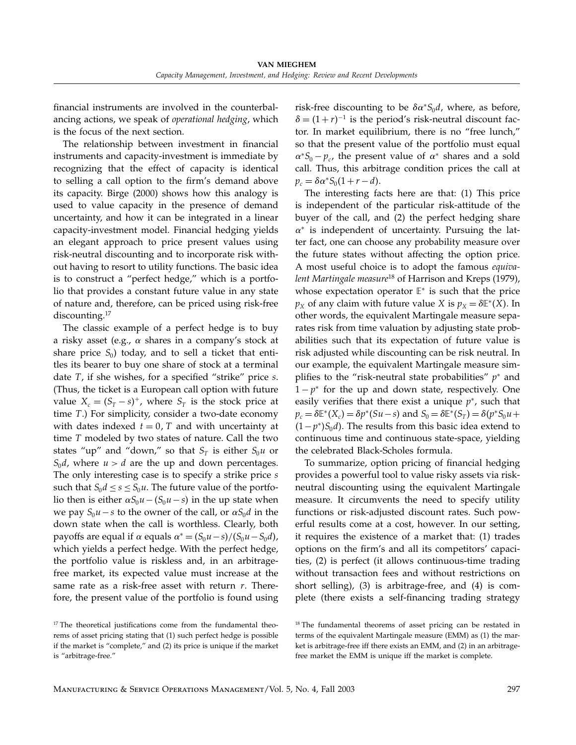financial instruments are involved in the counterbalancing actions, we speak of *operational hedging*, which is the focus of the next section.

The relationship between investment in financial instruments and capacity-investment is immediate by recognizing that the effect of capacity is identical to selling a call option to the firm's demand above its capacity. Birge (2000) shows how this analogy is used to value capacity in the presence of demand uncertainty, and how it can be integrated in a linear capacity-investment model. Financial hedging yields an elegant approach to price present values using risk-neutral discounting and to incorporate risk without having to resort to utility functions. The basic idea is to construct a "perfect hedge," which is a portfolio that provides a constant future value in any state of nature and, therefore, can be priced using risk-free discounting.[17]

The classic example of a perfect hedge is to buy a risky asset (e.g., $\alpha$ shares in a company's stock at share price $S_0$) today, and to sell a ticket that entitles its bearer to buy one share of stock at a terminal date $T$, if she wishes, for a specified "strike" price $s$. (Thus, the ticket is a European call option with future value $X_c = (S_T - s)^+$, where $S_T$ is the stock price at time $T$.) For simplicity, consider a two-date economy with dates indexed $t = 0, T$ and with uncertainty at time $T$ modeled by two states of nature. Call the two states "up" and "down," so that $S_T$ is either $S_0 u$ or $S_0 d$, where $u > d$ are the up and down percentages. The only interesting case is to specify a strike price $s$ such that $S_0 d \leq s \leq S_0 u$. The future value of the portfolio then is either $\alpha S_0 u - (S_0 u - s)$ in the up state when we pay $S_0 u - s$ to the owner of the call, or $\alpha S_0 d$ in the down state when the call is worthless. Clearly, both payoffs are equal if $\alpha$ equals $\alpha^* = (S_0 u - s)/(S_0 u - S_0 d)$, which yields a perfect hedge. With the perfect hedge, the portfolio value is riskless and, in an arbitrage-free market, its expected value must increase at the same rate as a risk-free asset with return $r$. Therefore, the present value of the portfolio is found using risk-free discounting to be $\delta \alpha^* S_0 d$, where, as before, $\delta = (1+r)^{-1}$ is the period's risk-neutral discount factor. In market equilibrium, there is no "free lunch," so that the present value of the portfolio must equal $\alpha^* S_0 - p_c$, the present value of $\alpha^*$ shares and a sold call. Thus, this arbitrage condition prices the call at $p_c = \delta \alpha^* S_0 (1 + r - d)$.

The interesting facts here are that: (1) This price is independent of the particular risk-attitude of the buyer of the call, and (2) the perfect hedging share $\alpha^*$ is independent of uncertainty. Pursuing the latter fact, one can choose any probability measure over the future states without affecting the option price. A most useful choice is to adopt the famous *equivalent Martingale measure*[18] of Harrison and Kreps (1979), whose expectation operator $\mathbb{E}^*$ is such that the price $p_X$ of any claim with future value $X$ is $p_X = \delta \mathbb{E}^*(X)$. In other words, the equivalent Martingale measure separates risk from time valuation by adjusting state probabilities such that its expectation of future value is risk adjusted while discounting can be risk neutral. In our example, the equivalent Martingale measure simplifies to the "risk-neutral state probabilities" $p^*$ and $1 - p^*$ for the up and down state, respectively. One easily verifies that there exist a unique $p^*$, such that $p_c = \delta \mathbb{E}^*(X_c) = \delta p^* (Su - s)$ and $S_0 = \delta \mathbb{E}^*(S_T) = \delta (p^* S_0 u + (1 - p^*) S_0 d)$. The results from this basic idea extend to continuous time and continuous state-space, yielding the celebrated Black-Scholes formula.

To summarize, option pricing of financial hedging provides a powerful tool to value risky assets via risk-neutral discounting using the equivalent Martingale measure. It circumvents the need to specify utility functions or risk-adjusted discount rates. Such powerful results come at a cost, however. In our setting, it requires the existence of a market that: (1) trades options on the firm's and all its competitors' capacities, (2) is perfect (it allows continuous-time trading without transaction fees and without restrictions on short selling), (3) is arbitrage-free, and (4) is complete (there exists a self-financing trading strategy

[17] The theoretical justifications come from the fundamental theorems of asset pricing stating that (1) such perfect hedge is possible if the market is "complete," and (2) its price is unique if the market is "arbitrage-free."

[18] The fundamental theorems of asset pricing can be restated in terms of the equivalent Martingale measure (EMM) as (1) the market is arbitrage-free iff there exists an EMM, and (2) in an arbitrage-free market the EMM is unique iff the market is complete.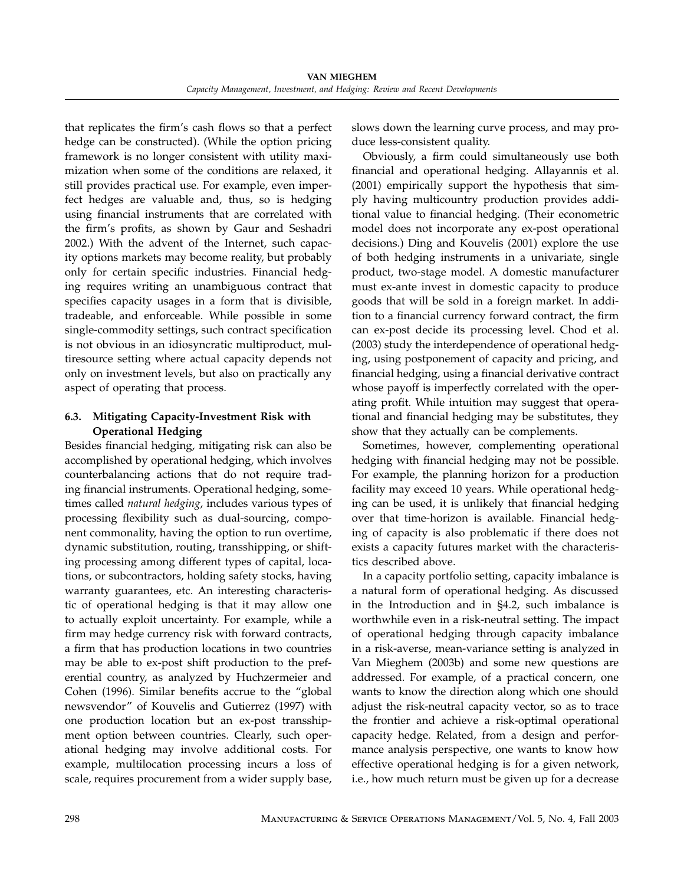that replicates the firm's cash flows so that a perfect hedge can be constructed). (While the option pricing framework is no longer consistent with utility maximization when some of the conditions are relaxed, it still provides practical use. For example, even imperfect hedges are valuable and, thus, so is hedging using financial instruments that are correlated with the firm's profits, as shown by Gaur and Seshadri 2002.) With the advent of the Internet, such capacity options markets may become reality, but probably only for certain specific industries. Financial hedging requires writing an unambiguous contract that specifies capacity usages in a form that is divisible, tradeable, and enforceable. While possible in some single-commodity settings, such contract specification is not obvious in an idiosyncratic multiproduct, multiresource setting where actual capacity depends not only on investment levels, but also on practically any aspect of operating that process.

### 6.3. Mitigating Capacity-Investment Risk with Operational Hedging

Besides financial hedging, mitigating risk can also be accomplished by operational hedging, which involves counterbalancing actions that do not require trading financial instruments. Operational hedging, sometimes called *natural hedging*, includes various types of processing flexibility such as dual-sourcing, component commonality, having the option to run overtime, dynamic substitution, routing, transshipping, or shifting processing among different types of capital, locations, or subcontractors, holding safety stocks, having warranty guarantees, etc. An interesting characteristic of operational hedging is that it may allow one to actually exploit uncertainty. For example, while a firm may hedge currency risk with forward contracts, a firm that has production locations in two countries may be able to ex-post shift production to the preferential country, as analyzed by Huchzermeier and Cohen (1996). Similar benefits accrue to the "global newsvendor" of Kouvelis and Gutierrez (1997) with one production location but an ex-post transshipment option between countries. Clearly, such operational hedging may involve additional costs. For example, multilocation processing incurs a loss of scale, requires procurement from a wider supply base, slows down the learning curve process, and may produce less-consistent quality.

Obviously, a firm could simultaneously use both financial and operational hedging. Allayannis et al. (2001) empirically support the hypothesis that simply having multicountry production provides additional value to financial hedging. (Their econometric model does not incorporate any ex-post operational decisions.) Ding and Kouvelis (2001) explore the use of both hedging instruments in a univariate, single product, two-stage model. A domestic manufacturer must ex-ante invest in domestic capacity to produce goods that will be sold in a foreign market. In addition to a financial currency forward contract, the firm can ex-post decide its processing level. Chod et al. (2003) study the interdependence of operational hedging, using postponement of capacity and pricing, and financial hedging, using a financial derivative contract whose payoff is imperfectly correlated with the operating profit. While intuition may suggest that operational and financial hedging may be substitutes, they show that they actually can be complements.

Sometimes, however, complementing operational hedging with financial hedging may not be possible. For example, the planning horizon for a production facility may exceed 10 years. While operational hedging can be used, it is unlikely that financial hedging over that time-horizon is available. Financial hedging of capacity is also problematic if there does not exists a capacity futures market with the characteristics described above.

In a capacity portfolio setting, capacity imbalance is a natural form of operational hedging. As discussed in the Introduction and in §4.2, such imbalance is worthwhile even in a risk-neutral setting. The impact of operational hedging through capacity imbalance in a risk-averse, mean-variance setting is analyzed in Van Mieghem (2003b) and some new questions are addressed. For example, of a practical concern, one wants to know the direction along which one should adjust the risk-neutral capacity vector, so as to trace the frontier and achieve a risk-optimal operational capacity hedge. Related, from a design and performance analysis perspective, one wants to know how effective operational hedging is for a given network, i.e., how much return must be given up for a decrease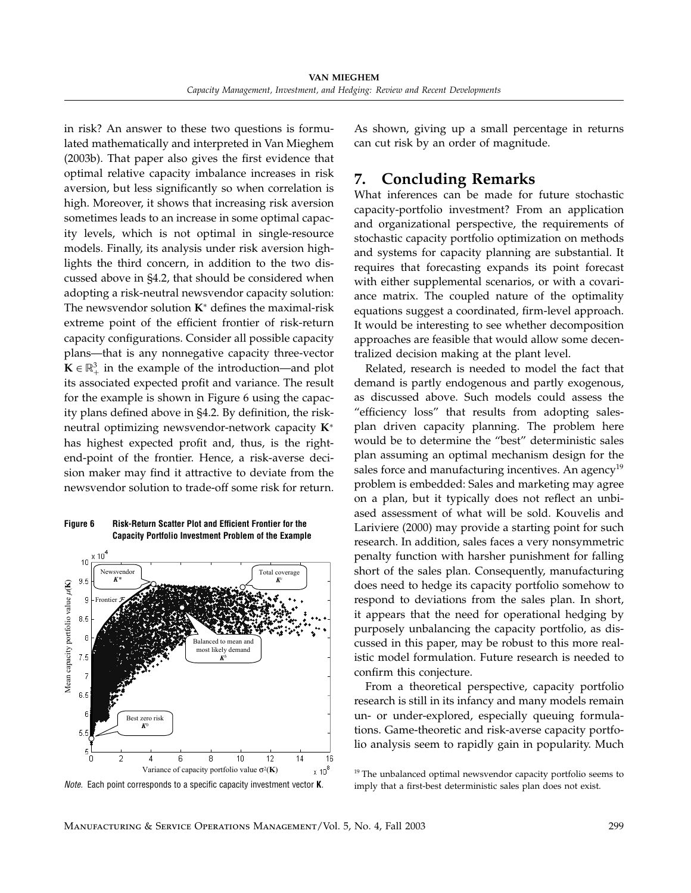in risk? An answer to these two questions is formulated mathematically and interpreted in Van Mieghem (2003b). That paper also gives the first evidence that optimal relative capacity imbalance increases in risk aversion, but less significantly so when correlation is high. Moreover, it shows that increasing risk aversion sometimes leads to an increase in some optimal capacity levels, which is not optimal in single-resource models. Finally, its analysis under risk aversion highlights the third concern, in addition to the two discussed above in §4.2, that should be considered when adopting a risk-neutral newsvendor capacity solution: The newsvendor solution $\mathbf{K}^*$ defines the maximal-risk extreme point of the efficient frontier of risk-return capacity configurations. Consider all possible capacity plans—that is any nonnegative capacity three-vector $\mathbf{K} \in \mathbb{R}^3_+$ in the example of the introduction—and plot its associated expected profit and variance. The result for the example is shown in Figure 6 using the capacity plans defined above in §4.2. By definition, the risk-neutral optimizing newsvendor-network capacity $\mathbf{K}^*$ has highest expected profit and, thus, is the right-end-point of the frontier. Hence, a risk-averse decision maker may find it attractive to deviate from the newsvendor solution to trade-off some risk for return.

**Figure 6 Risk-Return Scatter Plot and Efficient Frontier for the Capacity Portfolio Investment Problem of the Example**

x 10^4
10
9.5
9
8.5
8
7.5
7
6.5
6
5.5
5
Mean capacity portfolio value $\mu(\mathbf{K})$
Newsvendor $\mathbf{K}^*$
Total coverage $\mathbf{K}^c$
Frontier $\mathcal{F}$
Balanced to mean and most likely demand $\mathbf{K}^b$
Best zero risk $\mathbf{K}^0$
0 2 4 6 8 10 12 14 16
Variance of capacity portfolio value $\sigma^2(\mathbf{K})$
x 10^8

*Note.* Each point corresponds to a specific capacity investment vector $\mathbf{K}$.

As shown, giving up a small percentage in returns can cut risk by an order of magnitude.

## 7. Concluding Remarks

What inferences can be made for future stochastic capacity-portfolio investment? From an application and organizational perspective, the requirements of stochastic capacity portfolio optimization on methods and systems for capacity planning are substantial. It requires that forecasting expands its point forecast with either supplemental scenarios, or with a covariance matrix. The coupled nature of the optimality equations suggest a coordinated, firm-level approach. It would be interesting to see whether decomposition approaches are feasible that would allow some decentralized decision making at the plant level.

Related, research is needed to model the fact that demand is partly endogenous and partly exogenous, as discussed above. Such models could assess the "efficiency loss" that results from adopting sales-plan driven capacity planning. The problem here would be to determine the "best" deterministic sales plan assuming an optimal mechanism design for the sales force and manufacturing incentives. An agency[19] problem is embedded: Sales and marketing may agree on a plan, but it typically does not reflect an unbiased assessment of what will be sold. Kouvelis and Lariviere (2000) may provide a starting point for such research. In addition, sales faces a very nonsymmetric penalty function with harsher punishment for falling short of the sales plan. Consequently, manufacturing does need to hedge its capacity portfolio somehow to respond to deviations from the sales plan. In short, it appears that the need for operational hedging by purposely unbalancing the capacity portfolio, as discussed in this paper, may be robust to this more realistic model formulation. Future research is needed to confirm this conjecture.

From a theoretical perspective, capacity portfolio research is still in its infancy and many models remain un- or under-explored, especially queuing formulations. Game-theoretic and risk-averse capacity portfolio analysis seem to rapidly gain in popularity. Much

[19] The unbalanced optimal newsvendor capacity portfolio seems to imply that a first-best deterministic sales plan does not exist.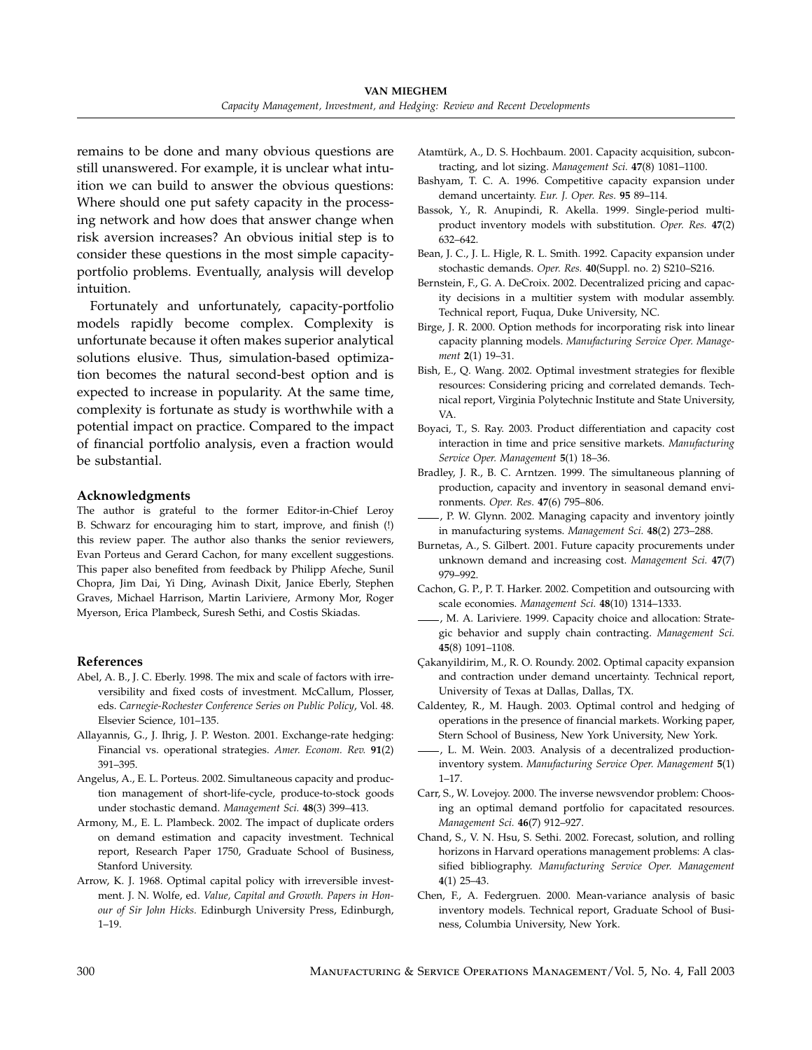remains to be done and many obvious questions are still unanswered. For example, it is unclear what intuition we can build to answer the obvious questions: Where should one put safety capacity in the processing network and how does that answer change when risk aversion increases? An obvious initial step is to consider these questions in the most simple capacity-portfolio problems. Eventually, analysis will develop intuition.

Fortunately and unfortunately, capacity-portfolio models rapidly become complex. Complexity is unfortunate because it often makes superior analytical solutions elusive. Thus, simulation-based optimization becomes the natural second-best option and is expected to increase in popularity. At the same time, complexity is fortunate as study is worthwhile with a potential impact on practice. Compared to the impact of financial portfolio analysis, even a fraction would be substantial.

### Acknowledgments

The author is grateful to the former Editor-in-Chief Leroy B. Schwarz for encouraging him to start, improve, and finish (!) this review paper. The author also thanks the senior reviewers, Evan Porteus and Gerard Cachon, for many excellent suggestions. This paper also benefited from feedback by Philipp Afeche, Sunil Chopra, Jim Dai, Yi Ding, Avinash Dixit, Janice Eberly, Stephen Graves, Michael Harrison, Martin Lariviere, Armony Mor, Roger Myerson, Erica Plambeck, Suresh Sethi, and Costis Skiadas.

### References

Abel, A. B., J. C. Eberly. 1998. The mix and scale of factors with irreversibility and fixed costs of investment. McCallum, Plosser, eds. *Carnegie-Rochester Conference Series on Public Policy*, Vol. 48. Elsevier Science, 101–135.

Allayannis, G., J. Ihrig, J. P. Weston. 2001. Exchange-rate hedging: Financial vs. operational strategies. *Amer. Econom. Rev.* **91**(2) 391–395.

Angelus, A., E. L. Porteus. 2002. Simultaneous capacity and production management of short-life-cycle, produce-to-stock goods under stochastic demand. *Management Sci.* **48**(3) 399–413.

Armony, M., E. L. Plambeck. 2002. The impact of duplicate orders on demand estimation and capacity investment. Technical report, Research Paper 1750, Graduate School of Business, Stanford University.

Arrow, K. J. 1968. Optimal capital policy with irreversible investment. J. N. Wolfe, ed. *Value, Capital and Growth. Papers in Honour of Sir John Hicks.* Edinburgh University Press, Edinburgh, 1–19.

Atamtürk, A., D. S. Hochbaum. 2001. Capacity acquisition, subcontracting, and lot sizing. *Management Sci.* **47**(8) 1081–1100.

Bashyam, T. C. A. 1996. Competitive capacity expansion under demand uncertainty. *Eur. J. Oper. Res.* **95** 89–114.

Bassok, Y., R. Anupindi, R. Akella. 1999. Single-period multiproduct inventory models with substitution. *Oper. Res.* **47**(2) 632–642.

Bean, J. C., J. L. Higle, R. L. Smith. 1992. Capacity expansion under stochastic demands. *Oper. Res.* **40**(Suppl. no. 2) S210–S216.

Bernstein, F., G. A. DeCroix. 2002. Decentralized pricing and capacity decisions in a multitier system with modular assembly. Technical report, Fuqua, Duke University, NC.

Birge, J. R. 2000. Option methods for incorporating risk into linear capacity planning models. *Manufacturing Service Oper. Management* **2**(1) 19–31.

Bish, E., Q. Wang. 2002. Optimal investment strategies for flexible resources: Considering pricing and correlated demands. Technical report, Virginia Polytechnic Institute and State University, VA.

Boyaci, T., S. Ray. 2003. Product differentiation and capacity cost interaction in time and price sensitive markets. *Manufacturing Service Oper. Management* **5**(1) 18–36.

Bradley, J. R., B. C. Arntzen. 1999. The simultaneous planning of production, capacity and inventory in seasonal demand environments. *Oper. Res.* **47**(6) 795–806.

——, P. W. Glynn. 2002. Managing capacity and inventory jointly in manufacturing systems. *Management Sci.* **48**(2) 273–288.

Burnetas, A., S. Gilbert. 2001. Future capacity procurements under unknown demand and increasing cost. *Management Sci.* **47**(7) 979–992.

Cachon, G. P., P. T. Harker. 2002. Competition and outsourcing with scale economies. *Management Sci.* **48**(10) 1314–1333.

——, M. A. Lariviere. 1999. Capacity choice and allocation: Strategic behavior and supply chain contracting. *Management Sci.* **45**(8) 1091–1108.

Çakanyildirim, M., R. O. Roundy. 2002. Optimal capacity expansion and contraction under demand uncertainty. Technical report, University of Texas at Dallas, Dallas, TX.

Caldentey, R., M. Haugh. 2003. Optimal control and hedging of operations in the presence of financial markets. Working paper, Stern School of Business, New York University, New York.

——, L. M. Wein. 2003. Analysis of a decentralized production-inventory system. *Manufacturing Service Oper. Management* **5**(1) 1–17.

Carr, S., W. Lovejoy. 2000. The inverse newsvendor problem: Choosing an optimal demand portfolio for capacitated resources. *Management Sci.* **46**(7) 912–927.

Chand, S., V. N. Hsu, S. Sethi. 2002. Forecast, solution, and rolling horizons in Harvard operations management problems: A classified bibliography. *Manufacturing Service Oper. Management* **4**(1) 25–43.

Chen, F., A. Federgruen. 2000. Mean-variance analysis of basic inventory models. Technical report, Graduate School of Business, Columbia University, New York.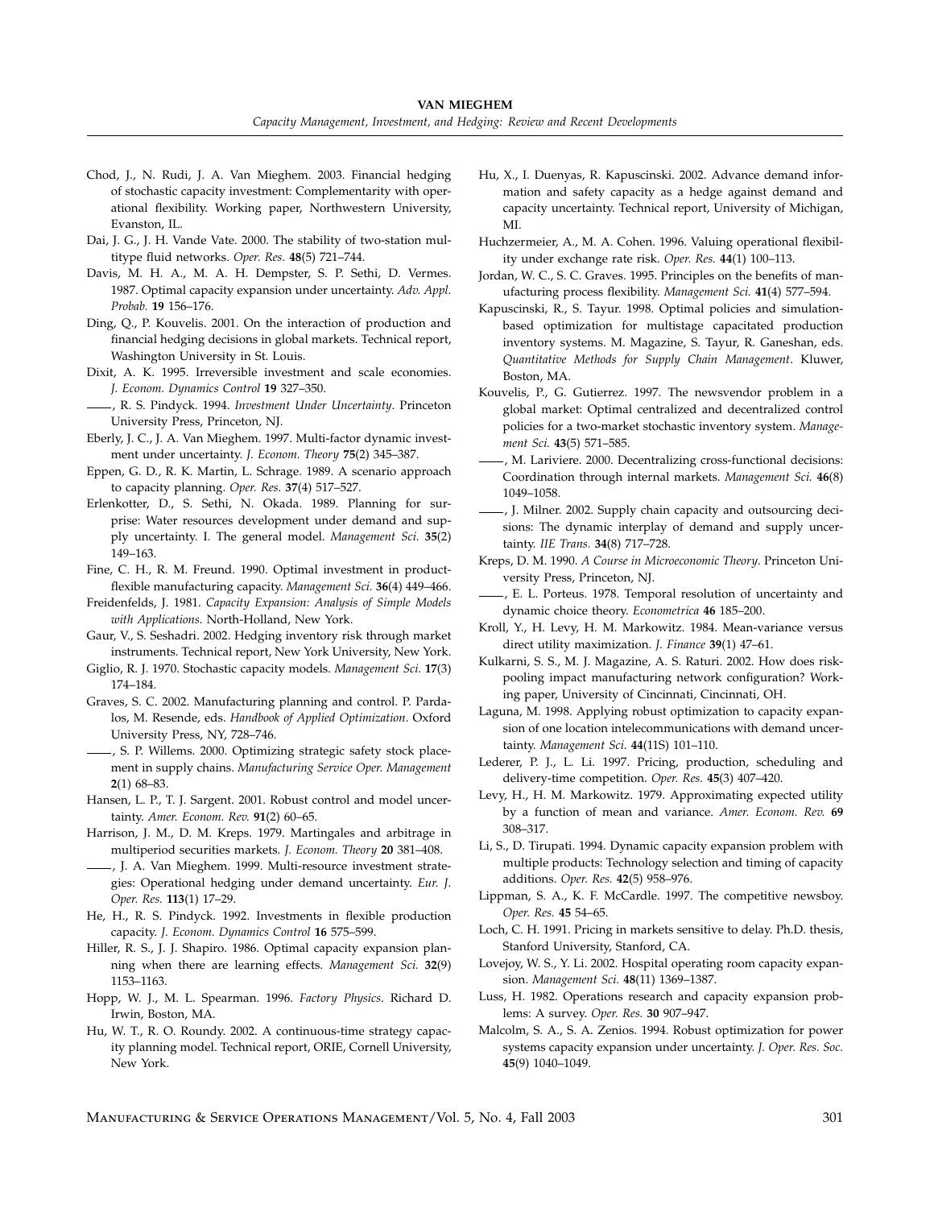Chod, J., N. Rudi, J. A. Van Mieghem. 2003. Financial hedging of stochastic capacity investment: Complementarity with operational flexibility. Working paper, Northwestern University, Evanston, IL.

Dai, J. G., J. H. Vande Vate. 2000. The stability of two-station multitype fluid networks. *Oper. Res.* **48**(5) 721–744.

Davis, M. H. A., M. A. H. Dempster, S. P. Sethi, D. Vermes. 1987. Optimal capacity expansion under uncertainty. *Adv. Appl. Probab.* **19** 156–176.

Ding, Q., P. Kouvelis. 2001. On the interaction of production and financial hedging decisions in global markets. Technical report, Washington University in St. Louis.

Dixit, A. K. 1995. Irreversible investment and scale economies. *J. Econom. Dynamics Control* **19** 327–350.

——, R. S. Pindyck. 1994. *Investment Under Uncertainty*. Princeton University Press, Princeton, NJ.

Eberly, J. C., J. A. Van Mieghem. 1997. Multi-factor dynamic investment under uncertainty. *J. Econom. Theory* **75**(2) 345–387.

Eppen, G. D., R. K. Martin, L. Schrage. 1989. A scenario approach to capacity planning. *Oper. Res.* **37**(4) 517–527.

Erlenkotter, D., S. Sethi, N. Okada. 1989. Planning for surprise: Water resources development under demand and supply uncertainty. I. The general model. *Management Sci.* **35**(2) 149–163.

Fine, C. H., R. M. Freund. 1990. Optimal investment in product-flexible manufacturing capacity. *Management Sci.* **36**(4) 449–466.

Freidenfelds, J. 1981. *Capacity Expansion: Analysis of Simple Models with Applications*. North-Holland, New York.

Gaur, V., S. Seshadri. 2002. Hedging inventory risk through market instruments. Technical report, New York University, New York.

Giglio, R. J. 1970. Stochastic capacity models. *Management Sci.* **17**(3) 174–184.

Graves, S. C. 2002. Manufacturing planning and control. P. Pardalos, M. Resende, eds. *Handbook of Applied Optimization*. Oxford University Press, NY, 728–746.

——, S. P. Willems. 2000. Optimizing strategic safety stock placement in supply chains. *Manufacturing Service Oper. Management* **2**(1) 68–83.

Hansen, L. P., T. J. Sargent. 2001. Robust control and model uncertainty. *Amer. Econom. Rev.* **91**(2) 60–65.

Harrison, J. M., D. M. Kreps. 1979. Martingales and arbitrage in multiperiod securities markets. *J. Econom. Theory* **20** 381–408.

——, J. A. Van Mieghem. 1999. Multi-resource investment strategies: Operational hedging under demand uncertainty. *Eur. J. Oper. Res.* **113**(1) 17–29.

He, H., R. S. Pindyck. 1992. Investments in flexible production capacity. *J. Econom. Dynamics Control* **16** 575–599.

Hiller, R. S., J. J. Shapiro. 1986. Optimal capacity expansion planning when there are learning effects. *Management Sci.* **32**(9) 1153–1163.

Hopp, W. J., M. L. Spearman. 1996. *Factory Physics*. Richard D. Irwin, Boston, MA.

Hu, W. T., R. O. Roundy. 2002. A continuous-time strategy capacity planning model. Technical report, ORIE, Cornell University, New York.

Hu, X., I. Duenyas, R. Kapuscinski. 2002. Advance demand information and safety capacity as a hedge against demand and capacity uncertainty. Technical report, University of Michigan, MI.

Huchzermeier, A., M. A. Cohen. 1996. Valuing operational flexibility under exchange rate risk. *Oper. Res.* **44**(1) 100–113.

Jordan, W. C., S. C. Graves. 1995. Principles on the benefits of manufacturing process flexibility. *Management Sci.* **41**(4) 577–594.

Kapuscinski, R., S. Tayur. 1998. Optimal policies and simulation-based optimization for multistage capacitated production inventory systems. M. Magazine, S. Tayur, R. Ganeshan, eds. *Quantitative Methods for Supply Chain Management*. Kluwer, Boston, MA.

Kouvelis, P., G. Gutierrez. 1997. The newsvendor problem in a global market: Optimal centralized and decentralized control policies for a two-market stochastic inventory system. *Management Sci.* **43**(5) 571–585.

——, M. Lariviere. 2000. Decentralizing cross-functional decisions: Coordination through internal markets. *Management Sci.* **46**(8) 1049–1058.

——, J. Milner. 2002. Supply chain capacity and outsourcing decisions: The dynamic interplay of demand and supply uncertainty. *IIE Trans.* **34**(8) 717–728.

Kreps, D. M. 1990. *A Course in Microeconomic Theory*. Princeton University Press, Princeton, NJ.

——, E. L. Porteus. 1978. Temporal resolution of uncertainty and dynamic choice theory. *Econometrica* **46** 185–200.

Kroll, Y., H. Levy, H. M. Markowitz. 1984. Mean-variance versus direct utility maximization. *J. Finance* **39**(1) 47–61.

Kulkarni, S. S., M. J. Magazine, A. S. Raturi. 2002. How does risk-pooling impact manufacturing network configuration? Working paper, University of Cincinnati, Cincinnati, OH.

Laguna, M. 1998. Applying robust optimization to capacity expansion of one location intelecommunications with demand uncertainty. *Management Sci.* **44**(11S) 101–110.

Lederer, P. J., L. Li. 1997. Pricing, production, scheduling and delivery-time competition. *Oper. Res.* **45**(3) 407–420.

Levy, H., H. M. Markowitz. 1979. Approximating expected utility by a function of mean and variance. *Amer. Econom. Rev.* **69** 308–317.

Li, S., D. Tirupati. 1994. Dynamic capacity expansion problem with multiple products: Technology selection and timing of capacity additions. *Oper. Res.* **42**(5) 958–976.

Lippman, S. A., K. F. McCardle. 1997. The competitive newsboy. *Oper. Res.* **45** 54–65.

Loch, C. H. 1991. Pricing in markets sensitive to delay. Ph.D. thesis, Stanford University, Stanford, CA.

Lovejoy, W. S., Y. Li. 2002. Hospital operating room capacity expansion. *Management Sci.* **48**(11) 1369–1387.

Luss, H. 1982. Operations research and capacity expansion problems: A survey. *Oper. Res.* **30** 907–947.

Malcolm, S. A., S. A. Zenios. 1994. Robust optimization for power systems capacity expansion under uncertainty. *J. Oper. Res. Soc.* **45**(9) 1040–1049.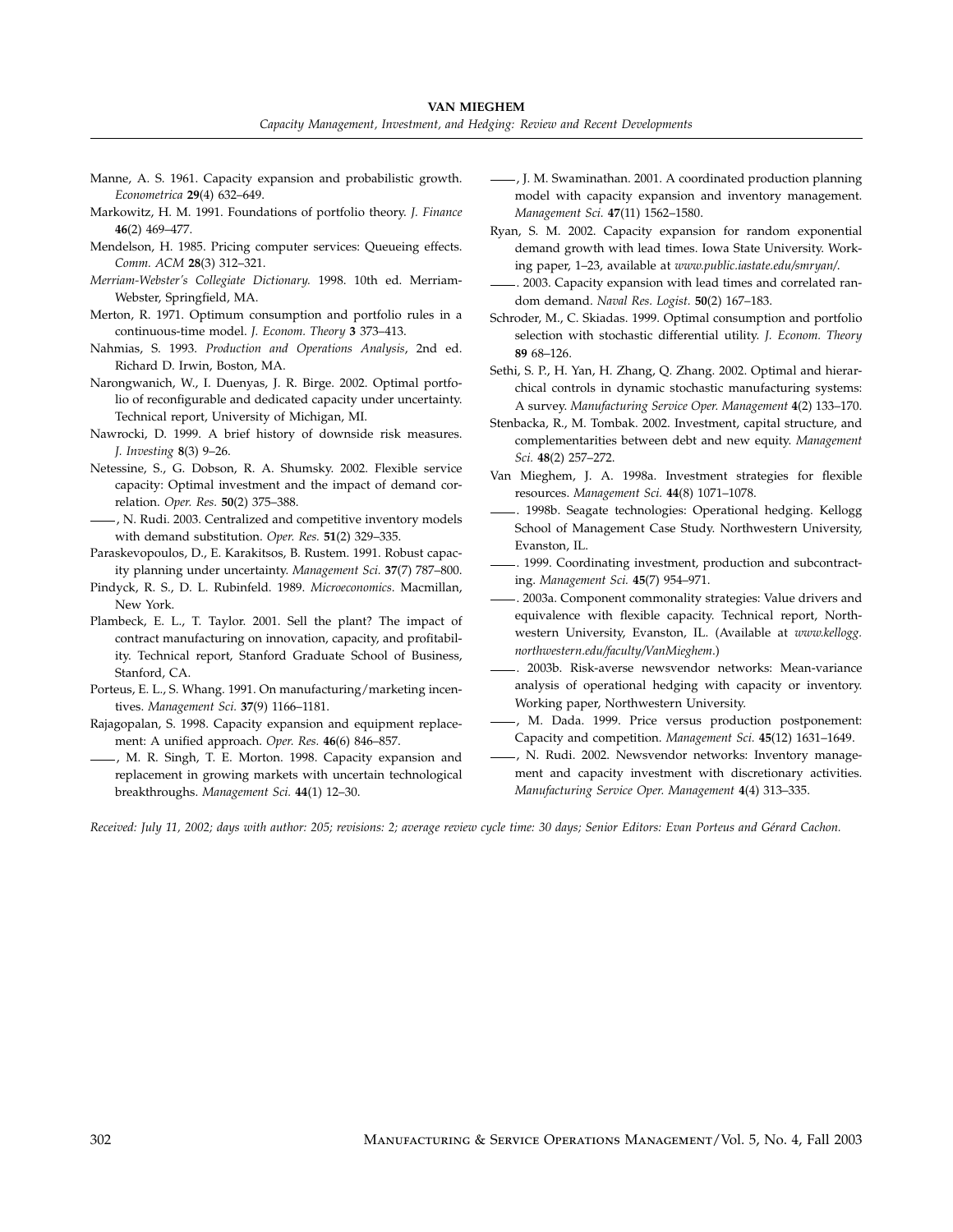Manne, A. S. 1961. Capacity expansion and probabilistic growth. *Econometrica* **29**(4) 632–649.

Markowitz, H. M. 1991. Foundations of portfolio theory. *J. Finance* **46**(2) 469–477.

Mendelson, H. 1985. Pricing computer services: Queueing effects. *Comm. ACM* **28**(3) 312–321.

*Merriam-Webster's Collegiate Dictionary.* 1998. 10th ed. Merriam-Webster, Springfield, MA.

Merton, R. 1971. Optimum consumption and portfolio rules in a continuous-time model. *J. Econom. Theory* **3** 373–413.

Nahmias, S. 1993. *Production and Operations Analysis*, 2nd ed. Richard D. Irwin, Boston, MA.

Narongwanich, W., I. Duenyas, J. R. Birge. 2002. Optimal portfolio of reconfigurable and dedicated capacity under uncertainty. Technical report, University of Michigan, MI.

Nawrocki, D. 1999. A brief history of downside risk measures. *J. Investing* **8**(3) 9–26.

Netessine, S., G. Dobson, R. A. Shumsky. 2002. Flexible service capacity: Optimal investment and the impact of demand correlation. *Oper. Res.* **50**(2) 375–388.

——, N. Rudi. 2003. Centralized and competitive inventory models with demand substitution. *Oper. Res.* **51**(2) 329–335.

Paraskevopoulos, D., E. Karakitsos, B. Rustem. 1991. Robust capacity planning under uncertainty. *Management Sci.* **37**(7) 787–800.

Pindyck, R. S., D. L. Rubinfeld. 1989. *Microeconomics.* Macmillan, New York.

Plambeck, E. L., T. Taylor. 2001. Sell the plant? The impact of contract manufacturing on innovation, capacity, and profitability. Technical report, Stanford Graduate School of Business, Stanford, CA.

Porteus, E. L., S. Whang. 1991. On manufacturing/marketing incentives. *Management Sci.* **37**(9) 1166–1181.

Rajagopalan, S. 1998. Capacity expansion and equipment replacement: A unified approach. *Oper. Res.* **46**(6) 846–857.

——, M. R. Singh, T. E. Morton. 1998. Capacity expansion and replacement in growing markets with uncertain technological breakthroughs. *Management Sci.* **44**(1) 12–30.

——, J. M. Swaminathan. 2001. A coordinated production planning model with capacity expansion and inventory management. *Management Sci.* **47**(11) 1562–1580.

Ryan, S. M. 2002. Capacity expansion for random exponential demand growth with lead times. Iowa State University. Working paper, 1–23, available at *www.public.iastate.edu/smryan/.*

——. 2003. Capacity expansion with lead times and correlated random demand. *Naval Res. Logist.* **50**(2) 167–183.

Schroder, M., C. Skiadas. 1999. Optimal consumption and portfolio selection with stochastic differential utility. *J. Econom. Theory* **89** 68–126.

Sethi, S. P., H. Yan, H. Zhang, Q. Zhang. 2002. Optimal and hierarchical controls in dynamic stochastic manufacturing systems: A survey. *Manufacturing Service Oper. Management* **4**(2) 133–170.

Stenbacka, R., M. Tombak. 2002. Investment, capital structure, and complementarities between debt and new equity. *Management Sci.* **48**(2) 257–272.

Van Mieghem, J. A. 1998a. Investment strategies for flexible resources. *Management Sci.* **44**(8) 1071–1078.

——. 1998b. Seagate technologies: Operational hedging. Kellogg School of Management Case Study. Northwestern University, Evanston, IL.

——. 1999. Coordinating investment, production and subcontracting. *Management Sci.* **45**(7) 954–971.

——. 2003a. Component commonality strategies: Value drivers and equivalence with flexible capacity. Technical report, Northwestern University, Evanston, IL. (Available at *www.kellogg.northwestern.edu/faculty/VanMieghem.*)

——. 2003b. Risk-averse newsvendor networks: Mean-variance analysis of operational hedging with capacity or inventory. Working paper, Northwestern University.

——, M. Dada. 1999. Price versus production postponement: Capacity and competition. *Management Sci.* **45**(12) 1631–1649.

——, N. Rudi. 2002. Newsvendor networks: Inventory management and capacity investment with discretionary activities. *Manufacturing Service Oper. Management* **4**(4) 313–335.

*Received: July 11, 2002; days with author: 205; revisions: 2; average review cycle time: 30 days; Senior Editors: Evan Porteus and Gérard Cachon.*